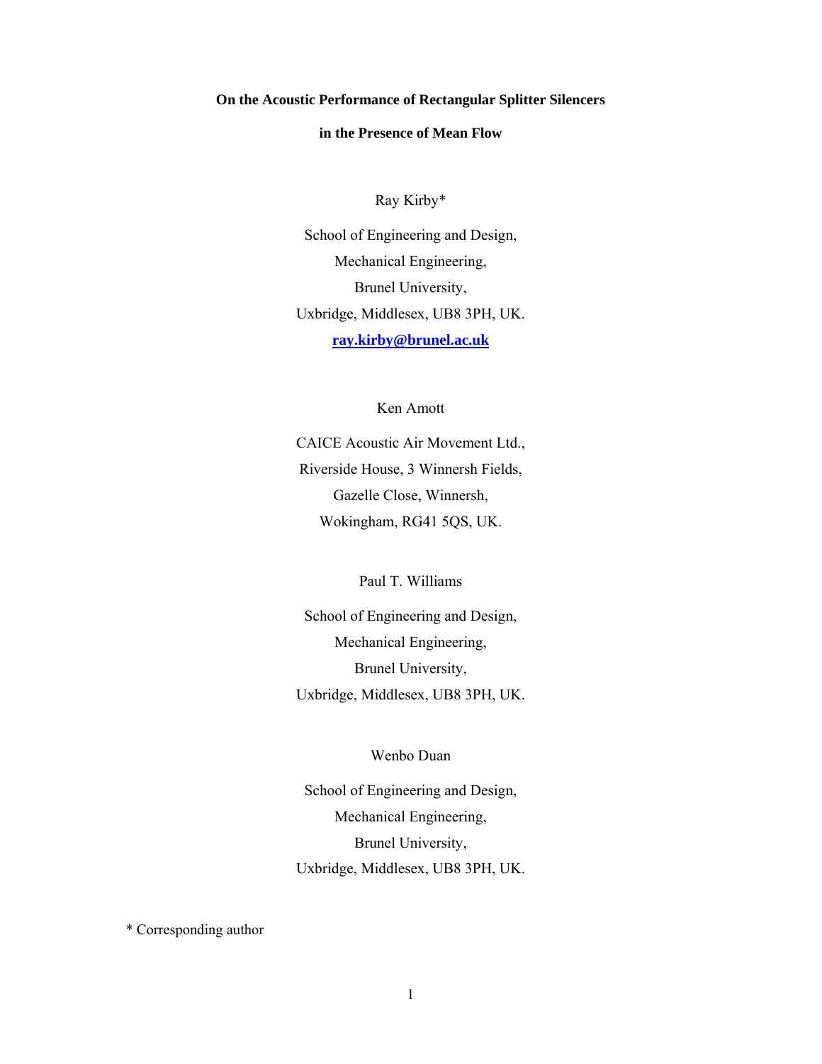# On the Acoustic Performance of Rectangular Splitter Silencers in the Presence of Mean Flow

Ray Kirby*

School of Engineering and Design,
Mechanical Engineering,
Brunel University,
Uxbridge, Middlesex, UB8 3PH, UK.
**ray.kirby@brunel.ac.uk**

Ken Amott

CAICE Acoustic Air Movement Ltd.,
Riverside House, 3 Winnersh Fields,
Gazelle Close, Winnersh,
Wokingham, RG41 5QS, UK.

Paul T. Williams

School of Engineering and Design,
Mechanical Engineering,
Brunel University,
Uxbridge, Middlesex, UB8 3PH, UK.

Wenbo Duan

School of Engineering and Design,
Mechanical Engineering,
Brunel University,
Uxbridge, Middlesex, UB8 3PH, UK.

* Corresponding author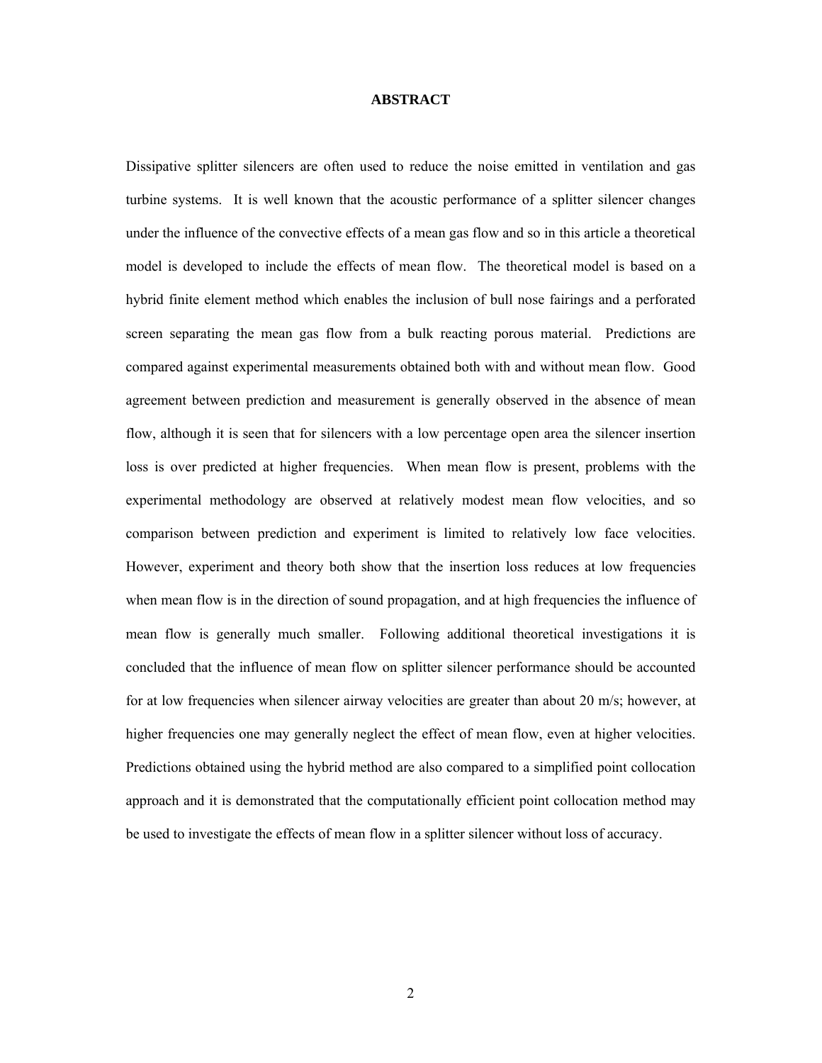# ABSTRACT

Dissipative splitter silencers are often used to reduce the noise emitted in ventilation and gas turbine systems. It is well known that the acoustic performance of a splitter silencer changes under the influence of the convective effects of a mean gas flow and so in this article a theoretical model is developed to include the effects of mean flow. The theoretical model is based on a hybrid finite element method which enables the inclusion of bull nose fairings and a perforated screen separating the mean gas flow from a bulk reacting porous material. Predictions are compared against experimental measurements obtained both with and without mean flow. Good agreement between prediction and measurement is generally observed in the absence of mean flow, although it is seen that for silencers with a low percentage open area the silencer insertion loss is over predicted at higher frequencies. When mean flow is present, problems with the experimental methodology are observed at relatively modest mean flow velocities, and so comparison between prediction and experiment is limited to relatively low face velocities. However, experiment and theory both show that the insertion loss reduces at low frequencies when mean flow is in the direction of sound propagation, and at high frequencies the influence of mean flow is generally much smaller. Following additional theoretical investigations it is concluded that the influence of mean flow on splitter silencer performance should be accounted for at low frequencies when silencer airway velocities are greater than about 20 m/s; however, at higher frequencies one may generally neglect the effect of mean flow, even at higher velocities. Predictions obtained using the hybrid method are also compared to a simplified point collocation approach and it is demonstrated that the computationally efficient point collocation method may be used to investigate the effects of mean flow in a splitter silencer without loss of accuracy.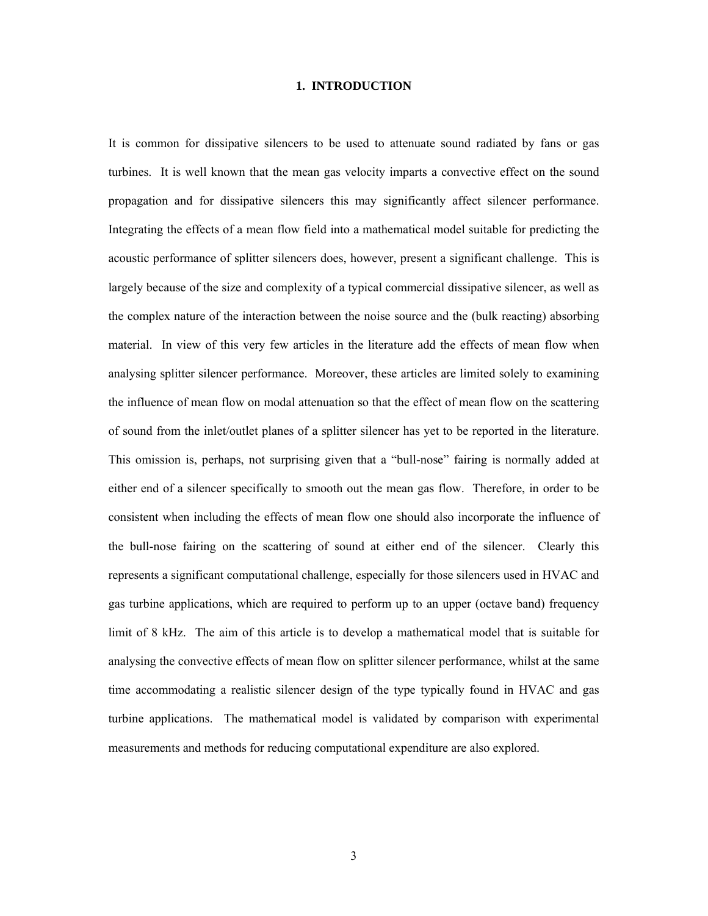# 1. INTRODUCTION

It is common for dissipative silencers to be used to attenuate sound radiated by fans or gas turbines. It is well known that the mean gas velocity imparts a convective effect on the sound propagation and for dissipative silencers this may significantly affect silencer performance. Integrating the effects of a mean flow field into a mathematical model suitable for predicting the acoustic performance of splitter silencers does, however, present a significant challenge. This is largely because of the size and complexity of a typical commercial dissipative silencer, as well as the complex nature of the interaction between the noise source and the (bulk reacting) absorbing material. In view of this very few articles in the literature add the effects of mean flow when analysing splitter silencer performance. Moreover, these articles are limited solely to examining the influence of mean flow on modal attenuation so that the effect of mean flow on the scattering of sound from the inlet/outlet planes of a splitter silencer has yet to be reported in the literature. This omission is, perhaps, not surprising given that a "bull-nose" fairing is normally added at either end of a silencer specifically to smooth out the mean gas flow. Therefore, in order to be consistent when including the effects of mean flow one should also incorporate the influence of the bull-nose fairing on the scattering of sound at either end of the silencer. Clearly this represents a significant computational challenge, especially for those silencers used in HVAC and gas turbine applications, which are required to perform up to an upper (octave band) frequency limit of 8 kHz. The aim of this article is to develop a mathematical model that is suitable for analysing the convective effects of mean flow on splitter silencer performance, whilst at the same time accommodating a realistic silencer design of the type typically found in HVAC and gas turbine applications. The mathematical model is validated by comparison with experimental measurements and methods for reducing computational expenditure are also explored.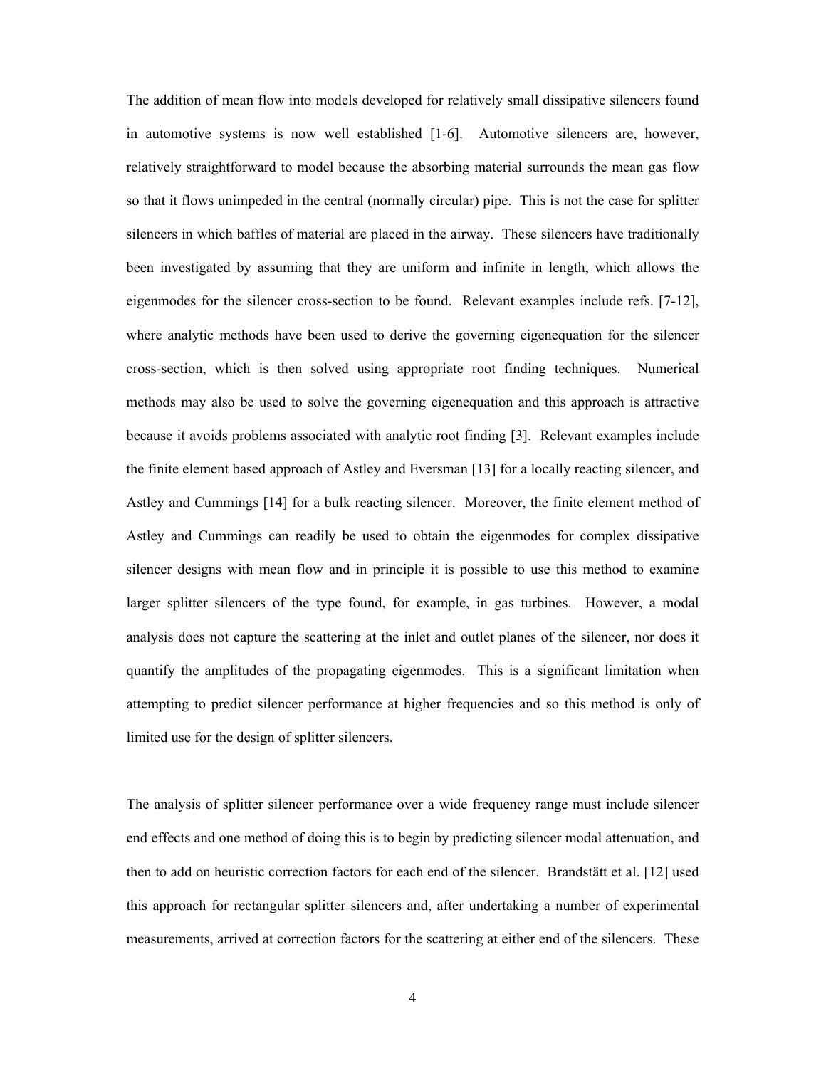The addition of mean flow into models developed for relatively small dissipative silencers found in automotive systems is now well established [1-6]. Automotive silencers are, however, relatively straightforward to model because the absorbing material surrounds the mean gas flow so that it flows unimpeded in the central (normally circular) pipe. This is not the case for splitter silencers in which baffles of material are placed in the airway. These silencers have traditionally been investigated by assuming that they are uniform and infinite in length, which allows the eigenmodes for the silencer cross-section to be found. Relevant examples include refs. [7-12], where analytic methods have been used to derive the governing eigenequation for the silencer cross-section, which is then solved using appropriate root finding techniques. Numerical methods may also be used to solve the governing eigenequation and this approach is attractive because it avoids problems associated with analytic root finding [3]. Relevant examples include the finite element based approach of Astley and Eversman [13] for a locally reacting silencer, and Astley and Cummings [14] for a bulk reacting silencer. Moreover, the finite element method of Astley and Cummings can readily be used to obtain the eigenmodes for complex dissipative silencer designs with mean flow and in principle it is possible to use this method to examine larger splitter silencers of the type found, for example, in gas turbines. However, a modal analysis does not capture the scattering at the inlet and outlet planes of the silencer, nor does it quantify the amplitudes of the propagating eigenmodes. This is a significant limitation when attempting to predict silencer performance at higher frequencies and so this method is only of limited use for the design of splitter silencers.

The analysis of splitter silencer performance over a wide frequency range must include silencer end effects and one method of doing this is to begin by predicting silencer modal attenuation, and then to add on heuristic correction factors for each end of the silencer. Brandstätt et al. [12] used this approach for rectangular splitter silencers and, after undertaking a number of experimental measurements, arrived at correction factors for the scattering at either end of the silencers. These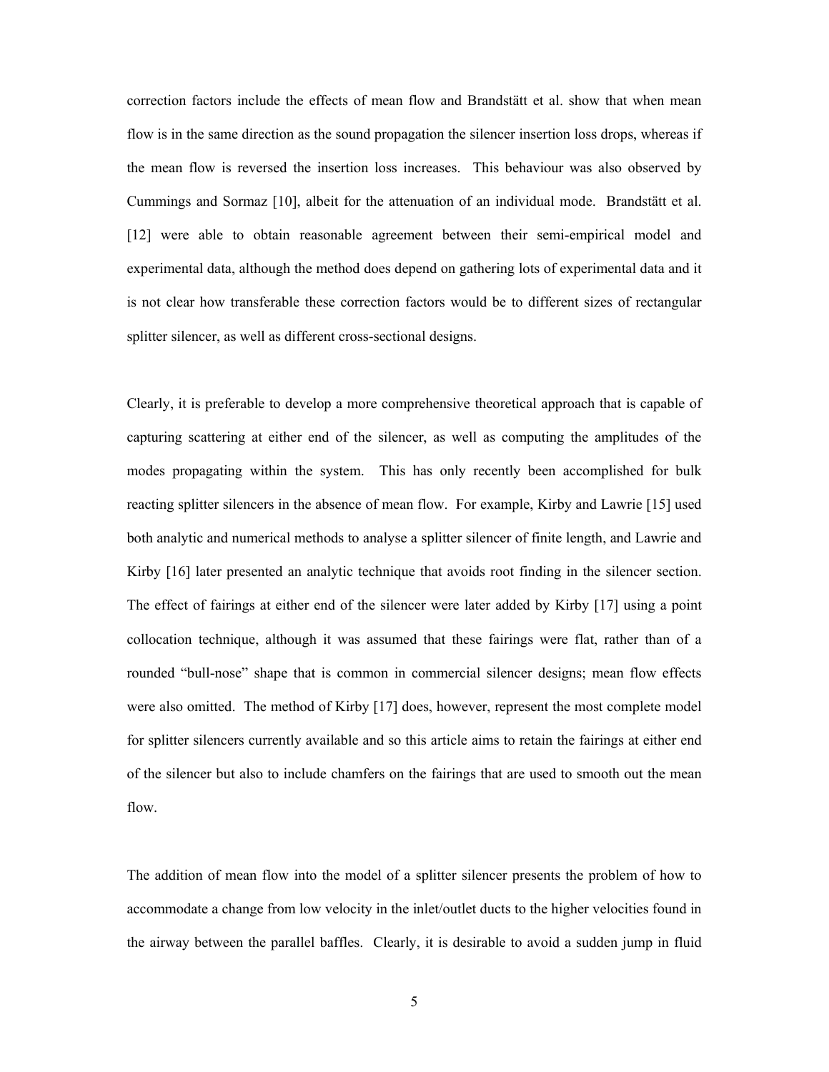correction factors include the effects of mean flow and Brandstätt et al. show that when mean flow is in the same direction as the sound propagation the silencer insertion loss drops, whereas if the mean flow is reversed the insertion loss increases. This behaviour was also observed by Cummings and Sormaz [10], albeit for the attenuation of an individual mode. Brandstätt et al. [12] were able to obtain reasonable agreement between their semi-empirical model and experimental data, although the method does depend on gathering lots of experimental data and it is not clear how transferable these correction factors would be to different sizes of rectangular splitter silencer, as well as different cross-sectional designs.

Clearly, it is preferable to develop a more comprehensive theoretical approach that is capable of capturing scattering at either end of the silencer, as well as computing the amplitudes of the modes propagating within the system. This has only recently been accomplished for bulk reacting splitter silencers in the absence of mean flow. For example, Kirby and Lawrie [15] used both analytic and numerical methods to analyse a splitter silencer of finite length, and Lawrie and Kirby [16] later presented an analytic technique that avoids root finding in the silencer section. The effect of fairings at either end of the silencer were later added by Kirby [17] using a point collocation technique, although it was assumed that these fairings were flat, rather than of a rounded "bull-nose" shape that is common in commercial silencer designs; mean flow effects were also omitted. The method of Kirby [17] does, however, represent the most complete model for splitter silencers currently available and so this article aims to retain the fairings at either end of the silencer but also to include chamfers on the fairings that are used to smooth out the mean flow.

The addition of mean flow into the model of a splitter silencer presents the problem of how to accommodate a change from low velocity in the inlet/outlet ducts to the higher velocities found in the airway between the parallel baffles. Clearly, it is desirable to avoid a sudden jump in fluid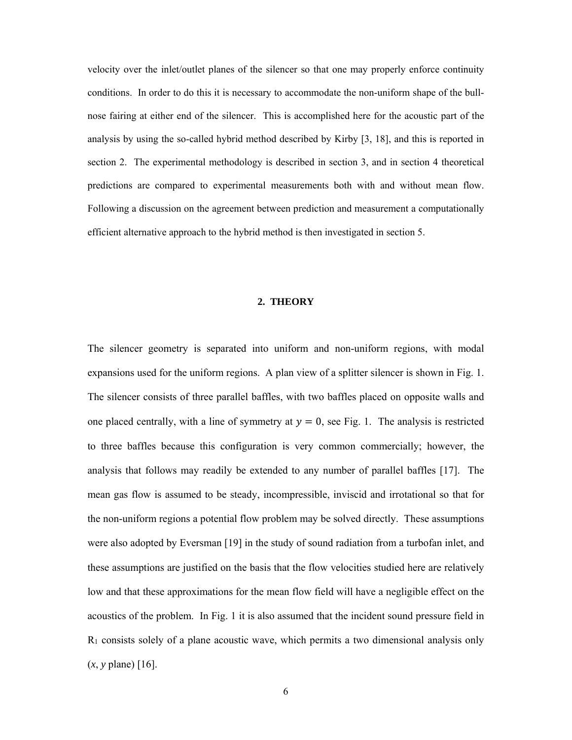velocity over the inlet/outlet planes of the silencer so that one may properly enforce continuity conditions. In order to do this it is necessary to accommodate the non-uniform shape of the bull-nose fairing at either end of the silencer. This is accomplished here for the acoustic part of the analysis by using the so-called hybrid method described by Kirby [3, 18], and this is reported in section 2. The experimental methodology is described in section 3, and in section 4 theoretical predictions are compared to experimental measurements both with and without mean flow. Following a discussion on the agreement between prediction and measurement a computationally efficient alternative approach to the hybrid method is then investigated in section 5.

## 2. THEORY

The silencer geometry is separated into uniform and non-uniform regions, with modal expansions used for the uniform regions. A plan view of a splitter silencer is shown in Fig. 1. The silencer consists of three parallel baffles, with two baffles placed on opposite walls and one placed centrally, with a line of symmetry at $y = 0$, see Fig. 1. The analysis is restricted to three baffles because this configuration is very common commercially; however, the analysis that follows may readily be extended to any number of parallel baffles [17]. The mean gas flow is assumed to be steady, incompressible, inviscid and irrotational so that for the non-uniform regions a potential flow problem may be solved directly. These assumptions were also adopted by Eversman [19] in the study of sound radiation from a turbofan inlet, and these assumptions are justified on the basis that the flow velocities studied here are relatively low and that these approximations for the mean flow field will have a negligible effect on the acoustics of the problem. In Fig. 1 it is also assumed that the incident sound pressure field in $R_1$ consists solely of a plane acoustic wave, which permits a two dimensional analysis only ($x$, $y$ plane) [16].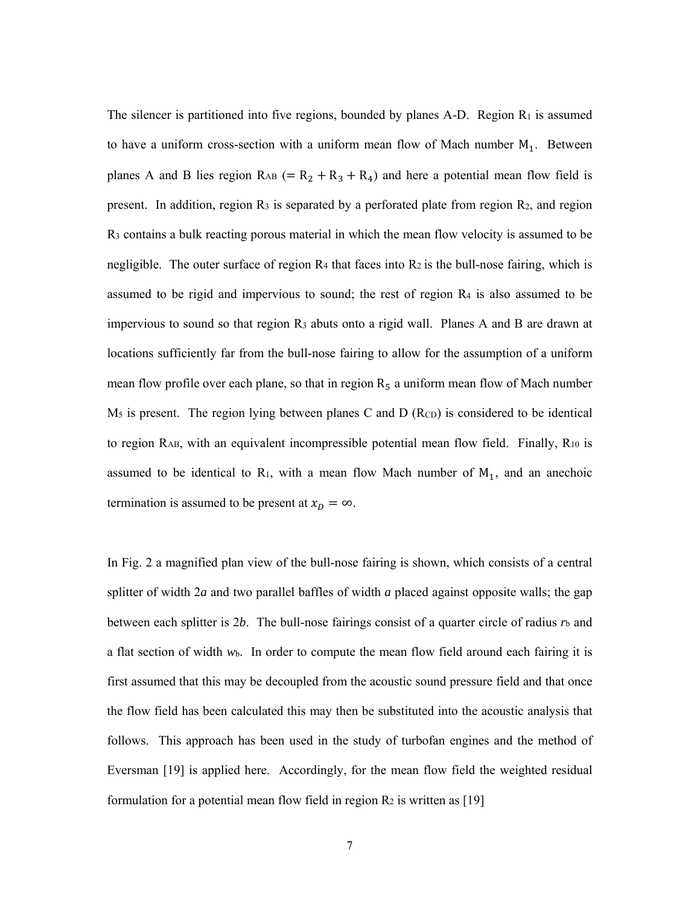The silencer is partitioned into five regions, bounded by planes A-D. Region $R_1$ is assumed to have a uniform cross-section with a uniform mean flow of Mach number $M_1$. Between planes A and B lies region $R_{AB}$ ($= R_2 + R_3 + R_4$) and here a potential mean flow field is present. In addition, region $R_3$ is separated by a perforated plate from region $R_2$, and region $R_3$ contains a bulk reacting porous material in which the mean flow velocity is assumed to be negligible. The outer surface of region $R_4$ that faces into $R_2$ is the bull-nose fairing, which is assumed to be rigid and impervious to sound; the rest of region $R_4$ is also assumed to be impervious to sound so that region $R_3$ abuts onto a rigid wall. Planes A and B are drawn at locations sufficiently far from the bull-nose fairing to allow for the assumption of a uniform mean flow profile over each plane, so that in region $R_5$ a uniform mean flow of Mach number $M_5$ is present. The region lying between planes C and D ($R_{CD}$) is considered to be identical to region $R_{AB}$, with an equivalent incompressible potential mean flow field. Finally, $R_{10}$ is assumed to be identical to $R_1$, with a mean flow Mach number of $M_1$, and an anechoic termination is assumed to be present at $x_D = \infty$.

In Fig. 2 a magnified plan view of the bull-nose fairing is shown, which consists of a central splitter of width $2a$ and two parallel baffles of width $a$ placed against opposite walls; the gap between each splitter is $2b$. The bull-nose fairings consist of a quarter circle of radius $r_b$ and a flat section of width $w_b$. In order to compute the mean flow field around each fairing it is first assumed that this may be decoupled from the acoustic sound pressure field and that once the flow field has been calculated this may then be substituted into the acoustic analysis that follows. This approach has been used in the study of turbofan engines and the method of Eversman [19] is applied here. Accordingly, for the mean flow field the weighted residual formulation for a potential mean flow field in region $R_2$ is written as [19]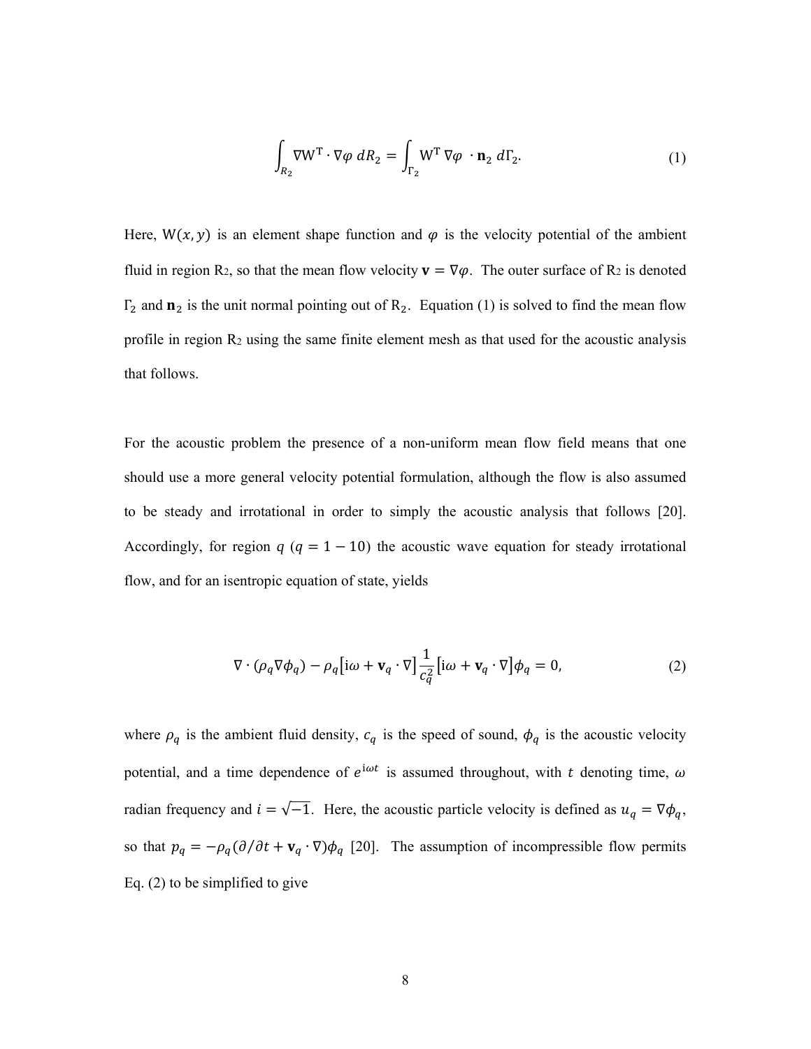$$\int_{R_2} \nabla \mathrm{W}^{\mathrm{T}} \cdot \nabla \varphi \; dR_2 = \int_{\Gamma_2} \mathrm{W}^{\mathrm{T}} \, \nabla \varphi \; \cdot \mathbf{n}_2 \; d\Gamma_2. \tag{1}$$

Here, $\mathrm{W}(x, y)$ is an element shape function and $\varphi$ is the velocity potential of the ambient fluid in region R2, so that the mean flow velocity $\mathbf{v} = \nabla\varphi$. The outer surface of R2 is denoted $\Gamma_2$ and $\mathbf{n}_2$ is the unit normal pointing out of $\mathrm{R}_2$. Equation (1) is solved to find the mean flow profile in region R2 using the same finite element mesh as that used for the acoustic analysis that follows.

For the acoustic problem the presence of a non-uniform mean flow field means that one should use a more general velocity potential formulation, although the flow is also assumed to be steady and irrotational in order to simply the acoustic analysis that follows [20]. Accordingly, for region $q$ ($q = 1 - 10$) the acoustic wave equation for steady irrotational flow, and for an isentropic equation of state, yields

$$\nabla \cdot (\rho_q \nabla \phi_q) - \rho_q \big[\mathrm{i}\omega + \mathbf{v}_q \cdot \nabla\big] \frac{1}{c_q^2} \big[\mathrm{i}\omega + \mathbf{v}_q \cdot \nabla\big] \phi_q = 0, \tag{2}$$

where $\rho_q$ is the ambient fluid density, $c_q$ is the speed of sound, $\phi_q$ is the acoustic velocity potential, and a time dependence of $e^{\mathrm{i}\omega t}$ is assumed throughout, with $t$ denoting time, $\omega$ radian frequency and $i = \sqrt{-1}$. Here, the acoustic particle velocity is defined as $u_q = \nabla\phi_q$, so that $p_q = -\rho_q(\partial/\partial t + \mathbf{v}_q \cdot \nabla)\phi_q$ [20]. The assumption of incompressible flow permits Eq. (2) to be simplified to give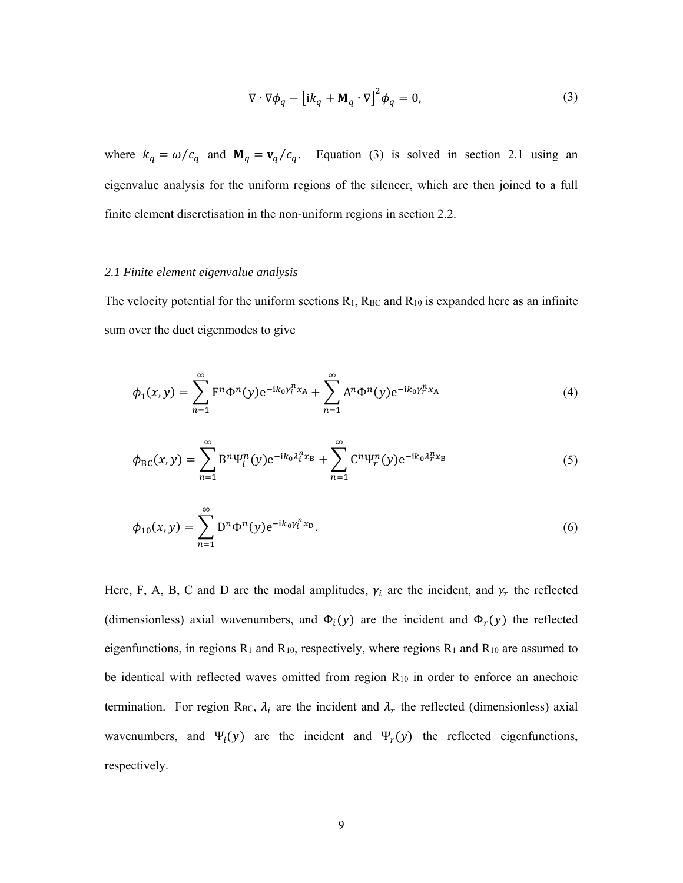$$\nabla \cdot \nabla \phi_q - \left[\mathrm{i}k_q + \mathbf{M}_q \cdot \nabla\right]^2 \phi_q = 0, \tag{3}$$

where $k_q = \omega / c_q$ and $\mathbf{M}_q = \mathbf{v}_q / c_q$. Equation (3) is solved in section 2.1 using an eigenvalue analysis for the uniform regions of the silencer, which are then joined to a full finite element discretisation in the non-uniform regions in section 2.2.

### *2.1 Finite element eigenvalue analysis*

The velocity potential for the uniform sections $\mathrm{R}_1$, $\mathrm{R}_{\mathrm{BC}}$ and $\mathrm{R}_{10}$ is expanded here as an infinite sum over the duct eigenmodes to give

$$\phi_1(x, y) = \sum_{n=1}^{\infty} \mathrm{F}^n \Phi^n(y) \mathrm{e}^{-\mathrm{i}k_0 \gamma_i^n x_{\mathrm{A}}} + \sum_{n=1}^{\infty} \mathrm{A}^n \Phi^n(y) \mathrm{e}^{-\mathrm{i}k_0 \gamma_r^n x_{\mathrm{A}}} \tag{4}$$

$$\phi_{\mathrm{BC}}(x, y) = \sum_{n=1}^{\infty} \mathrm{B}^n \Psi_i^n(y) \mathrm{e}^{-\mathrm{i}k_0 \lambda_i^n x_{\mathrm{B}}} + \sum_{n=1}^{\infty} \mathrm{C}^n \Psi_r^n(y) \mathrm{e}^{-\mathrm{i}k_0 \lambda_r^n x_{\mathrm{B}}} \tag{5}$$

$$\phi_{10}(x, y) = \sum_{n=1}^{\infty} \mathrm{D}^n \Phi^n(y) \mathrm{e}^{-\mathrm{i}k_0 \gamma_i^n x_{\mathrm{D}}}. \tag{6}$$

Here, F, A, B, C and D are the modal amplitudes, $\gamma_i$ are the incident, and $\gamma_r$ the reflected (dimensionless) axial wavenumbers, and $\Phi_i(y)$ are the incident and $\Phi_r(y)$ the reflected eigenfunctions, in regions $\mathrm{R}_1$ and $\mathrm{R}_{10}$, respectively, where regions $\mathrm{R}_1$ and $\mathrm{R}_{10}$ are assumed to be identical with reflected waves omitted from region $\mathrm{R}_{10}$ in order to enforce an anechoic termination. For region $\mathrm{R}_{\mathrm{BC}}$, $\lambda_i$ are the incident and $\lambda_r$ the reflected (dimensionless) axial wavenumbers, and $\Psi_i(y)$ are the incident and $\Psi_r(y)$ the reflected eigenfunctions, respectively.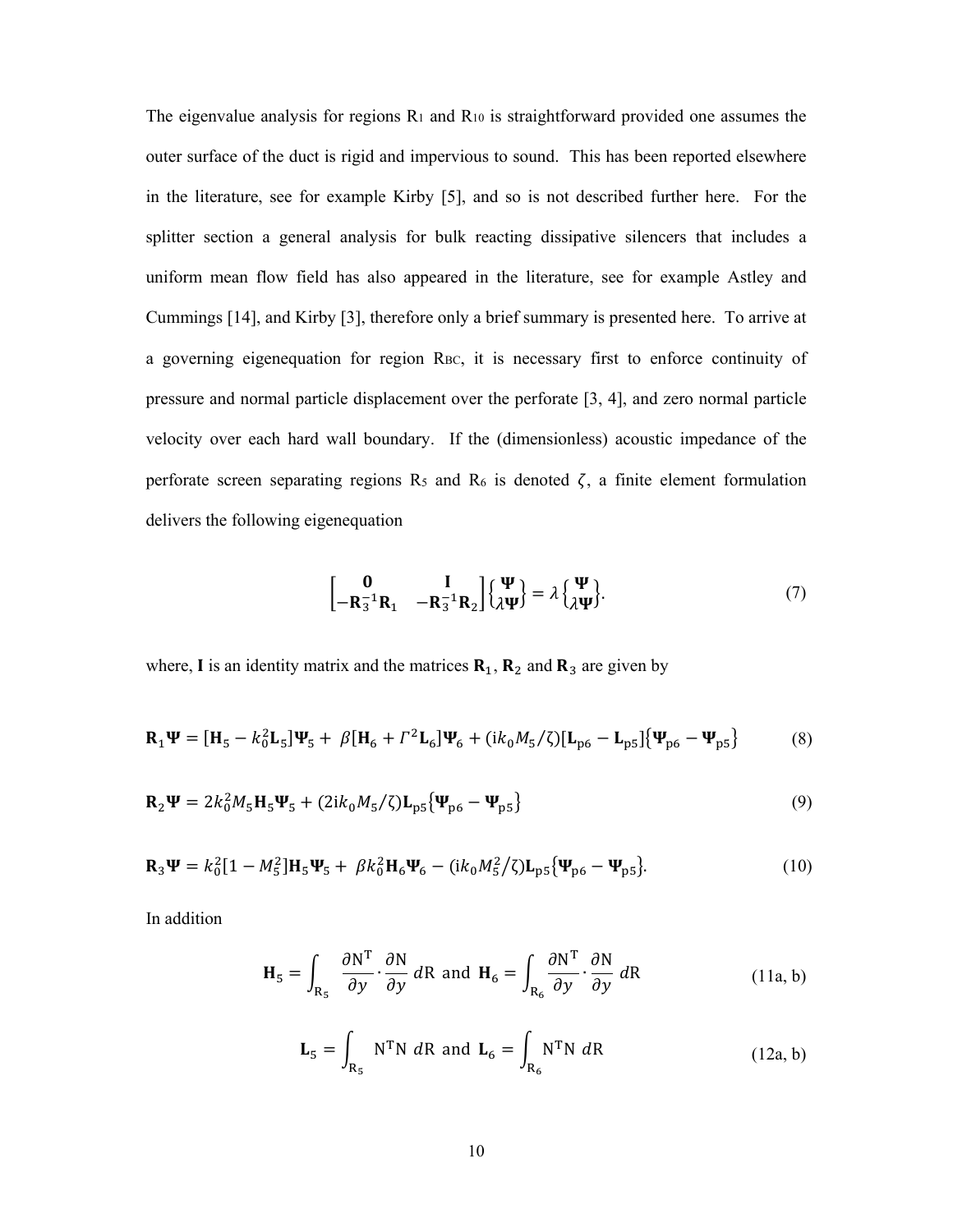The eigenvalue analysis for regions $R_1$ and $R_{10}$ is straightforward provided one assumes the outer surface of the duct is rigid and impervious to sound. This has been reported elsewhere in the literature, see for example Kirby [5], and so is not described further here. For the splitter section a general analysis for bulk reacting dissipative silencers that includes a uniform mean flow field has also appeared in the literature, see for example Astley and Cummings [14], and Kirby [3], therefore only a brief summary is presented here. To arrive at a governing eigenequation for region $R_{BC}$, it is necessary first to enforce continuity of pressure and normal particle displacement over the perforate [3, 4], and zero normal particle velocity over each hard wall boundary. If the (dimensionless) acoustic impedance of the perforate screen separating regions $R_5$ and $R_6$ is denoted $\zeta$, a finite element formulation delivers the following eigenequation

$$\begin{bmatrix} \mathbf{0} & \mathbf{I} \\ -\mathbf{R}_3^{-1}\mathbf{R}_1 & -\mathbf{R}_3^{-1}\mathbf{R}_2 \end{bmatrix} \begin{Bmatrix} \mathbf{\Psi} \\ \lambda\mathbf{\Psi} \end{Bmatrix} = \lambda \begin{Bmatrix} \mathbf{\Psi} \\ \lambda\mathbf{\Psi} \end{Bmatrix}. \tag{7}$$

where, $\mathbf{I}$ is an identity matrix and the matrices $\mathbf{R}_1$, $\mathbf{R}_2$ and $\mathbf{R}_3$ are given by

$$\mathbf{R}_1\mathbf{\Psi} = [\mathbf{H}_5 - k_0^2\mathbf{L}_5]\mathbf{\Psi}_5 + \beta[\mathbf{H}_6 + \Gamma^2\mathbf{L}_6]\mathbf{\Psi}_6 + (\mathrm{i}k_0 M_5/\zeta)[\mathbf{L}_{\mathrm{p}6} - \mathbf{L}_{\mathrm{p}5}]\{\mathbf{\Psi}_{\mathrm{p}6} - \mathbf{\Psi}_{\mathrm{p}5}\} \tag{8}$$

$$\mathbf{R}_2\mathbf{\Psi} = 2k_0^2 M_5\mathbf{H}_5\mathbf{\Psi}_5 + (2\mathrm{i}k_0 M_5/\zeta)\mathbf{L}_{\mathrm{p}5}\{\mathbf{\Psi}_{\mathrm{p}6} - \mathbf{\Psi}_{\mathrm{p}5}\} \tag{9}$$

$$\mathbf{R}_3\mathbf{\Psi} = k_0^2[1 - M_5^2]\mathbf{H}_5\mathbf{\Psi}_5 + \beta k_0^2\mathbf{H}_6\mathbf{\Psi}_6 - (\mathrm{i}k_0 M_5^2/\zeta)\mathbf{L}_{\mathrm{p}5}\{\mathbf{\Psi}_{\mathrm{p}6} - \mathbf{\Psi}_{\mathrm{p}5}\}. \tag{10}$$

In addition

$$\mathbf{H}_5 = \int_{\mathrm{R}_5} \frac{\partial \mathrm{N}^{\mathrm{T}}}{\partial y} \cdot \frac{\partial \mathrm{N}}{\partial y}\, d\mathrm{R} \text{ and } \mathbf{H}_6 = \int_{\mathrm{R}_6} \frac{\partial \mathrm{N}^{\mathrm{T}}}{\partial y} \cdot \frac{\partial \mathrm{N}}{\partial y}\, d\mathrm{R} \tag{11a, b}$$

$$\mathbf{L}_5 = \int_{\mathrm{R}_5} \mathrm{N}^{\mathrm{T}}\mathrm{N}\, d\mathrm{R} \text{ and } \mathbf{L}_6 = \int_{\mathrm{R}_6} \mathrm{N}^{\mathrm{T}}\mathrm{N}\, d\mathrm{R} \tag{12a, b}$$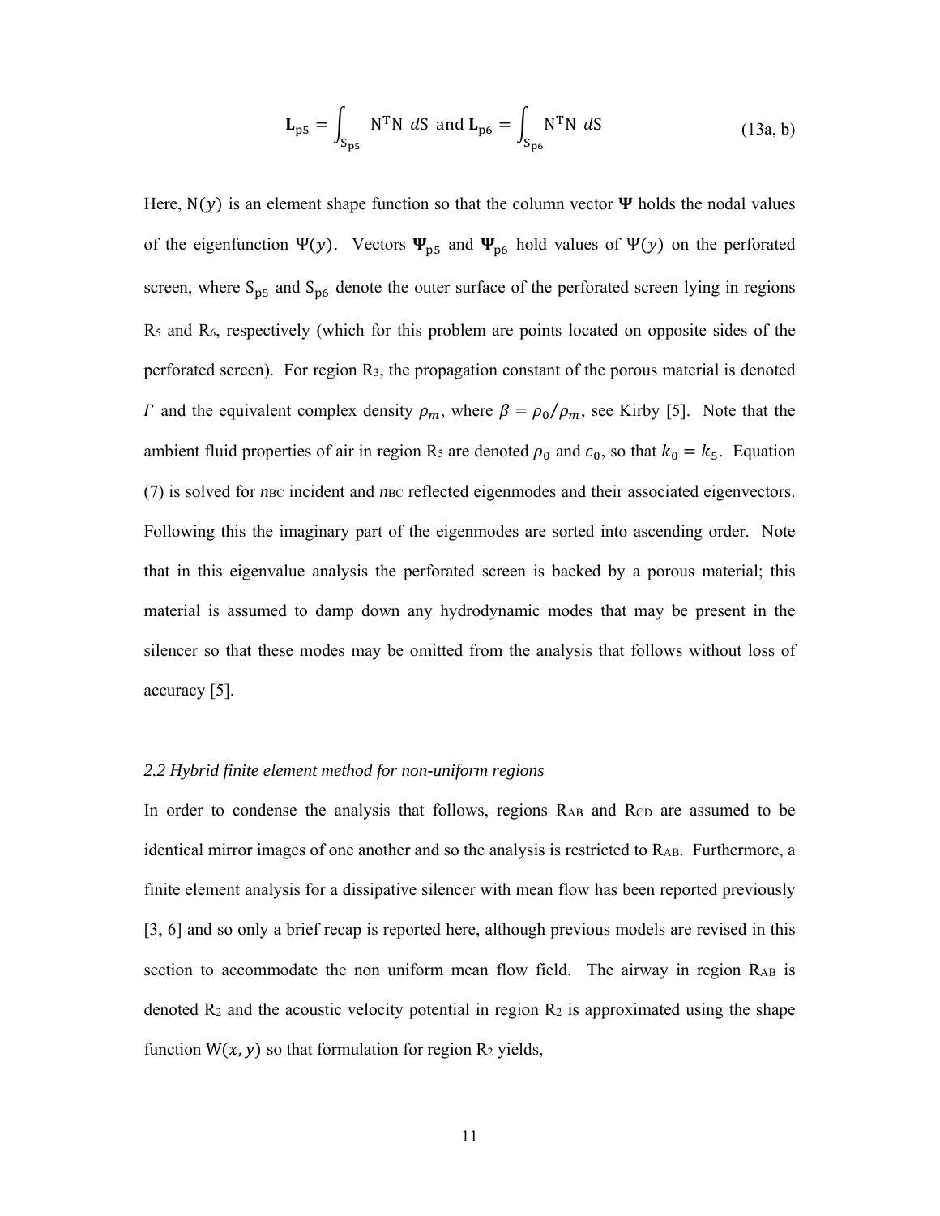$$\mathbf{L}_{\mathrm{p5}} = \int_{\mathrm{S}_{\mathrm{p5}}} \mathrm{N}^{\mathrm{T}}\mathrm{N}\ dS \text{ and } \mathbf{L}_{\mathrm{p6}} = \int_{\mathrm{S}_{\mathrm{p6}}} \mathrm{N}^{\mathrm{T}}\mathrm{N}\ dS \tag{13a, b}$$

Here, $\mathrm{N}(y)$ is an element shape function so that the column vector $\mathbf{\Psi}$ holds the nodal values of the eigenfunction $\Psi(y)$. Vectors $\mathbf{\Psi}_{\mathrm{p5}}$ and $\mathbf{\Psi}_{\mathrm{p6}}$ hold values of $\Psi(y)$ on the perforated screen, where $\mathrm{S}_{\mathrm{p5}}$ and $\mathrm{S}_{\mathrm{p6}}$ denote the outer surface of the perforated screen lying in regions $\mathrm{R}_5$ and $\mathrm{R}_6$, respectively (which for this problem are points located on opposite sides of the perforated screen). For region $\mathrm{R}_3$, the propagation constant of the porous material is denoted $\Gamma$ and the equivalent complex density $\rho_m$, where $\beta = \rho_0/\rho_m$, see Kirby [5]. Note that the ambient fluid properties of air in region $\mathrm{R}_5$ are denoted $\rho_0$ and $c_0$, so that $k_0 = k_5$. Equation (7) is solved for $n_{\mathrm{BC}}$ incident and $n_{\mathrm{BC}}$ reflected eigenmodes and their associated eigenvectors. Following this the imaginary part of the eigenmodes are sorted into ascending order. Note that in this eigenvalue analysis the perforated screen is backed by a porous material; this material is assumed to damp down any hydrodynamic modes that may be present in the silencer so that these modes may be omitted from the analysis that follows without loss of accuracy [5].

### *2.2 Hybrid finite element method for non-uniform regions*

In order to condense the analysis that follows, regions $\mathrm{R}_{\mathrm{AB}}$ and $\mathrm{R}_{\mathrm{CD}}$ are assumed to be identical mirror images of one another and so the analysis is restricted to $\mathrm{R}_{\mathrm{AB}}$. Furthermore, a finite element analysis for a dissipative silencer with mean flow has been reported previously [3, 6] and so only a brief recap is reported here, although previous models are revised in this section to accommodate the non uniform mean flow field. The airway in region $\mathrm{R}_{\mathrm{AB}}$ is denoted $\mathrm{R}_2$ and the acoustic velocity potential in region $\mathrm{R}_2$ is approximated using the shape function $\mathrm{W}(x, y)$ so that formulation for region $\mathrm{R}_2$ yields,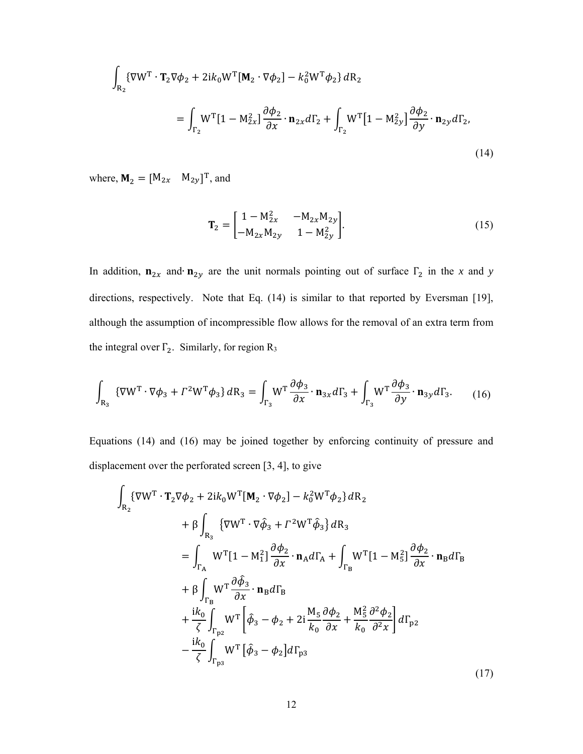$$\int_{\mathrm{R}_2} \{\nabla \mathrm{W}^{\mathrm{T}} \cdot \mathbf{T}_2 \nabla \phi_2 + 2\mathrm{i}k_0 \mathrm{W}^{\mathrm{T}} [\mathbf{M}_2 \cdot \nabla \phi_2] - k_0^2 \mathrm{W}^{\mathrm{T}} \phi_2\} \, d\mathrm{R}_2$$
$$= \int_{\Gamma_2} \mathrm{W}^{\mathrm{T}} [1 - \mathrm{M}_{2x}^2] \frac{\partial \phi_2}{\partial x} \cdot \mathbf{n}_{2x} d\Gamma_2 + \int_{\Gamma_2} \mathrm{W}^{\mathrm{T}} \left[1 - \mathrm{M}_{2y}^2\right] \frac{\partial \phi_2}{\partial y} \cdot \mathbf{n}_{2y} d\Gamma_2, \tag{14}$$

where, $\mathbf{M}_2 = [\mathrm{M}_{2x} \quad \mathrm{M}_{2y}]^{\mathrm{T}}$, and

$$\mathbf{T}_2 = \begin{bmatrix} 1 - \mathrm{M}_{2x}^2 & -\mathrm{M}_{2x}\mathrm{M}_{2y} \\ -\mathrm{M}_{2x}\mathrm{M}_{2y} & 1 - \mathrm{M}_{2y}^2 \end{bmatrix}. \tag{15}$$

In addition, $\mathbf{n}_{2x}$ and $\cdot\,\mathbf{n}_{2y}$ are the unit normals pointing out of surface $\Gamma_2$ in the *x* and *y* directions, respectively. Note that Eq. (14) is similar to that reported by Eversman [19], although the assumption of incompressible flow allows for the removal of an extra term from the integral over $\Gamma_2$. Similarly, for region R$_3$

$$\int_{\mathrm{R}_3} \{\nabla \mathrm{W}^{\mathrm{T}} \cdot \nabla \phi_3 + \Gamma^2 \mathrm{W}^{\mathrm{T}} \phi_3\} \, d\mathrm{R}_3 = \int_{\Gamma_3} \mathrm{W}^{\mathrm{T}} \frac{\partial \phi_3}{\partial x} \cdot \mathbf{n}_{3x} d\Gamma_3 + \int_{\Gamma_3} \mathrm{W}^{\mathrm{T}} \frac{\partial \phi_3}{\partial y} \cdot \mathbf{n}_{3y} d\Gamma_3. \tag{16}$$

Equations (14) and (16) may be joined together by enforcing continuity of pressure and displacement over the perforated screen [3, 4], to give

$$\begin{aligned}
&\int_{\mathrm{R}_2} \{\nabla \mathrm{W}^{\mathrm{T}} \cdot \mathbf{T}_2 \nabla \phi_2 + 2\mathrm{i}k_0 \mathrm{W}^{\mathrm{T}} [\mathbf{M}_2 \cdot \nabla \phi_2] - k_0^2 \mathrm{W}^{\mathrm{T}} \phi_2\} \, d\mathrm{R}_2 \\
&\quad + \beta \int_{\mathrm{R}_3} \left\{\nabla \mathrm{W}^{\mathrm{T}} \cdot \nabla \hat{\phi}_3 + \Gamma^2 \mathrm{W}^{\mathrm{T}} \hat{\phi}_3\right\} d\mathrm{R}_3 \\
&\quad = \int_{\Gamma_\mathrm{A}} \mathrm{W}^{\mathrm{T}} [1 - \mathrm{M}_1^2] \frac{\partial \phi_2}{\partial x} \cdot \mathbf{n}_\mathrm{A} d\Gamma_\mathrm{A} + \int_{\Gamma_\mathrm{B}} \mathrm{W}^{\mathrm{T}} [1 - \mathrm{M}_5^2] \frac{\partial \phi_2}{\partial x} \cdot \mathbf{n}_\mathrm{B} d\Gamma_\mathrm{B} \\
&\quad + \beta \int_{\Gamma_\mathrm{B}} \mathrm{W}^{\mathrm{T}} \frac{\partial \hat{\phi}_3}{\partial x} \cdot \mathbf{n}_\mathrm{B} d\Gamma_\mathrm{B} \\
&\quad + \frac{\mathrm{i}k_0}{\zeta} \int_{\Gamma_{\mathrm{p}2}} \mathrm{W}^{\mathrm{T}} \left[\hat{\phi}_3 - \phi_2 + 2\mathrm{i} \frac{\mathrm{M}_5}{k_0} \frac{\partial \phi_2}{\partial x} + \frac{\mathrm{M}_5^2}{k_0} \frac{\partial^2 \phi_2}{\partial^2 x}\right] d\Gamma_{\mathrm{p}2} \\
&\quad - \frac{\mathrm{i}k_0}{\zeta} \int_{\Gamma_{\mathrm{p}3}} \mathrm{W}^{\mathrm{T}} \left[\hat{\phi}_3 - \phi_2\right] d\Gamma_{\mathrm{p}3}
\end{aligned} \tag{17}$$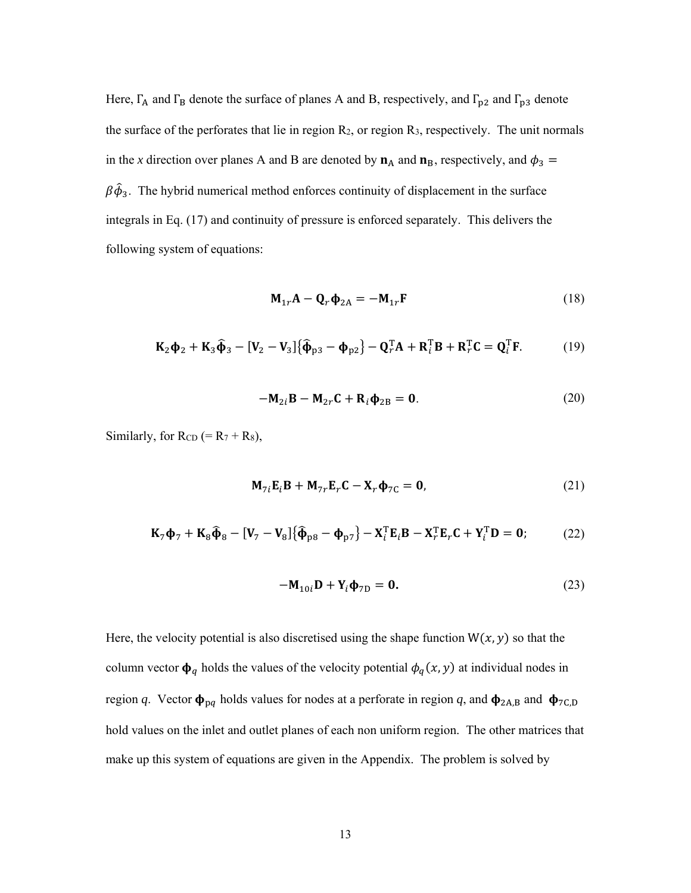Here, $\Gamma_\mathrm{A}$ and $\Gamma_\mathrm{B}$ denote the surface of planes A and B, respectively, and $\Gamma_\mathrm{p2}$ and $\Gamma_\mathrm{p3}$ denote the surface of the perforates that lie in region R2, or region R3, respectively. The unit normals in the *x* direction over planes A and B are denoted by $\mathbf{n}_\mathrm{A}$ and $\mathbf{n}_\mathrm{B}$, respectively, and $\phi_3 = \beta\hat{\phi}_3$. The hybrid numerical method enforces continuity of displacement in the surface integrals in Eq. (17) and continuity of pressure is enforced separately. This delivers the following system of equations:

$$\mathbf{M}_{1r}\mathbf{A} - \mathbf{Q}_r\boldsymbol{\phi}_{2\mathrm{A}} = -\mathbf{M}_{1r}\mathbf{F} \tag{18}$$

$$\mathbf{K}_2\boldsymbol{\phi}_2 + \mathbf{K}_3\hat{\boldsymbol{\phi}}_3 - [\mathbf{V}_2 - \mathbf{V}_3]\{\hat{\boldsymbol{\phi}}_{\mathrm{p}3} - \boldsymbol{\phi}_{\mathrm{p}2}\} - \mathbf{Q}_r^\mathrm{T}\mathbf{A} + \mathbf{R}_i^\mathrm{T}\mathbf{B} + \mathbf{R}_r^\mathrm{T}\mathbf{C} = \mathbf{Q}_i^\mathrm{T}\mathbf{F}. \tag{19}$$

$$-\mathbf{M}_{2i}\mathbf{B} - \mathbf{M}_{2r}\mathbf{C} + \mathbf{R}_i\boldsymbol{\phi}_{2\mathrm{B}} = \mathbf{0}. \tag{20}$$

Similarly, for $\mathrm{R_{CD}}$ (= R7 + R8),

$$\mathbf{M}_{7i}\mathbf{E}_i\mathbf{B} + \mathbf{M}_{7r}\mathbf{E}_r\mathbf{C} - \mathbf{X}_r\boldsymbol{\phi}_{7\mathrm{C}} = \mathbf{0}, \tag{21}$$

$$\mathbf{K}_7\boldsymbol{\phi}_7 + \mathbf{K}_8\hat{\boldsymbol{\phi}}_8 - [\mathbf{V}_7 - \mathbf{V}_8]\{\hat{\boldsymbol{\phi}}_{\mathrm{p}8} - \boldsymbol{\phi}_{\mathrm{p}7}\} - \mathbf{X}_i^\mathrm{T}\mathbf{E}_i\mathbf{B} - \mathbf{X}_r^\mathrm{T}\mathbf{E}_r\mathbf{C} + \mathbf{Y}_i^\mathrm{T}\mathbf{D} = \mathbf{0}; \tag{22}$$

$$-\mathbf{M}_{10i}\mathbf{D} + \mathbf{Y}_i\boldsymbol{\phi}_{7\mathrm{D}} = \mathbf{0}. \tag{23}$$

Here, the velocity potential is also discretised using the shape function $\mathrm{W}(x, y)$ so that the column vector $\boldsymbol{\phi}_q$ holds the values of the velocity potential $\phi_q(x, y)$ at individual nodes in region *q*. Vector $\boldsymbol{\phi}_{\mathrm{p}q}$ holds values for nodes at a perforate in region *q*, and $\boldsymbol{\phi}_{2\mathrm{A,B}}$ and $\boldsymbol{\phi}_{7\mathrm{C,D}}$ hold values on the inlet and outlet planes of each non uniform region. The other matrices that make up this system of equations are given in the Appendix. The problem is solved by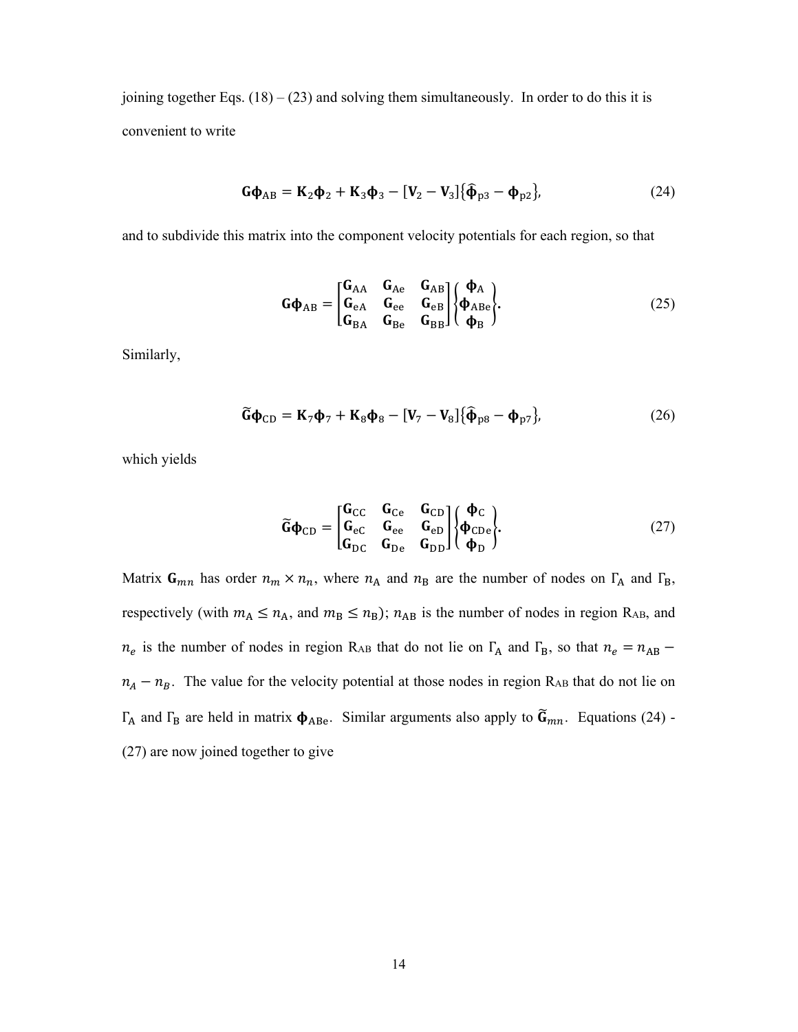joining together Eqs. (18) – (23) and solving them simultaneously. In order to do this it is convenient to write

$$\mathbf{G}\boldsymbol{\phi}_{\mathrm{AB}} = \mathbf{K}_2\boldsymbol{\phi}_2 + \mathbf{K}_3\boldsymbol{\phi}_3 - [\mathbf{V}_2 - \mathbf{V}_3]\{\hat{\boldsymbol{\phi}}_{\mathrm{p3}} - \boldsymbol{\phi}_{\mathrm{p2}}\}, \tag{24}$$

and to subdivide this matrix into the component velocity potentials for each region, so that

$$\mathbf{G}\boldsymbol{\phi}_{\mathrm{AB}} = \begin{bmatrix} \mathbf{G}_{\mathrm{AA}} & \mathbf{G}_{\mathrm{Ae}} & \mathbf{G}_{\mathrm{AB}} \\ \mathbf{G}_{\mathrm{eA}} & \mathbf{G}_{\mathrm{ee}} & \mathbf{G}_{\mathrm{eB}} \\ \mathbf{G}_{\mathrm{BA}} & \mathbf{G}_{\mathrm{Be}} & \mathbf{G}_{\mathrm{BB}} \end{bmatrix} \begin{Bmatrix} \boldsymbol{\phi}_{\mathrm{A}} \\ \boldsymbol{\phi}_{\mathrm{ABe}} \\ \boldsymbol{\phi}_{\mathrm{B}} \end{Bmatrix}. \tag{25}$$

Similarly,

$$\widetilde{\mathbf{G}}\boldsymbol{\phi}_{\mathrm{CD}} = \mathbf{K}_7\boldsymbol{\phi}_7 + \mathbf{K}_8\boldsymbol{\phi}_8 - [\mathbf{V}_7 - \mathbf{V}_8]\{\hat{\boldsymbol{\phi}}_{\mathrm{p8}} - \boldsymbol{\phi}_{\mathrm{p7}}\}, \tag{26}$$

which yields

$$\widetilde{\mathbf{G}}\boldsymbol{\phi}_{\mathrm{CD}} = \begin{bmatrix} \mathbf{G}_{\mathrm{CC}} & \mathbf{G}_{\mathrm{Ce}} & \mathbf{G}_{\mathrm{CD}} \\ \mathbf{G}_{\mathrm{eC}} & \mathbf{G}_{\mathrm{ee}} & \mathbf{G}_{\mathrm{eD}} \\ \mathbf{G}_{\mathrm{DC}} & \mathbf{G}_{\mathrm{De}} & \mathbf{G}_{\mathrm{DD}} \end{bmatrix} \begin{Bmatrix} \boldsymbol{\phi}_{\mathrm{C}} \\ \boldsymbol{\phi}_{\mathrm{CDe}} \\ \boldsymbol{\phi}_{\mathrm{D}} \end{Bmatrix}. \tag{27}$$

Matrix $\mathbf{G}_{mn}$ has order $n_m \times n_n$, where $n_{\mathrm{A}}$ and $n_{\mathrm{B}}$ are the number of nodes on $\Gamma_{\mathrm{A}}$ and $\Gamma_{\mathrm{B}}$, respectively (with $m_{\mathrm{A}} \leq n_{\mathrm{A}}$, and $m_{\mathrm{B}} \leq n_{\mathrm{B}}$); $n_{\mathrm{AB}}$ is the number of nodes in region $\mathrm{R_{AB}}$, and $n_e$ is the number of nodes in region $\mathrm{R_{AB}}$ that do not lie on $\Gamma_{\mathrm{A}}$ and $\Gamma_{\mathrm{B}}$, so that $n_e = n_{\mathrm{AB}} - n_A - n_B$. The value for the velocity potential at those nodes in region $\mathrm{R_{AB}}$ that do not lie on $\Gamma_{\mathrm{A}}$ and $\Gamma_{\mathrm{B}}$ are held in matrix $\boldsymbol{\phi}_{\mathrm{ABe}}$. Similar arguments also apply to $\widetilde{\mathbf{G}}_{mn}$. Equations (24) - (27) are now joined together to give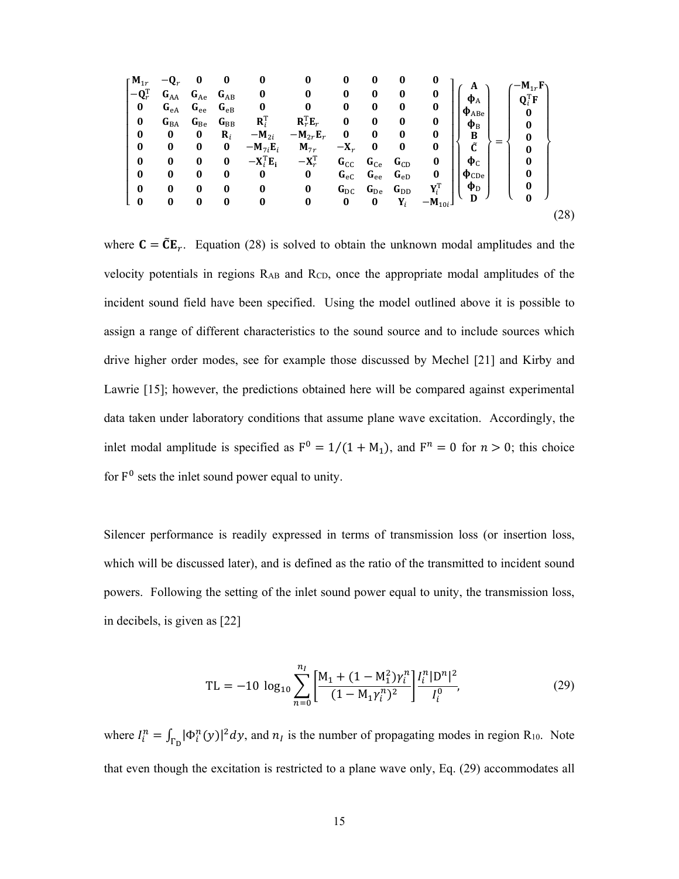$$
\begin{bmatrix}
\mathbf{M}_{1r} & -\mathbf{Q}_r & \mathbf{0} & \mathbf{0} & \mathbf{0} & \mathbf{0} & \mathbf{0} & \mathbf{0} & \mathbf{0} & \mathbf{0} \\
-\mathbf{Q}_r^{\mathrm{T}} & \mathbf{G}_{\mathrm{AA}} & \mathbf{G}_{\mathrm{Ae}} & \mathbf{G}_{\mathrm{AB}} & \mathbf{0} & \mathbf{0} & \mathbf{0} & \mathbf{0} & \mathbf{0} & \mathbf{0} \\
\mathbf{0} & \mathbf{G}_{\mathrm{eA}} & \mathbf{G}_{\mathrm{ee}} & \mathbf{G}_{\mathrm{eB}} & \mathbf{0} & \mathbf{0} & \mathbf{0} & \mathbf{0} & \mathbf{0} & \mathbf{0} \\
\mathbf{0} & \mathbf{G}_{\mathrm{BA}} & \mathbf{G}_{\mathrm{Be}} & \mathbf{G}_{\mathrm{BB}} & \mathbf{R}_i^{\mathrm{T}} & \mathbf{R}_r^{\mathrm{T}}\mathbf{E}_r & \mathbf{0} & \mathbf{0} & \mathbf{0} & \mathbf{0} \\
\mathbf{0} & \mathbf{0} & \mathbf{0} & \mathbf{R}_i & -\mathbf{M}_{2i} & -\mathbf{M}_{2r}\mathbf{E}_r & \mathbf{0} & \mathbf{0} & \mathbf{0} & \mathbf{0} \\
\mathbf{0} & \mathbf{0} & \mathbf{0} & \mathbf{0} & -\mathbf{M}_{7i}\mathbf{E}_i & \mathbf{M}_{7r} & -\mathbf{X}_r & \mathbf{0} & \mathbf{0} & \mathbf{0} \\
\mathbf{0} & \mathbf{0} & \mathbf{0} & \mathbf{0} & -\mathbf{X}_i^{\mathrm{T}}\mathbf{E}_i & -\mathbf{X}_r^{\mathrm{T}} & \mathbf{G}_{\mathrm{CC}} & \mathbf{G}_{\mathrm{Ce}} & \mathbf{G}_{\mathrm{CD}} & \mathbf{0} \\
\mathbf{0} & \mathbf{0} & \mathbf{0} & \mathbf{0} & \mathbf{0} & \mathbf{0} & \mathbf{G}_{\mathrm{eC}} & \mathbf{G}_{\mathrm{ee}} & \mathbf{G}_{\mathrm{eD}} & \mathbf{0} \\
\mathbf{0} & \mathbf{0} & \mathbf{0} & \mathbf{0} & \mathbf{0} & \mathbf{0} & \mathbf{G}_{\mathrm{DC}} & \mathbf{G}_{\mathrm{De}} & \mathbf{G}_{\mathrm{DD}} & \mathbf{Y}_i^{\mathrm{T}} \\
\mathbf{0} & \mathbf{0} & \mathbf{0} & \mathbf{0} & \mathbf{0} & \mathbf{0} & \mathbf{0} & \mathbf{0} & \mathbf{Y}_i & -\mathbf{M}_{10i}
\end{bmatrix}
\begin{Bmatrix}
\mathbf{A} \\ \boldsymbol{\phi}_{\mathrm{A}} \\ \boldsymbol{\phi}_{\mathrm{ABe}} \\ \boldsymbol{\phi}_{\mathrm{B}} \\ \mathbf{B} \\ \tilde{\mathbf{C}} \\ \boldsymbol{\phi}_{\mathrm{C}} \\ \boldsymbol{\phi}_{\mathrm{CDe}} \\ \boldsymbol{\phi}_{\mathrm{D}} \\ \mathbf{D}
\end{Bmatrix}
=
\begin{Bmatrix}
-\mathbf{M}_{1r}\mathbf{F} \\ \mathbf{Q}_i^{\mathrm{T}}\mathbf{F} \\ \mathbf{0} \\ \mathbf{0} \\ \mathbf{0} \\ \mathbf{0} \\ \mathbf{0} \\ \mathbf{0} \\ \mathbf{0} \\ \mathbf{0}
\end{Bmatrix}
\tag{28}
$$

where $\mathbf{C} = \tilde{\mathbf{C}}\mathbf{E}_r$. Equation (28) is solved to obtain the unknown modal amplitudes and the velocity potentials in regions $\mathrm{R_{AB}}$ and $\mathrm{R_{CD}}$, once the appropriate modal amplitudes of the incident sound field have been specified. Using the model outlined above it is possible to assign a range of different characteristics to the sound source and to include sources which drive higher order modes, see for example those discussed by Mechel [21] and Kirby and Lawrie [15]; however, the predictions obtained here will be compared against experimental data taken under laboratory conditions that assume plane wave excitation. Accordingly, the inlet modal amplitude is specified as $\mathrm{F}^0 = 1/(1 + \mathrm{M}_1)$, and $\mathrm{F}^n = 0$ for $n > 0$; this choice for $\mathrm{F}^0$ sets the inlet sound power equal to unity.

Silencer performance is readily expressed in terms of transmission loss (or insertion loss, which will be discussed later), and is defined as the ratio of the transmitted to incident sound powers. Following the setting of the inlet sound power equal to unity, the transmission loss, in decibels, is given as [22]

$$
\mathrm{TL} = -10\ \log_{10} \sum_{n=0}^{n_I} \left[ \frac{\mathrm{M}_1 + (1 - \mathrm{M}_1^2)\gamma_i^n}{(1 - \mathrm{M}_1 \gamma_i^n)^2} \right] \frac{I_i^n |\mathrm{D}^n|^2}{I_i^0}, \tag{29}
$$

where $I_i^n = \int_{\Gamma_{\mathrm{D}}} |\Phi_i^n(y)|^2 dy$, and $n_I$ is the number of propagating modes in region $\mathrm{R}_{10}$. Note that even though the excitation is restricted to a plane wave only, Eq. (29) accommodates all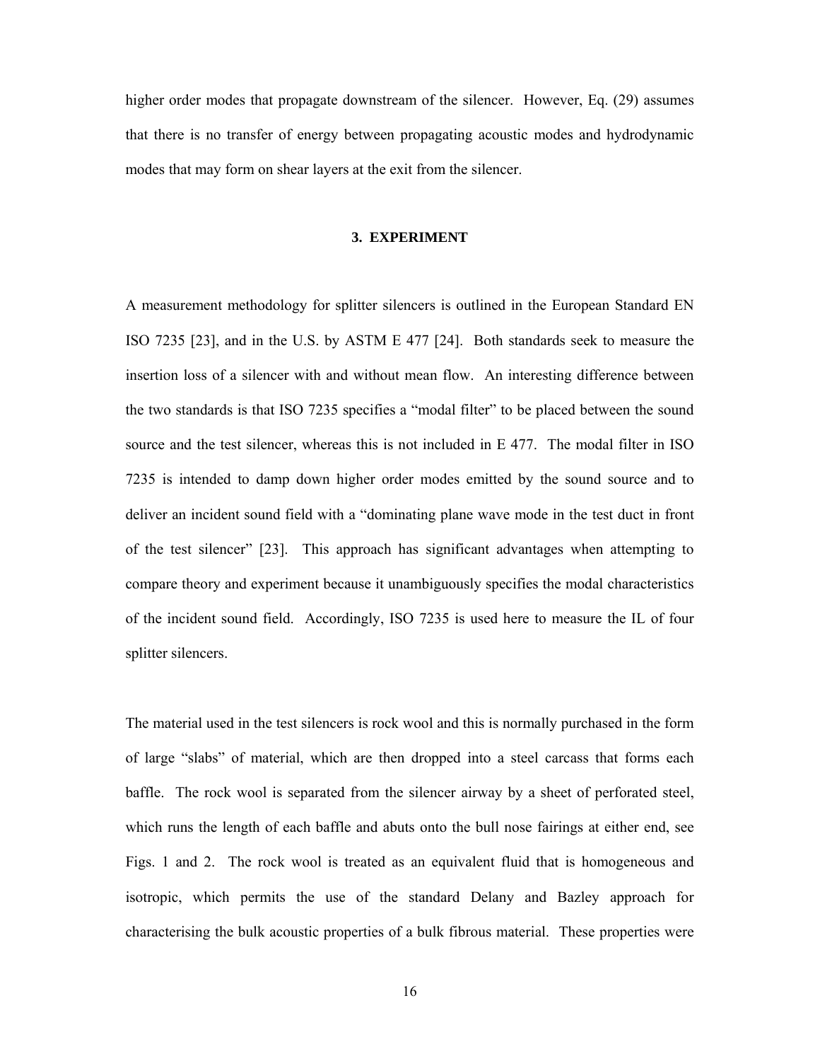higher order modes that propagate downstream of the silencer. However, Eq. (29) assumes that there is no transfer of energy between propagating acoustic modes and hydrodynamic modes that may form on shear layers at the exit from the silencer.

## 3. EXPERIMENT

A measurement methodology for splitter silencers is outlined in the European Standard EN ISO 7235 [23], and in the U.S. by ASTM E 477 [24]. Both standards seek to measure the insertion loss of a silencer with and without mean flow. An interesting difference between the two standards is that ISO 7235 specifies a "modal filter" to be placed between the sound source and the test silencer, whereas this is not included in E 477. The modal filter in ISO 7235 is intended to damp down higher order modes emitted by the sound source and to deliver an incident sound field with a "dominating plane wave mode in the test duct in front of the test silencer" [23]. This approach has significant advantages when attempting to compare theory and experiment because it unambiguously specifies the modal characteristics of the incident sound field. Accordingly, ISO 7235 is used here to measure the IL of four splitter silencers.

The material used in the test silencers is rock wool and this is normally purchased in the form of large "slabs" of material, which are then dropped into a steel carcass that forms each baffle. The rock wool is separated from the silencer airway by a sheet of perforated steel, which runs the length of each baffle and abuts onto the bull nose fairings at either end, see Figs. 1 and 2. The rock wool is treated as an equivalent fluid that is homogeneous and isotropic, which permits the use of the standard Delany and Bazley approach for characterising the bulk acoustic properties of a bulk fibrous material. These properties were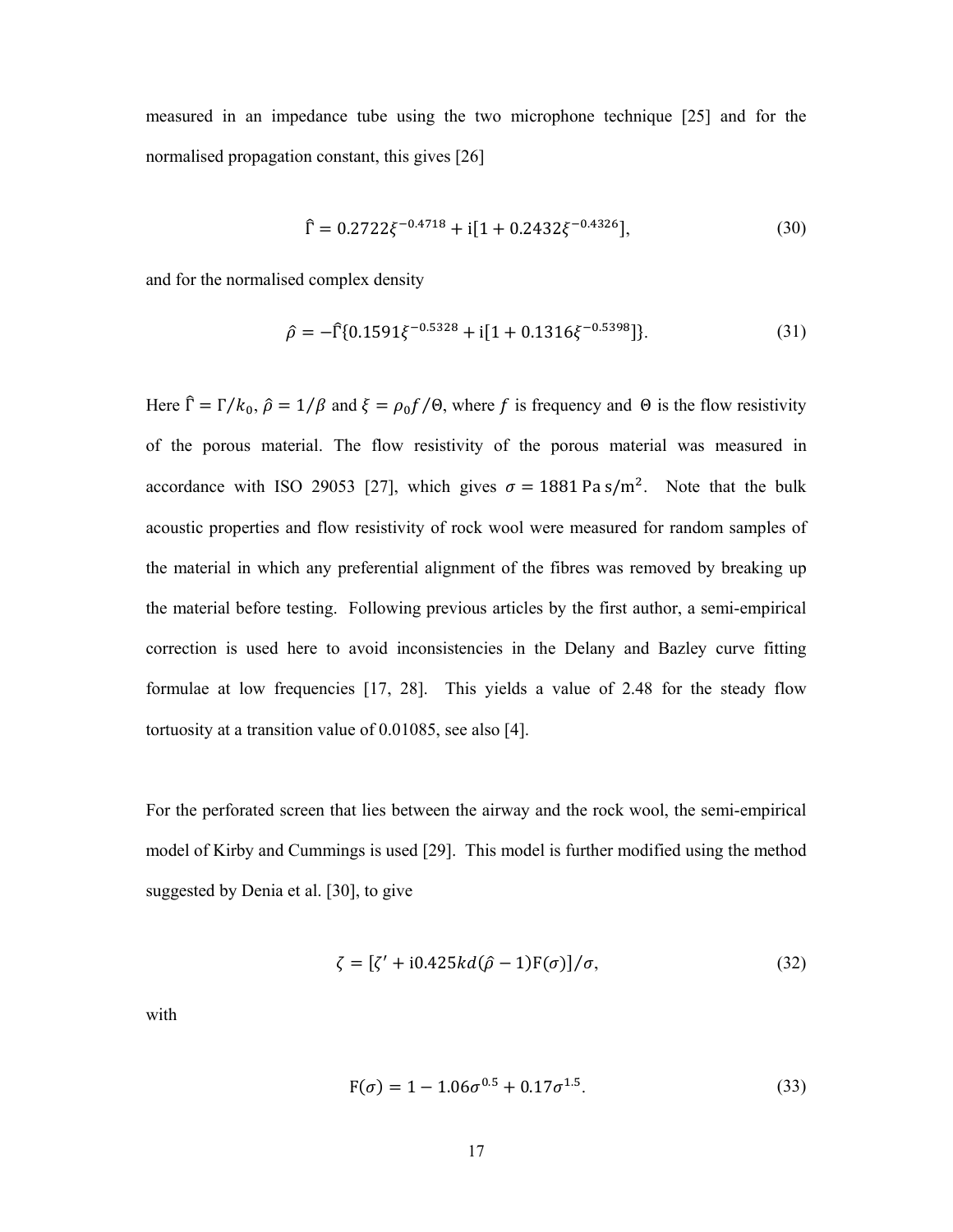measured in an impedance tube using the two microphone technique [25] and for the normalised propagation constant, this gives [26]

$$\hat{\Gamma} = 0.2722\xi^{-0.4718} + \mathrm{i}[1 + 0.2432\xi^{-0.4326}], \tag{30}$$

and for the normalised complex density

$$\hat{\rho} = -\hat{\Gamma}\{0.1591\xi^{-0.5328} + \mathrm{i}[1 + 0.1316\xi^{-0.5398}]\}. \tag{31}$$

Here $\hat{\Gamma} = \Gamma/k_0$, $\hat{\rho} = 1/\beta$ and $\xi = \rho_0 f/\Theta$, where $f$ is frequency and $\Theta$ is the flow resistivity of the porous material. The flow resistivity of the porous material was measured in accordance with ISO 29053 [27], which gives $\sigma = 1881\ \mathrm{Pa\,s/m^2}$. Note that the bulk acoustic properties and flow resistivity of rock wool were measured for random samples of the material in which any preferential alignment of the fibres was removed by breaking up the material before testing. Following previous articles by the first author, a semi-empirical correction is used here to avoid inconsistencies in the Delany and Bazley curve fitting formulae at low frequencies [17, 28]. This yields a value of 2.48 for the steady flow tortuosity at a transition value of 0.01085, see also [4].

For the perforated screen that lies between the airway and the rock wool, the semi-empirical model of Kirby and Cummings is used [29]. This model is further modified using the method suggested by Denia et al. [30], to give

$$\zeta = [\zeta' + \mathrm{i}0.425kd(\hat{\rho} - 1)\mathrm{F}(\sigma)]/\sigma, \tag{32}$$

with

$$\mathrm{F}(\sigma) = 1 - 1.06\sigma^{0.5} + 0.17\sigma^{1.5}. \tag{33}$$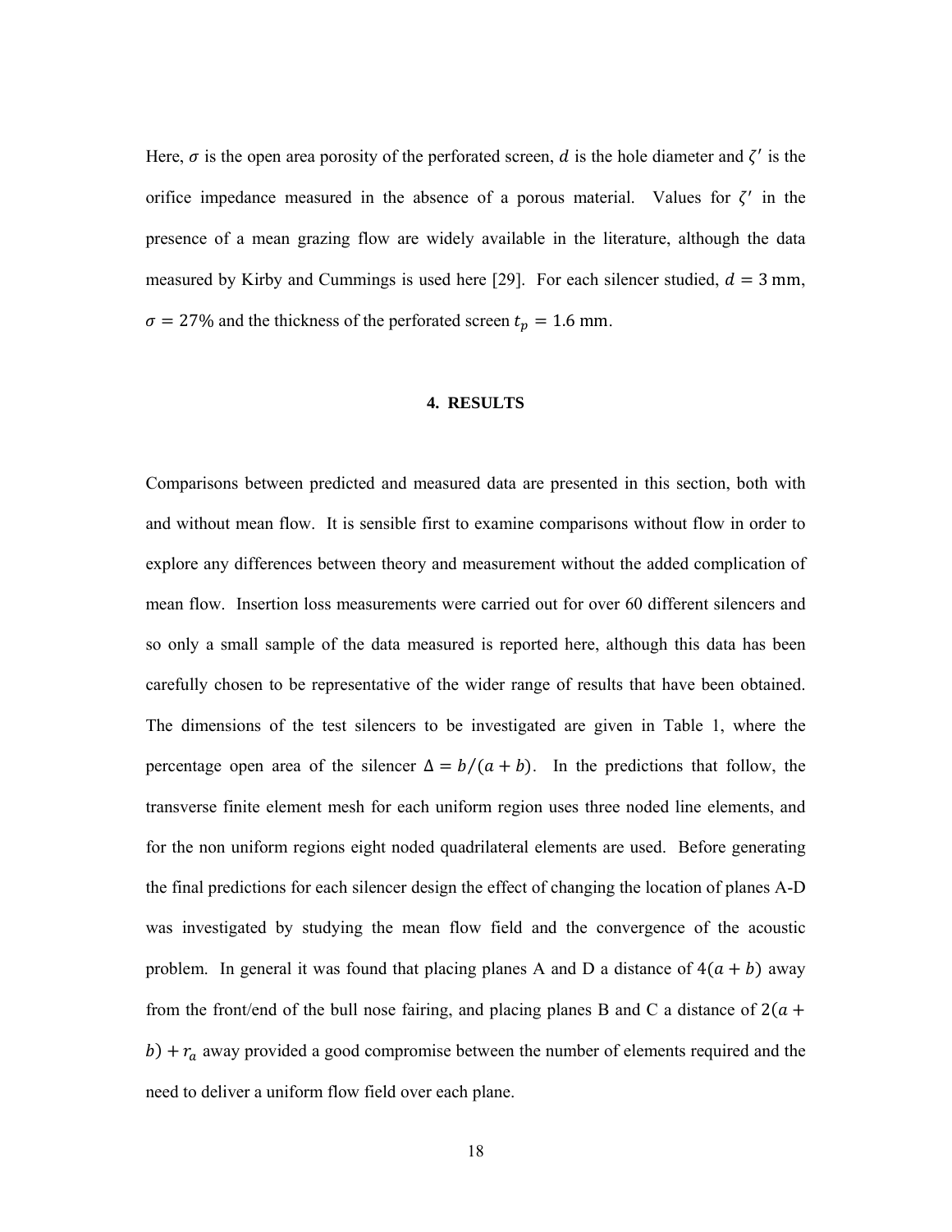Here, $\sigma$ is the open area porosity of the perforated screen, $d$ is the hole diameter and $\zeta'$ is the orifice impedance measured in the absence of a porous material. Values for $\zeta'$ in the presence of a mean grazing flow are widely available in the literature, although the data measured by Kirby and Cummings is used here [29]. For each silencer studied, $d = 3$ mm, $\sigma = 27\%$ and the thickness of the perforated screen $t_p = 1.6$ mm.

## 4. RESULTS

Comparisons between predicted and measured data are presented in this section, both with and without mean flow. It is sensible first to examine comparisons without flow in order to explore any differences between theory and measurement without the added complication of mean flow. Insertion loss measurements were carried out for over 60 different silencers and so only a small sample of the data measured is reported here, although this data has been carefully chosen to be representative of the wider range of results that have been obtained. The dimensions of the test silencers to be investigated are given in Table 1, where the percentage open area of the silencer $\Delta = b/(a + b)$. In the predictions that follow, the transverse finite element mesh for each uniform region uses three noded line elements, and for the non uniform regions eight noded quadrilateral elements are used. Before generating the final predictions for each silencer design the effect of changing the location of planes A-D was investigated by studying the mean flow field and the convergence of the acoustic problem. In general it was found that placing planes A and D a distance of $4(a + b)$ away from the front/end of the bull nose fairing, and placing planes B and C a distance of $2(a + b) + r_a$ away provided a good compromise between the number of elements required and the need to deliver a uniform flow field over each plane.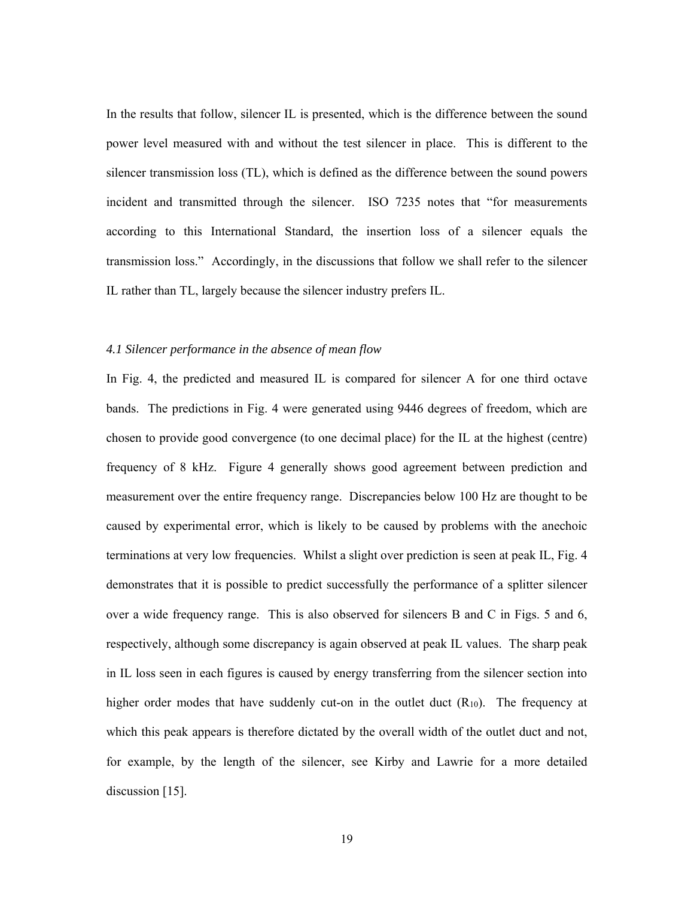In the results that follow, silencer IL is presented, which is the difference between the sound power level measured with and without the test silencer in place. This is different to the silencer transmission loss (TL), which is defined as the difference between the sound powers incident and transmitted through the silencer. ISO 7235 notes that "for measurements according to this International Standard, the insertion loss of a silencer equals the transmission loss." Accordingly, in the discussions that follow we shall refer to the silencer IL rather than TL, largely because the silencer industry prefers IL.

### *4.1 Silencer performance in the absence of mean flow*

In Fig. 4, the predicted and measured IL is compared for silencer A for one third octave bands. The predictions in Fig. 4 were generated using 9446 degrees of freedom, which are chosen to provide good convergence (to one decimal place) for the IL at the highest (centre) frequency of 8 kHz. Figure 4 generally shows good agreement between prediction and measurement over the entire frequency range. Discrepancies below 100 Hz are thought to be caused by experimental error, which is likely to be caused by problems with the anechoic terminations at very low frequencies. Whilst a slight over prediction is seen at peak IL, Fig. 4 demonstrates that it is possible to predict successfully the performance of a splitter silencer over a wide frequency range. This is also observed for silencers B and C in Figs. 5 and 6, respectively, although some discrepancy is again observed at peak IL values. The sharp peak in IL loss seen in each figures is caused by energy transferring from the silencer section into higher order modes that have suddenly cut-on in the outlet duct ($R_{10}$). The frequency at which this peak appears is therefore dictated by the overall width of the outlet duct and not, for example, by the length of the silencer, see Kirby and Lawrie for a more detailed discussion [15].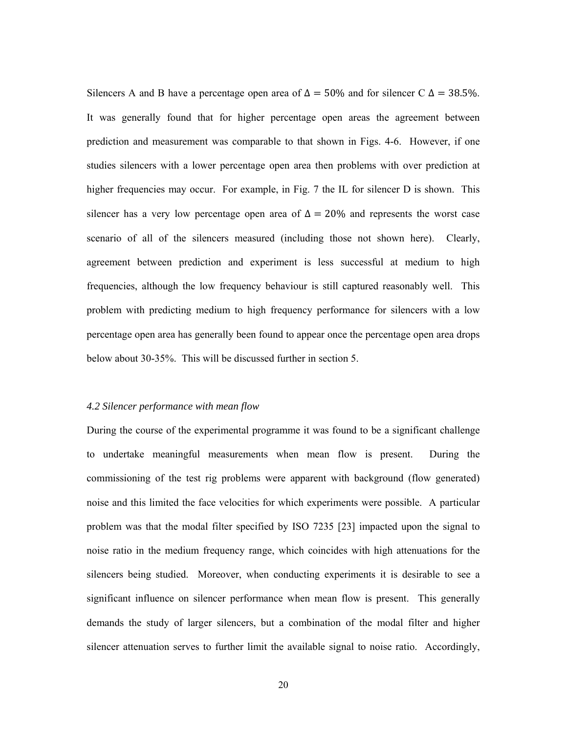Silencers A and B have a percentage open area of $\Delta = 50\%$ and for silencer C $\Delta = 38.5\%$. It was generally found that for higher percentage open areas the agreement between prediction and measurement was comparable to that shown in Figs. 4-6. However, if one studies silencers with a lower percentage open area then problems with over prediction at higher frequencies may occur. For example, in Fig. 7 the IL for silencer D is shown. This silencer has a very low percentage open area of $\Delta = 20\%$ and represents the worst case scenario of all of the silencers measured (including those not shown here). Clearly, agreement between prediction and experiment is less successful at medium to high frequencies, although the low frequency behaviour is still captured reasonably well. This problem with predicting medium to high frequency performance for silencers with a low percentage open area has generally been found to appear once the percentage open area drops below about 30-35%. This will be discussed further in section 5.

### *4.2 Silencer performance with mean flow*

During the course of the experimental programme it was found to be a significant challenge to undertake meaningful measurements when mean flow is present. During the commissioning of the test rig problems were apparent with background (flow generated) noise and this limited the face velocities for which experiments were possible. A particular problem was that the modal filter specified by ISO 7235 [23] impacted upon the signal to noise ratio in the medium frequency range, which coincides with high attenuations for the silencers being studied. Moreover, when conducting experiments it is desirable to see a significant influence on silencer performance when mean flow is present. This generally demands the study of larger silencers, but a combination of the modal filter and higher silencer attenuation serves to further limit the available signal to noise ratio. Accordingly,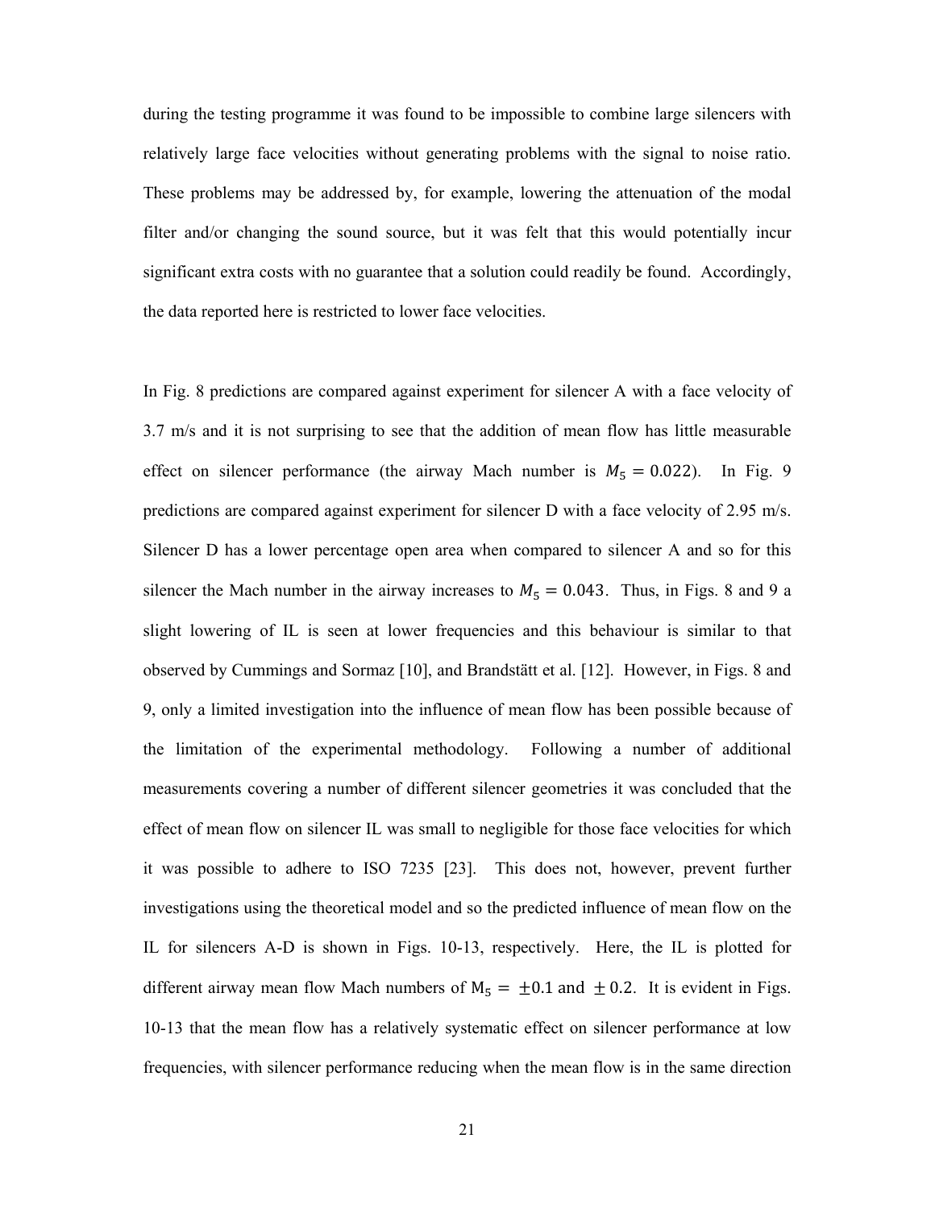during the testing programme it was found to be impossible to combine large silencers with relatively large face velocities without generating problems with the signal to noise ratio. These problems may be addressed by, for example, lowering the attenuation of the modal filter and/or changing the sound source, but it was felt that this would potentially incur significant extra costs with no guarantee that a solution could readily be found. Accordingly, the data reported here is restricted to lower face velocities.

In Fig. 8 predictions are compared against experiment for silencer A with a face velocity of 3.7 m/s and it is not surprising to see that the addition of mean flow has little measurable effect on silencer performance (the airway Mach number is $M_5 = 0.022$). In Fig. 9 predictions are compared against experiment for silencer D with a face velocity of 2.95 m/s. Silencer D has a lower percentage open area when compared to silencer A and so for this silencer the Mach number in the airway increases to $M_5 = 0.043$. Thus, in Figs. 8 and 9 a slight lowering of IL is seen at lower frequencies and this behaviour is similar to that observed by Cummings and Sormaz [10], and Brandstätt et al. [12]. However, in Figs. 8 and 9, only a limited investigation into the influence of mean flow has been possible because of the limitation of the experimental methodology. Following a number of additional measurements covering a number of different silencer geometries it was concluded that the effect of mean flow on silencer IL was small to negligible for those face velocities for which it was possible to adhere to ISO 7235 [23]. This does not, however, prevent further investigations using the theoretical model and so the predicted influence of mean flow on the IL for silencers A-D is shown in Figs. 10-13, respectively. Here, the IL is plotted for different airway mean flow Mach numbers of $M_5 = \pm 0.1$ and $\pm 0.2$. It is evident in Figs. 10-13 that the mean flow has a relatively systematic effect on silencer performance at low frequencies, with silencer performance reducing when the mean flow is in the same direction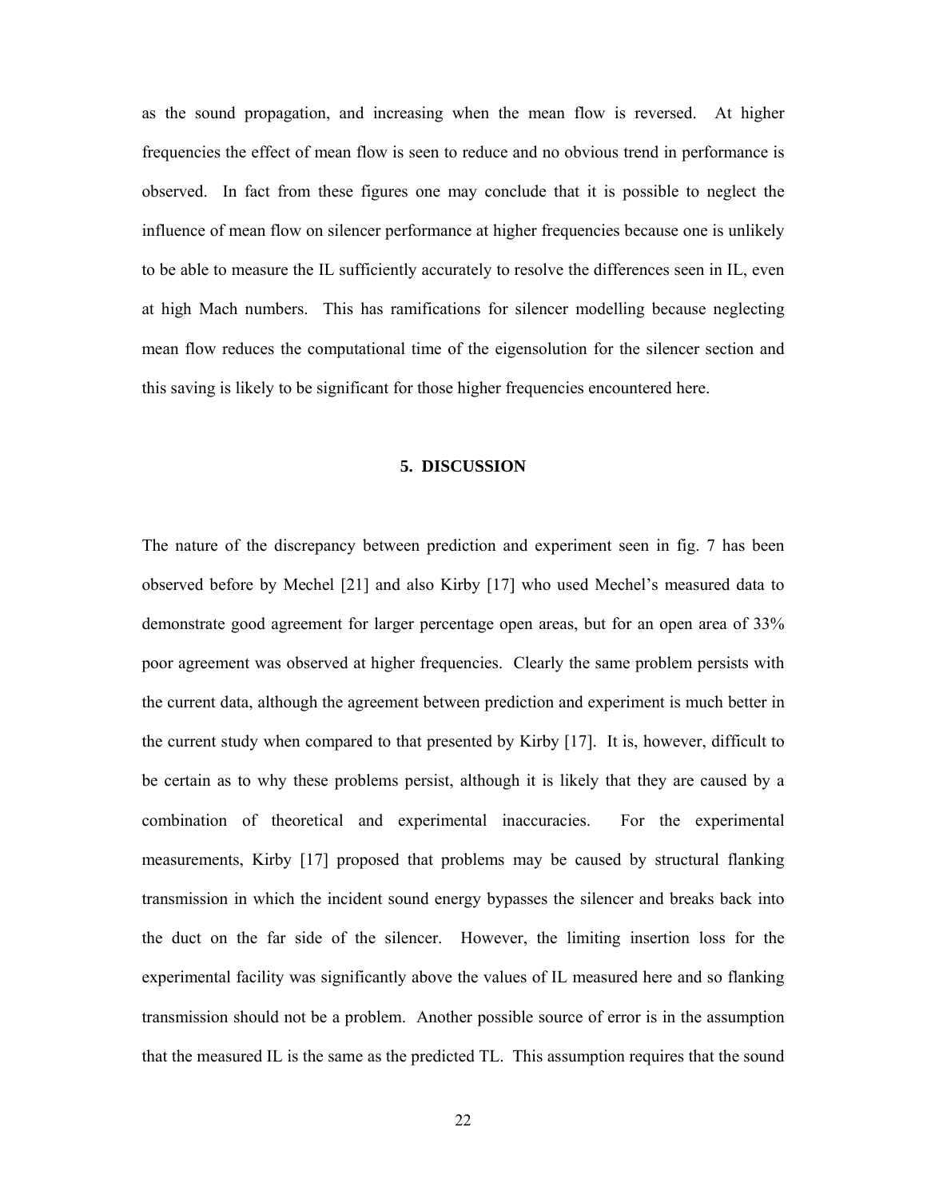as the sound propagation, and increasing when the mean flow is reversed. At higher frequencies the effect of mean flow is seen to reduce and no obvious trend in performance is observed. In fact from these figures one may conclude that it is possible to neglect the influence of mean flow on silencer performance at higher frequencies because one is unlikely to be able to measure the IL sufficiently accurately to resolve the differences seen in IL, even at high Mach numbers. This has ramifications for silencer modelling because neglecting mean flow reduces the computational time of the eigensolution for the silencer section and this saving is likely to be significant for those higher frequencies encountered here.

## 5. DISCUSSION

The nature of the discrepancy between prediction and experiment seen in fig. 7 has been observed before by Mechel [21] and also Kirby [17] who used Mechel's measured data to demonstrate good agreement for larger percentage open areas, but for an open area of 33% poor agreement was observed at higher frequencies. Clearly the same problem persists with the current data, although the agreement between prediction and experiment is much better in the current study when compared to that presented by Kirby [17]. It is, however, difficult to be certain as to why these problems persist, although it is likely that they are caused by a combination of theoretical and experimental inaccuracies. For the experimental measurements, Kirby [17] proposed that problems may be caused by structural flanking transmission in which the incident sound energy bypasses the silencer and breaks back into the duct on the far side of the silencer. However, the limiting insertion loss for the experimental facility was significantly above the values of IL measured here and so flanking transmission should not be a problem. Another possible source of error is in the assumption that the measured IL is the same as the predicted TL. This assumption requires that the sound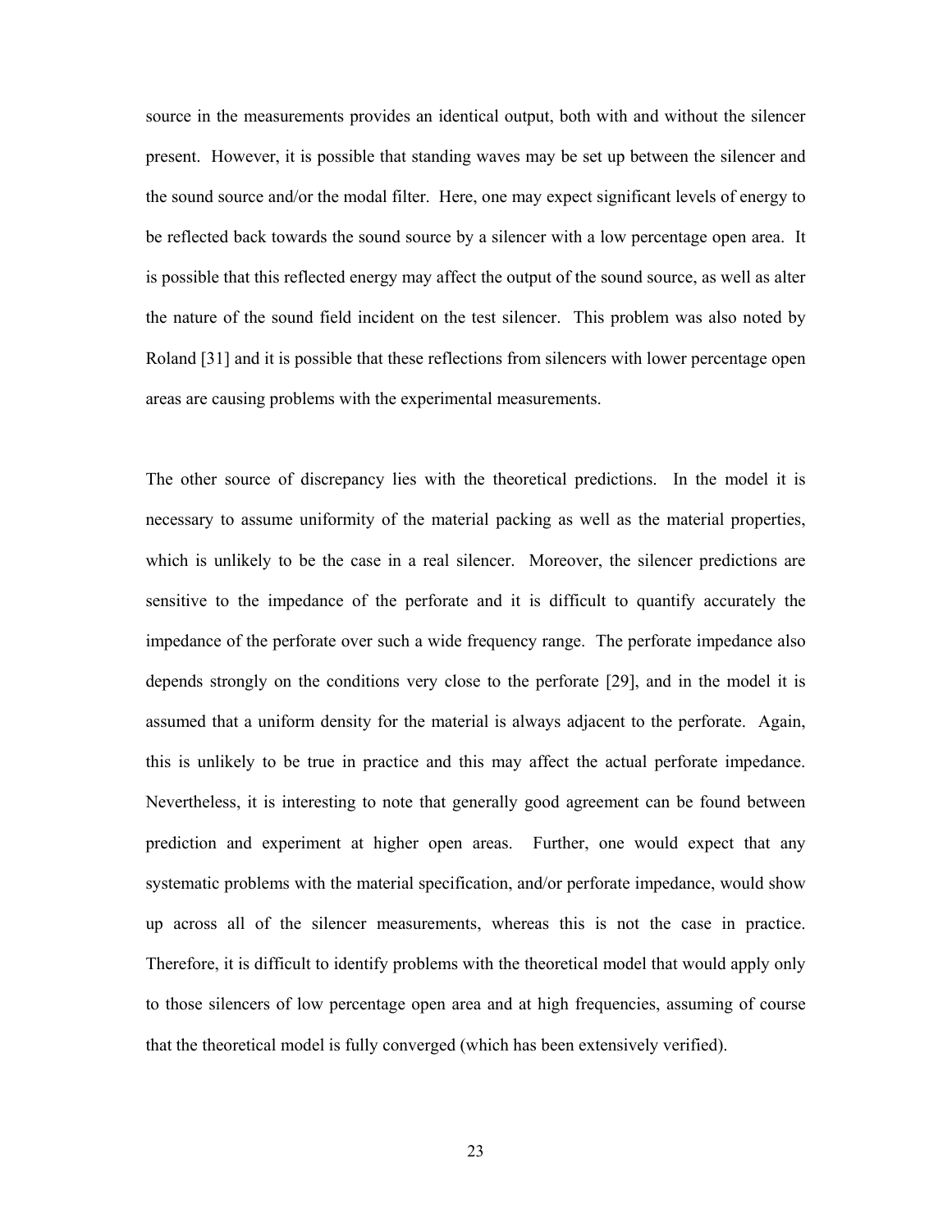source in the measurements provides an identical output, both with and without the silencer present. However, it is possible that standing waves may be set up between the silencer and the sound source and/or the modal filter. Here, one may expect significant levels of energy to be reflected back towards the sound source by a silencer with a low percentage open area. It is possible that this reflected energy may affect the output of the sound source, as well as alter the nature of the sound field incident on the test silencer. This problem was also noted by Roland [31] and it is possible that these reflections from silencers with lower percentage open areas are causing problems with the experimental measurements.

The other source of discrepancy lies with the theoretical predictions. In the model it is necessary to assume uniformity of the material packing as well as the material properties, which is unlikely to be the case in a real silencer. Moreover, the silencer predictions are sensitive to the impedance of the perforate and it is difficult to quantify accurately the impedance of the perforate over such a wide frequency range. The perforate impedance also depends strongly on the conditions very close to the perforate [29], and in the model it is assumed that a uniform density for the material is always adjacent to the perforate. Again, this is unlikely to be true in practice and this may affect the actual perforate impedance. Nevertheless, it is interesting to note that generally good agreement can be found between prediction and experiment at higher open areas. Further, one would expect that any systematic problems with the material specification, and/or perforate impedance, would show up across all of the silencer measurements, whereas this is not the case in practice. Therefore, it is difficult to identify problems with the theoretical model that would apply only to those silencers of low percentage open area and at high frequencies, assuming of course that the theoretical model is fully converged (which has been extensively verified).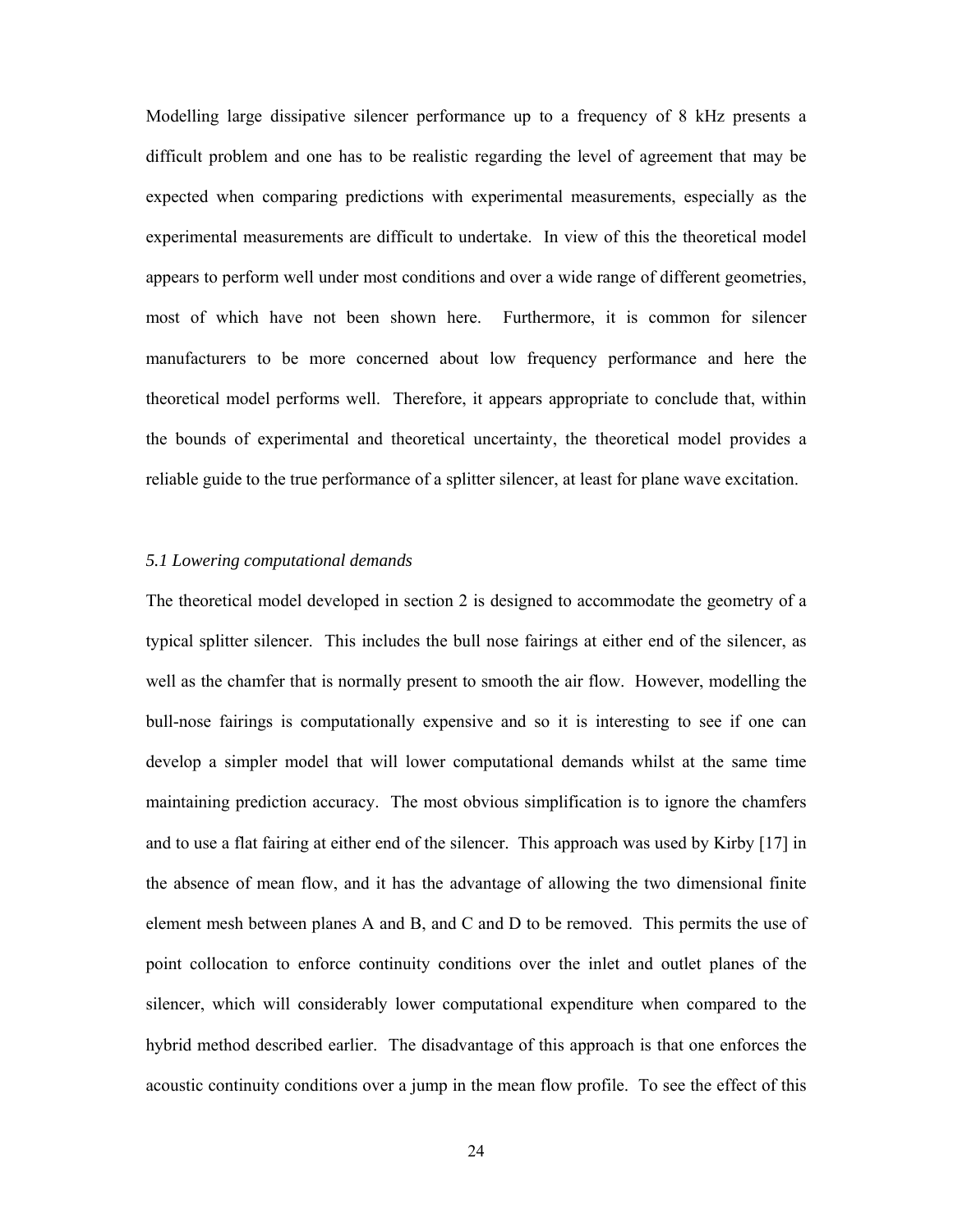Modelling large dissipative silencer performance up to a frequency of 8 kHz presents a difficult problem and one has to be realistic regarding the level of agreement that may be expected when comparing predictions with experimental measurements, especially as the experimental measurements are difficult to undertake. In view of this the theoretical model appears to perform well under most conditions and over a wide range of different geometries, most of which have not been shown here. Furthermore, it is common for silencer manufacturers to be more concerned about low frequency performance and here the theoretical model performs well. Therefore, it appears appropriate to conclude that, within the bounds of experimental and theoretical uncertainty, the theoretical model provides a reliable guide to the true performance of a splitter silencer, at least for plane wave excitation.

### *5.1 Lowering computational demands*

The theoretical model developed in section 2 is designed to accommodate the geometry of a typical splitter silencer. This includes the bull nose fairings at either end of the silencer, as well as the chamfer that is normally present to smooth the air flow. However, modelling the bull-nose fairings is computationally expensive and so it is interesting to see if one can develop a simpler model that will lower computational demands whilst at the same time maintaining prediction accuracy. The most obvious simplification is to ignore the chamfers and to use a flat fairing at either end of the silencer. This approach was used by Kirby [17] in the absence of mean flow, and it has the advantage of allowing the two dimensional finite element mesh between planes A and B, and C and D to be removed. This permits the use of point collocation to enforce continuity conditions over the inlet and outlet planes of the silencer, which will considerably lower computational expenditure when compared to the hybrid method described earlier. The disadvantage of this approach is that one enforces the acoustic continuity conditions over a jump in the mean flow profile. To see the effect of this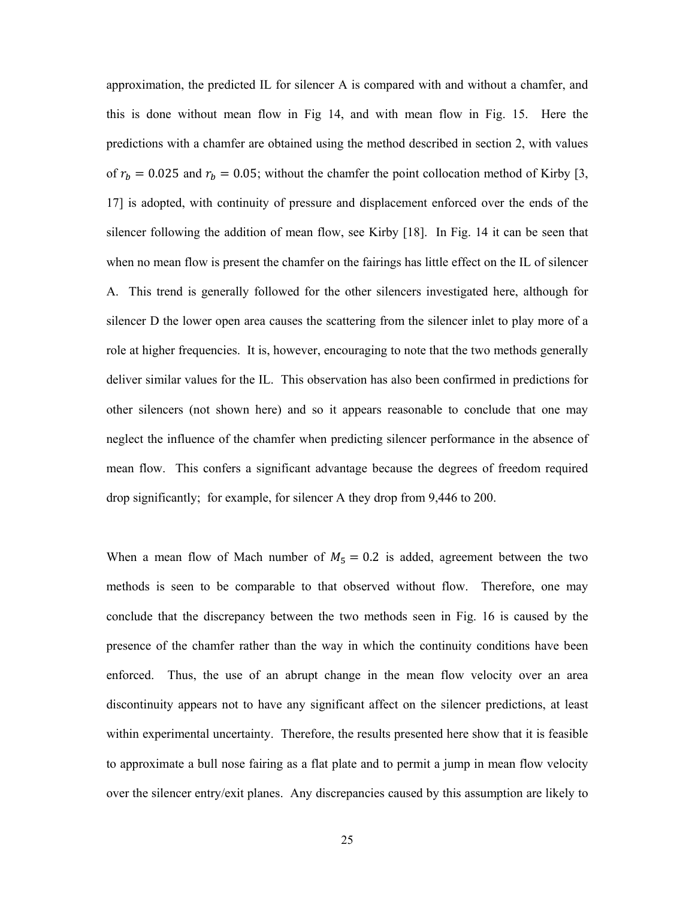approximation, the predicted IL for silencer A is compared with and without a chamfer, and this is done without mean flow in Fig 14, and with mean flow in Fig. 15. Here the predictions with a chamfer are obtained using the method described in section 2, with values of $r_b = 0.025$ and $r_b = 0.05$; without the chamfer the point collocation method of Kirby [3, 17] is adopted, with continuity of pressure and displacement enforced over the ends of the silencer following the addition of mean flow, see Kirby [18]. In Fig. 14 it can be seen that when no mean flow is present the chamfer on the fairings has little effect on the IL of silencer A. This trend is generally followed for the other silencers investigated here, although for silencer D the lower open area causes the scattering from the silencer inlet to play more of a role at higher frequencies. It is, however, encouraging to note that the two methods generally deliver similar values for the IL. This observation has also been confirmed in predictions for other silencers (not shown here) and so it appears reasonable to conclude that one may neglect the influence of the chamfer when predicting silencer performance in the absence of mean flow. This confers a significant advantage because the degrees of freedom required drop significantly; for example, for silencer A they drop from 9,446 to 200.

When a mean flow of Mach number of $M_5 = 0.2$ is added, agreement between the two methods is seen to be comparable to that observed without flow. Therefore, one may conclude that the discrepancy between the two methods seen in Fig. 16 is caused by the presence of the chamfer rather than the way in which the continuity conditions have been enforced. Thus, the use of an abrupt change in the mean flow velocity over an area discontinuity appears not to have any significant affect on the silencer predictions, at least within experimental uncertainty. Therefore, the results presented here show that it is feasible to approximate a bull nose fairing as a flat plate and to permit a jump in mean flow velocity over the silencer entry/exit planes. Any discrepancies caused by this assumption are likely to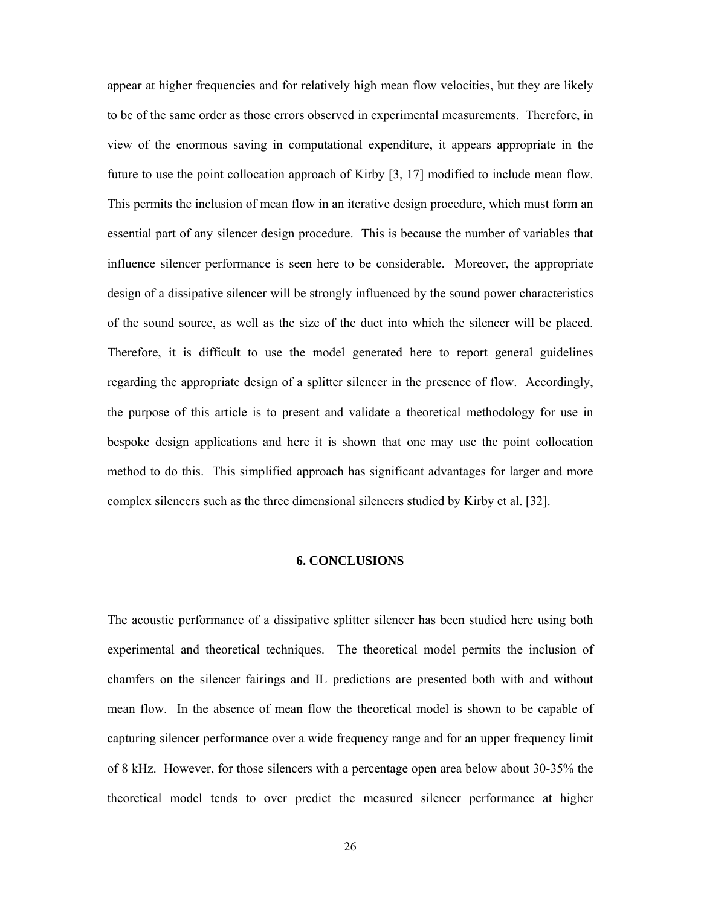appear at higher frequencies and for relatively high mean flow velocities, but they are likely to be of the same order as those errors observed in experimental measurements. Therefore, in view of the enormous saving in computational expenditure, it appears appropriate in the future to use the point collocation approach of Kirby [3, 17] modified to include mean flow. This permits the inclusion of mean flow in an iterative design procedure, which must form an essential part of any silencer design procedure. This is because the number of variables that influence silencer performance is seen here to be considerable. Moreover, the appropriate design of a dissipative silencer will be strongly influenced by the sound power characteristics of the sound source, as well as the size of the duct into which the silencer will be placed. Therefore, it is difficult to use the model generated here to report general guidelines regarding the appropriate design of a splitter silencer in the presence of flow. Accordingly, the purpose of this article is to present and validate a theoretical methodology for use in bespoke design applications and here it is shown that one may use the point collocation method to do this. This simplified approach has significant advantages for larger and more complex silencers such as the three dimensional silencers studied by Kirby et al. [32].

## 6. CONCLUSIONS

The acoustic performance of a dissipative splitter silencer has been studied here using both experimental and theoretical techniques. The theoretical model permits the inclusion of chamfers on the silencer fairings and IL predictions are presented both with and without mean flow. In the absence of mean flow the theoretical model is shown to be capable of capturing silencer performance over a wide frequency range and for an upper frequency limit of 8 kHz. However, for those silencers with a percentage open area below about 30-35% the theoretical model tends to over predict the measured silencer performance at higher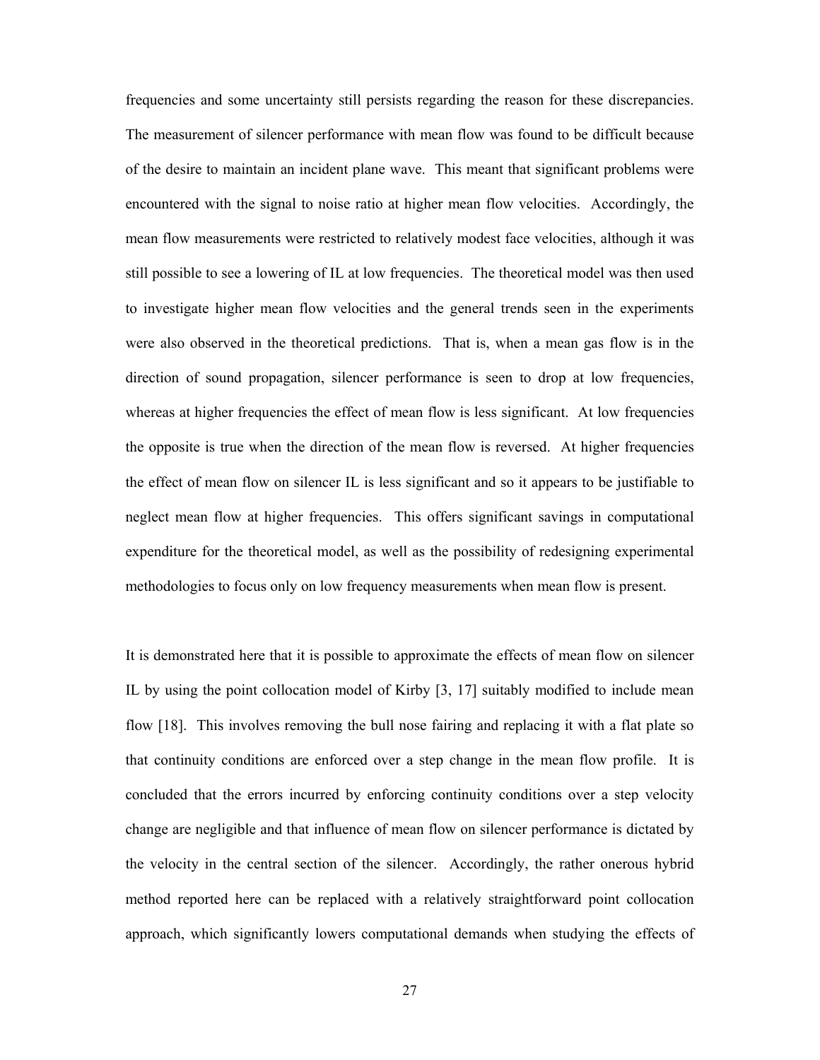frequencies and some uncertainty still persists regarding the reason for these discrepancies. The measurement of silencer performance with mean flow was found to be difficult because of the desire to maintain an incident plane wave. This meant that significant problems were encountered with the signal to noise ratio at higher mean flow velocities. Accordingly, the mean flow measurements were restricted to relatively modest face velocities, although it was still possible to see a lowering of IL at low frequencies. The theoretical model was then used to investigate higher mean flow velocities and the general trends seen in the experiments were also observed in the theoretical predictions. That is, when a mean gas flow is in the direction of sound propagation, silencer performance is seen to drop at low frequencies, whereas at higher frequencies the effect of mean flow is less significant. At low frequencies the opposite is true when the direction of the mean flow is reversed. At higher frequencies the effect of mean flow on silencer IL is less significant and so it appears to be justifiable to neglect mean flow at higher frequencies. This offers significant savings in computational expenditure for the theoretical model, as well as the possibility of redesigning experimental methodologies to focus only on low frequency measurements when mean flow is present.

It is demonstrated here that it is possible to approximate the effects of mean flow on silencer IL by using the point collocation model of Kirby [3, 17] suitably modified to include mean flow [18]. This involves removing the bull nose fairing and replacing it with a flat plate so that continuity conditions are enforced over a step change in the mean flow profile. It is concluded that the errors incurred by enforcing continuity conditions over a step velocity change are negligible and that influence of mean flow on silencer performance is dictated by the velocity in the central section of the silencer. Accordingly, the rather onerous hybrid method reported here can be replaced with a relatively straightforward point collocation approach, which significantly lowers computational demands when studying the effects of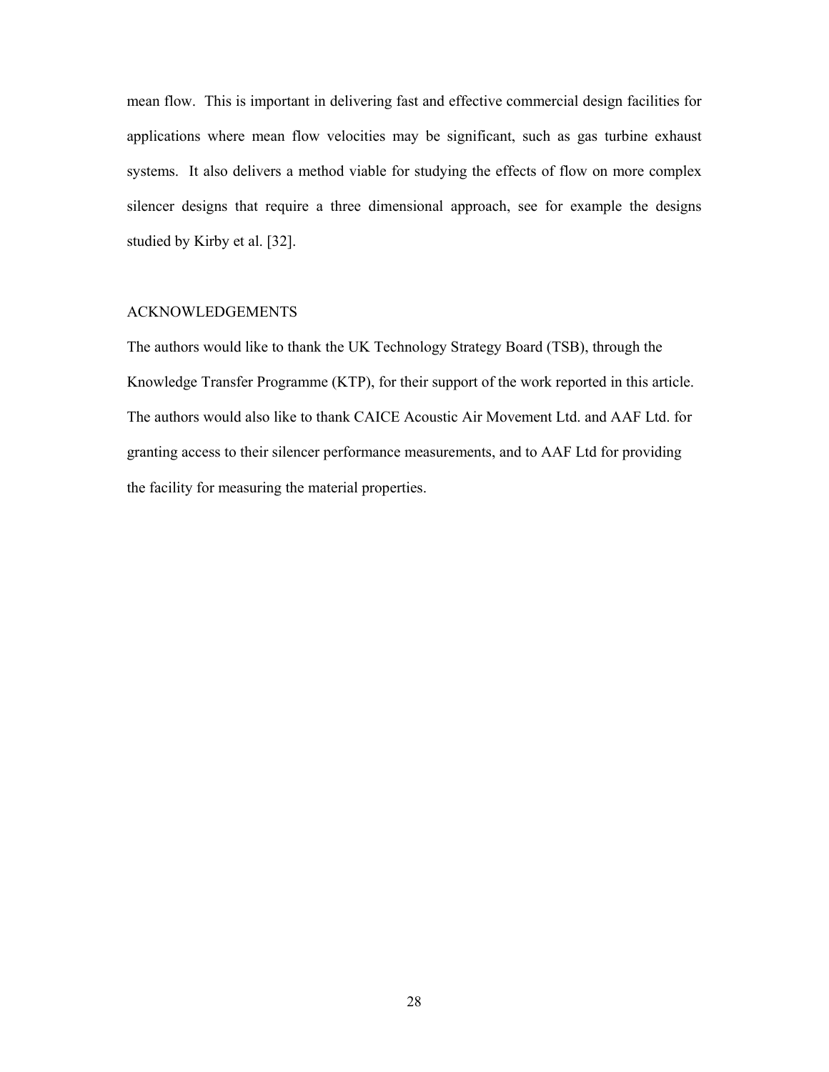mean flow. This is important in delivering fast and effective commercial design facilities for applications where mean flow velocities may be significant, such as gas turbine exhaust systems. It also delivers a method viable for studying the effects of flow on more complex silencer designs that require a three dimensional approach, see for example the designs studied by Kirby et al. [32].

## ACKNOWLEDGEMENTS

The authors would like to thank the UK Technology Strategy Board (TSB), through the Knowledge Transfer Programme (KTP), for their support of the work reported in this article. The authors would also like to thank CAICE Acoustic Air Movement Ltd. and AAF Ltd. for granting access to their silencer performance measurements, and to AAF Ltd for providing the facility for measuring the material properties.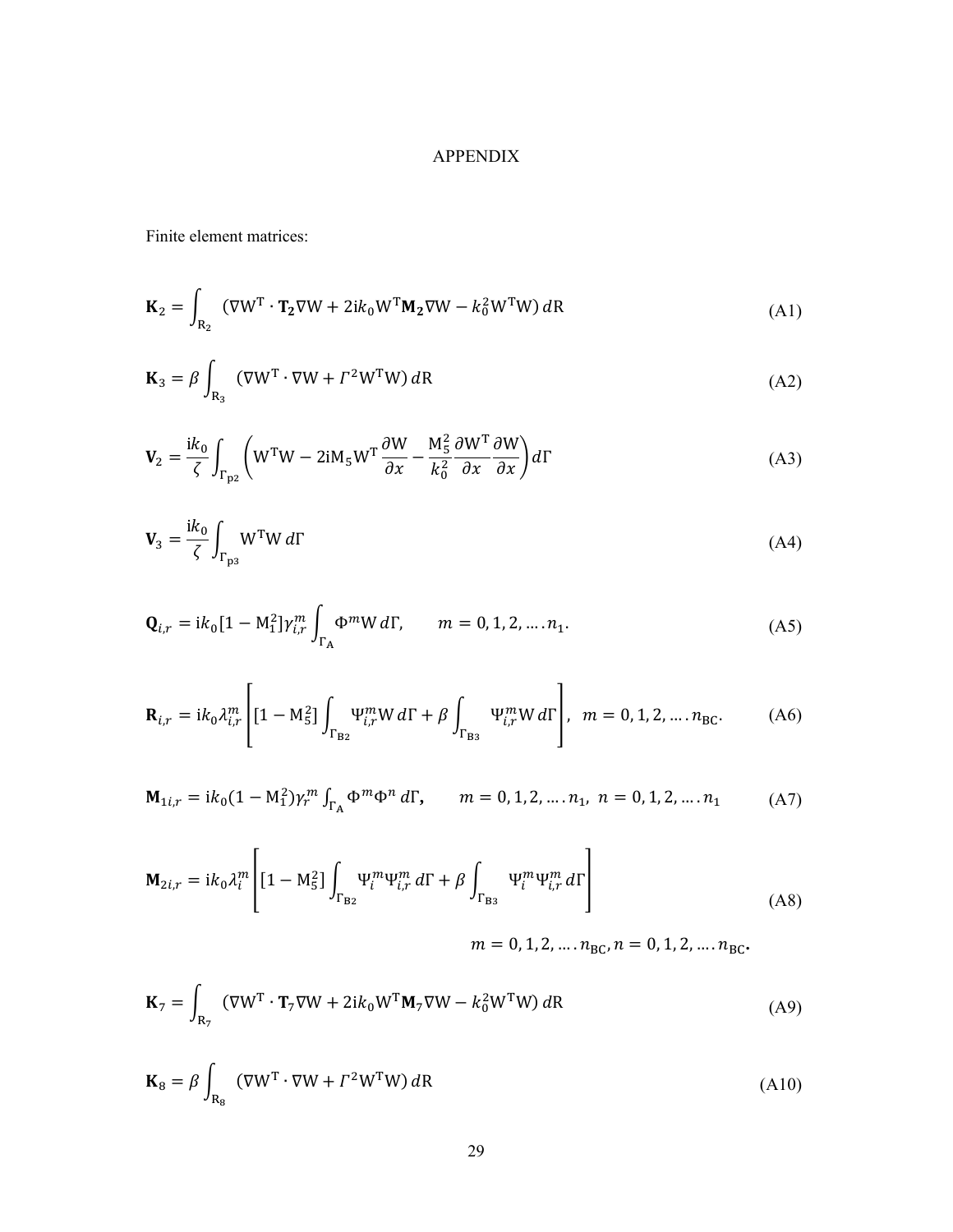# APPENDIX

Finite element matrices:

$$\mathbf{K}_2 = \int_{\mathrm{R}_2} \left(\nabla \mathrm{W}^{\mathrm{T}} \cdot \mathbf{T_2} \nabla \mathrm{W} + 2\mathrm{i}k_0 \mathrm{W}^{\mathrm{T}} \mathbf{M_2} \nabla \mathrm{W} - k_0^2 \mathrm{W}^{\mathrm{T}} \mathrm{W}\right) d\mathrm{R} \tag{A1}$$

$$\mathbf{K}_3 = \beta \int_{\mathrm{R}_3} \left(\nabla \mathrm{W}^{\mathrm{T}} \cdot \nabla \mathrm{W} + \Gamma^2 \mathrm{W}^{\mathrm{T}} \mathrm{W}\right) d\mathrm{R} \tag{A2}$$

$$\mathbf{V}_2 = \frac{\mathrm{i}k_0}{\zeta} \int_{\Gamma_{\mathrm{p2}}} \left(\mathrm{W}^{\mathrm{T}} \mathrm{W} - 2\mathrm{i}\mathrm{M}_5 \mathrm{W}^{\mathrm{T}} \frac{\partial \mathrm{W}}{\partial x} - \frac{\mathrm{M}_5^2}{k_0^2} \frac{\partial \mathrm{W}^{\mathrm{T}}}{\partial x} \frac{\partial \mathrm{W}}{\partial x}\right) d\Gamma \tag{A3}$$

$$\mathbf{V}_3 = \frac{\mathrm{i}k_0}{\zeta} \int_{\Gamma_{\mathrm{p3}}} \mathrm{W}^{\mathrm{T}} \mathrm{W} \, d\Gamma \tag{A4}$$

$$\mathbf{Q}_{i,r} = \mathrm{i}k_0 [1 - \mathrm{M}_1^2] \gamma_{i,r}^m \int_{\Gamma_{\mathrm{A}}} \Phi^m \mathrm{W} \, d\Gamma, \qquad m = 0, 1, 2, \ldots . n_1. \tag{A5}$$

$$\mathbf{R}_{i,r} = \mathrm{i}k_0 \lambda_{i,r}^m \left[ [1 - \mathrm{M}_5^2] \int_{\Gamma_{\mathrm{B2}}} \Psi_{i,r}^m \mathrm{W} \, d\Gamma + \beta \int_{\Gamma_{\mathrm{B3}}} \Psi_{i,r}^m \mathrm{W} \, d\Gamma \right], \quad m = 0, 1, 2, \ldots . n_{\mathrm{BC}}. \tag{A6}$$

$$\mathbf{M}_{1i,r} = \mathrm{i}k_0 (1 - \mathrm{M}_1^2) \gamma_r^m \int_{\Gamma_{\mathrm{A}}} \Phi^m \Phi^n \, d\Gamma, \qquad m = 0, 1, 2, \ldots . n_1, \; n = 0, 1, 2, \ldots . n_1 \tag{A7}$$

$$\mathbf{M}_{2i,r} = \mathrm{i}k_0 \lambda_i^m \left[ [1 - \mathrm{M}_5^2] \int_{\Gamma_{\mathrm{B2}}} \Psi_i^m \Psi_{i,r}^m \, d\Gamma + \beta \int_{\Gamma_{\mathrm{B3}}} \Psi_i^m \Psi_{i,r}^m \, d\Gamma \right] \tag{A8}$$

$$m = 0, 1, 2, \ldots . n_{\mathrm{BC}}, n = 0, 1, 2, \ldots . n_{\mathrm{BC}}.$$

$$\mathbf{K}_7 = \int_{\mathrm{R}_7} \left(\nabla \mathrm{W}^{\mathrm{T}} \cdot \mathbf{T}_7 \nabla \mathrm{W} + 2\mathrm{i}k_0 \mathrm{W}^{\mathrm{T}} \mathbf{M}_7 \nabla \mathrm{W} - k_0^2 \mathrm{W}^{\mathrm{T}} \mathrm{W}\right) d\mathrm{R} \tag{A9}$$

$$\mathbf{K}_8 = \beta \int_{\mathrm{R}_8} \left(\nabla \mathrm{W}^{\mathrm{T}} \cdot \nabla \mathrm{W} + \Gamma^2 \mathrm{W}^{\mathrm{T}} \mathrm{W}\right) d\mathrm{R} \tag{A10}$$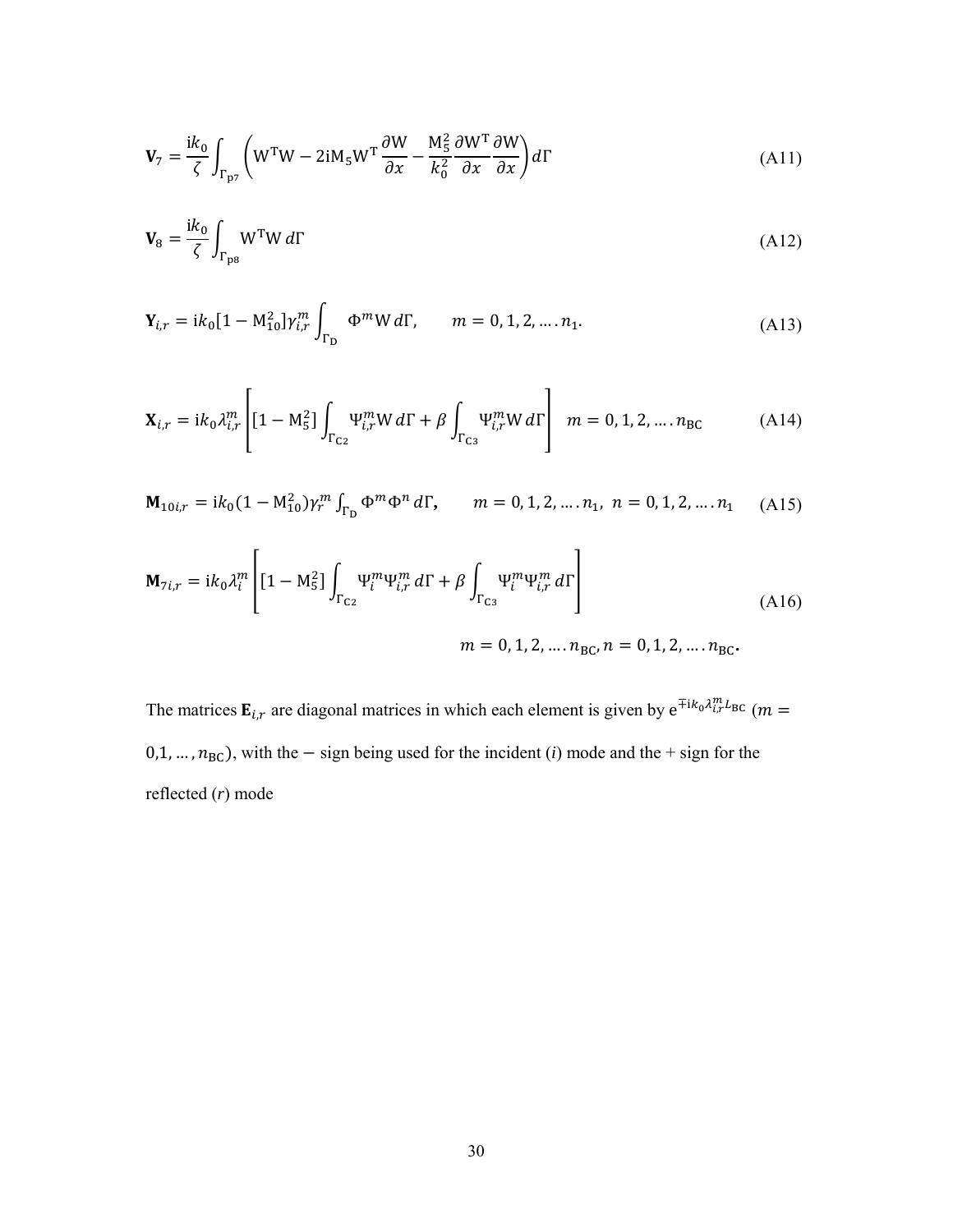$$\mathbf{V}_7 = \frac{\mathrm{i}k_0}{\zeta} \int_{\Gamma_{\mathrm{p7}}} \left( \mathrm{W}^{\mathrm{T}}\mathrm{W} - 2\mathrm{i}\mathrm{M}_5 \mathrm{W}^{\mathrm{T}} \frac{\partial \mathrm{W}}{\partial x} - \frac{\mathrm{M}_5^2}{k_0^2} \frac{\partial \mathrm{W}^{\mathrm{T}}}{\partial x} \frac{\partial \mathrm{W}}{\partial x} \right) d\Gamma \tag{A11}$$

$$\mathbf{V}_8 = \frac{\mathrm{i}k_0}{\zeta} \int_{\Gamma_{\mathrm{p8}}} \mathrm{W}^{\mathrm{T}}\mathrm{W} \, d\Gamma \tag{A12}$$

$$\mathbf{Y}_{i,r} = \mathrm{i}k_0 [1 - \mathrm{M}_{10}^2] \gamma_{i,r}^m \int_{\Gamma_{\mathrm{D}}} \Phi^m \mathrm{W} \, d\Gamma, \qquad m = 0, 1, 2, \ldots . n_1. \tag{A13}$$

$$\mathbf{X}_{i,r} = \mathrm{i}k_0 \lambda_{i,r}^m \left[ [1 - \mathrm{M}_5^2] \int_{\Gamma_{\mathrm{C2}}} \Psi_{i,r}^m \mathrm{W} \, d\Gamma + \beta \int_{\Gamma_{\mathrm{C3}}} \Psi_{i,r}^m \mathrm{W} \, d\Gamma \right] \quad m = 0, 1, 2, \ldots . n_{\mathrm{BC}} \tag{A14}$$

$$\mathbf{M}_{10i,r} = \mathrm{i}k_0 (1 - \mathrm{M}_{10}^2) \gamma_r^m \int_{\Gamma_{\mathrm{D}}} \Phi^m \Phi^n \, d\Gamma, \qquad m = 0, 1, 2, \ldots . n_1, \; n = 0, 1, 2, \ldots . n_1 \tag{A15}$$

$$\mathbf{M}_{7i,r} = \mathrm{i}k_0 \lambda_i^m \left[ [1 - \mathrm{M}_5^2] \int_{\Gamma_{\mathrm{C2}}} \Psi_i^m \Psi_{i,r}^m \, d\Gamma + \beta \int_{\Gamma_{\mathrm{C3}}} \Psi_i^m \Psi_{i,r}^m \, d\Gamma \right] \qquad m = 0, 1, 2, \ldots . n_{\mathrm{BC}}, n = 0, 1, 2, \ldots . n_{\mathrm{BC}}. \tag{A16}$$

The matrices $\mathbf{E}_{i,r}$ are diagonal matrices in which each element is given by $\mathrm{e}^{\mp \mathrm{i}k_0 \lambda_{i,r}^m L_{\mathrm{BC}}}$ ($m = 0,1, \ldots, n_{\mathrm{BC}}$), with the $-$ sign being used for the incident (*i*) mode and the + sign for the reflected (*r*) mode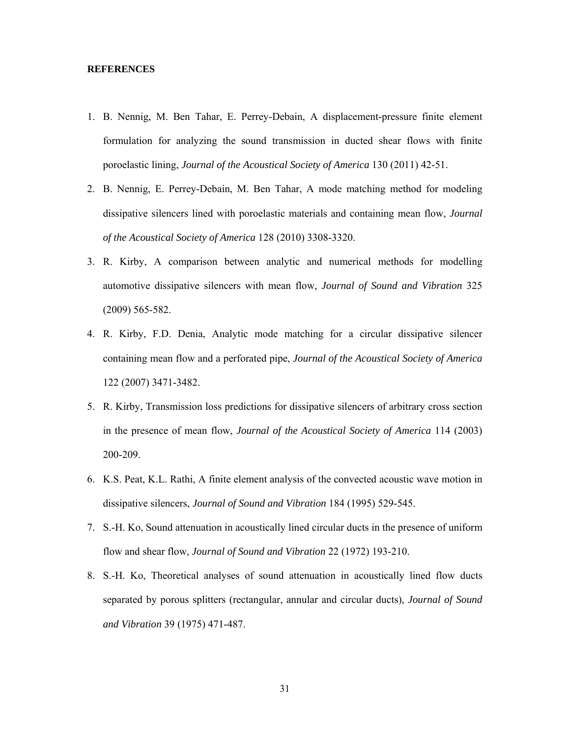**REFERENCES**

1. B. Nennig, M. Ben Tahar, E. Perrey-Debain, A displacement-pressure finite element formulation for analyzing the sound transmission in ducted shear flows with finite poroelastic lining, *Journal of the Acoustical Society of America* 130 (2011) 42-51.
2. B. Nennig, E. Perrey-Debain, M. Ben Tahar, A mode matching method for modeling dissipative silencers lined with poroelastic materials and containing mean flow, *Journal of the Acoustical Society of America* 128 (2010) 3308-3320.
3. R. Kirby, A comparison between analytic and numerical methods for modelling automotive dissipative silencers with mean flow, *Journal of Sound and Vibration* 325 (2009) 565-582.
4. R. Kirby, F.D. Denia, Analytic mode matching for a circular dissipative silencer containing mean flow and a perforated pipe, *Journal of the Acoustical Society of America* 122 (2007) 3471-3482.
5. R. Kirby, Transmission loss predictions for dissipative silencers of arbitrary cross section in the presence of mean flow, *Journal of the Acoustical Society of America* 114 (2003) 200-209.
6. K.S. Peat, K.L. Rathi, A finite element analysis of the convected acoustic wave motion in dissipative silencers, *Journal of Sound and Vibration* 184 (1995) 529-545.
7. S.-H. Ko, Sound attenuation in acoustically lined circular ducts in the presence of uniform flow and shear flow, *Journal of Sound and Vibration* 22 (1972) 193-210.
8. S.-H. Ko, Theoretical analyses of sound attenuation in acoustically lined flow ducts separated by porous splitters (rectangular, annular and circular ducts), *Journal of Sound and Vibration* 39 (1975) 471-487.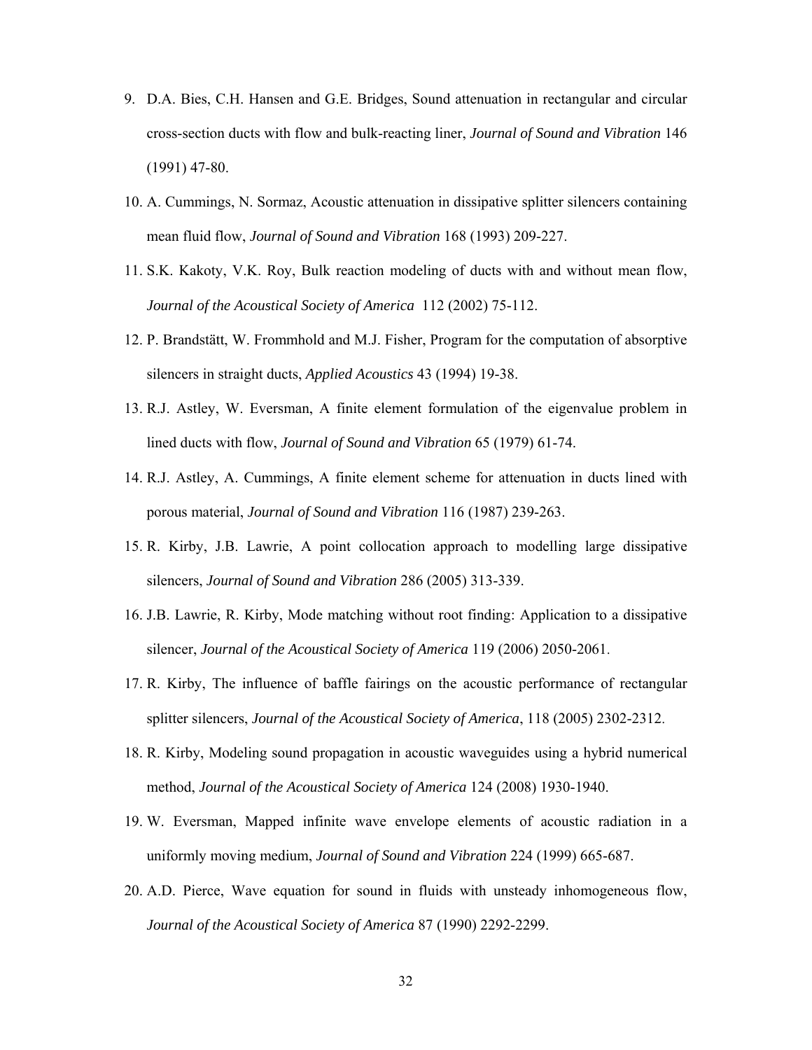9. D.A. Bies, C.H. Hansen and G.E. Bridges, Sound attenuation in rectangular and circular cross-section ducts with flow and bulk-reacting liner, *Journal of Sound and Vibration* 146 (1991) 47-80.
10. A. Cummings, N. Sormaz, Acoustic attenuation in dissipative splitter silencers containing mean fluid flow, *Journal of Sound and Vibration* 168 (1993) 209-227.
11. S.K. Kakoty, V.K. Roy, Bulk reaction modeling of ducts with and without mean flow, *Journal of the Acoustical Society of America* 112 (2002) 75-112.
12. P. Brandstätt, W. Frommhold and M.J. Fisher, Program for the computation of absorptive silencers in straight ducts, *Applied Acoustics* 43 (1994) 19-38.
13. R.J. Astley, W. Eversman, A finite element formulation of the eigenvalue problem in lined ducts with flow, *Journal of Sound and Vibration* 65 (1979) 61-74.
14. R.J. Astley, A. Cummings, A finite element scheme for attenuation in ducts lined with porous material, *Journal of Sound and Vibration* 116 (1987) 239-263.
15. R. Kirby, J.B. Lawrie, A point collocation approach to modelling large dissipative silencers, *Journal of Sound and Vibration* 286 (2005) 313-339.
16. J.B. Lawrie, R. Kirby, Mode matching without root finding: Application to a dissipative silencer, *Journal of the Acoustical Society of America* 119 (2006) 2050-2061.
17. R. Kirby, The influence of baffle fairings on the acoustic performance of rectangular splitter silencers, *Journal of the Acoustical Society of America*, 118 (2005) 2302-2312.
18. R. Kirby, Modeling sound propagation in acoustic waveguides using a hybrid numerical method, *Journal of the Acoustical Society of America* 124 (2008) 1930-1940.
19. W. Eversman, Mapped infinite wave envelope elements of acoustic radiation in a uniformly moving medium, *Journal of Sound and Vibration* 224 (1999) 665-687.
20. A.D. Pierce, Wave equation for sound in fluids with unsteady inhomogeneous flow, *Journal of the Acoustical Society of America* 87 (1990) 2292-2299.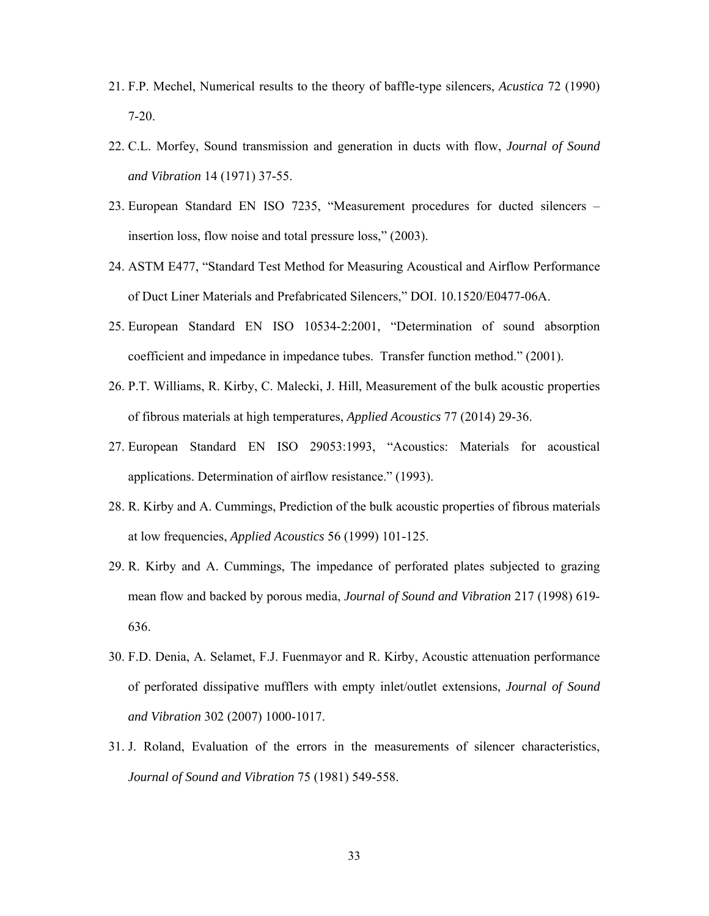21. F.P. Mechel, Numerical results to the theory of baffle-type silencers, *Acustica* 72 (1990) 7-20.

22. C.L. Morfey, Sound transmission and generation in ducts with flow, *Journal of Sound and Vibration* 14 (1971) 37-55.

23. European Standard EN ISO 7235, "Measurement procedures for ducted silencers – insertion loss, flow noise and total pressure loss," (2003).

24. ASTM E477, "Standard Test Method for Measuring Acoustical and Airflow Performance of Duct Liner Materials and Prefabricated Silencers," DOI. 10.1520/E0477-06A.

25. European Standard EN ISO 10534-2:2001, "Determination of sound absorption coefficient and impedance in impedance tubes. Transfer function method." (2001).

26. P.T. Williams, R. Kirby, C. Malecki, J. Hill, Measurement of the bulk acoustic properties of fibrous materials at high temperatures, *Applied Acoustics* 77 (2014) 29-36.

27. European Standard EN ISO 29053:1993, "Acoustics: Materials for acoustical applications. Determination of airflow resistance." (1993).

28. R. Kirby and A. Cummings, Prediction of the bulk acoustic properties of fibrous materials at low frequencies, *Applied Acoustics* 56 (1999) 101-125.

29. R. Kirby and A. Cummings, The impedance of perforated plates subjected to grazing mean flow and backed by porous media, *Journal of Sound and Vibration* 217 (1998) 619-636.

30. F.D. Denia, A. Selamet, F.J. Fuenmayor and R. Kirby, Acoustic attenuation performance of perforated dissipative mufflers with empty inlet/outlet extensions, *Journal of Sound and Vibration* 302 (2007) 1000-1017.

31. J. Roland, Evaluation of the errors in the measurements of silencer characteristics, *Journal of Sound and Vibration* 75 (1981) 549-558.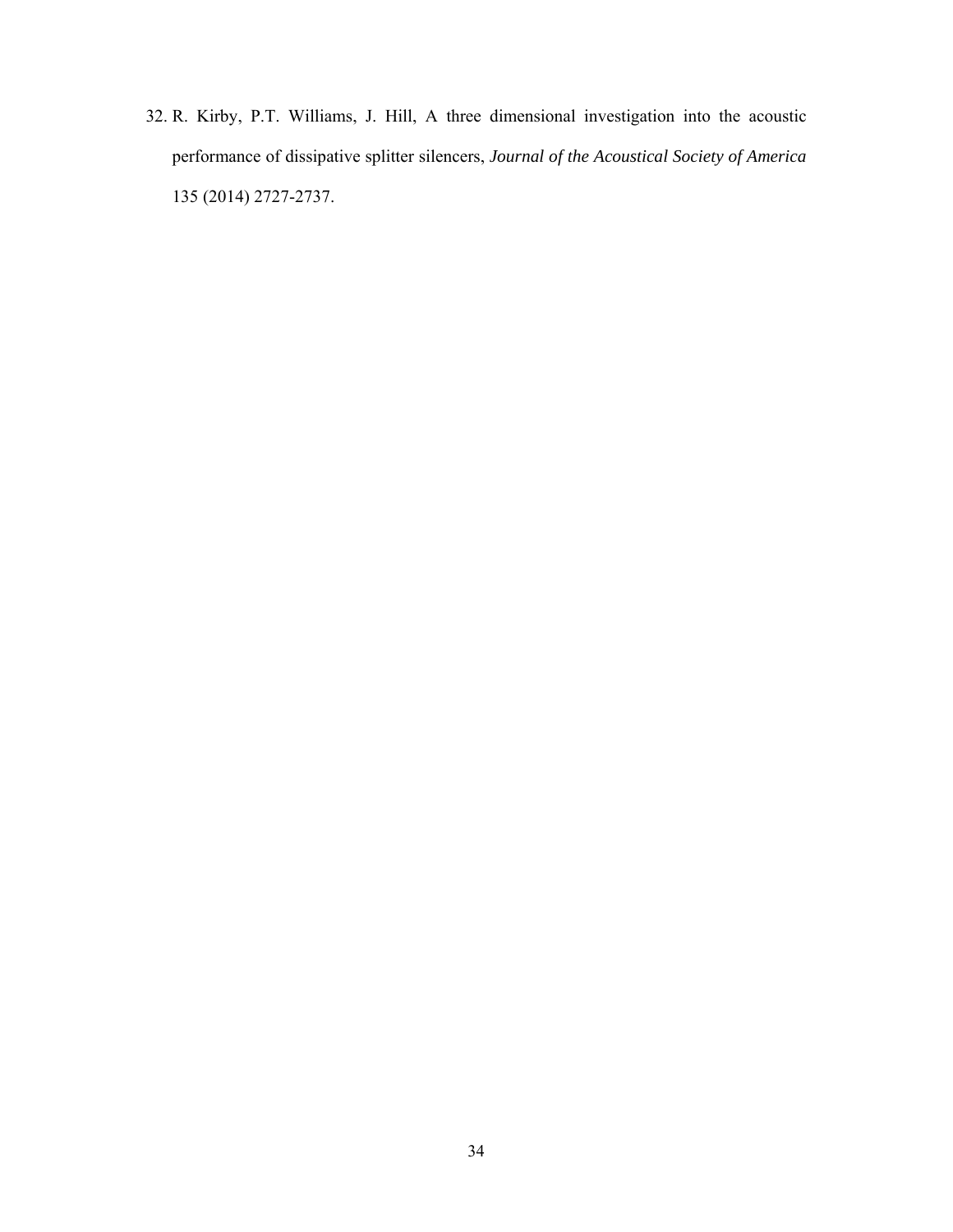32. R. Kirby, P.T. Williams, J. Hill, A three dimensional investigation into the acoustic performance of dissipative splitter silencers, *Journal of the Acoustical Society of America* 135 (2014) 2727-2737.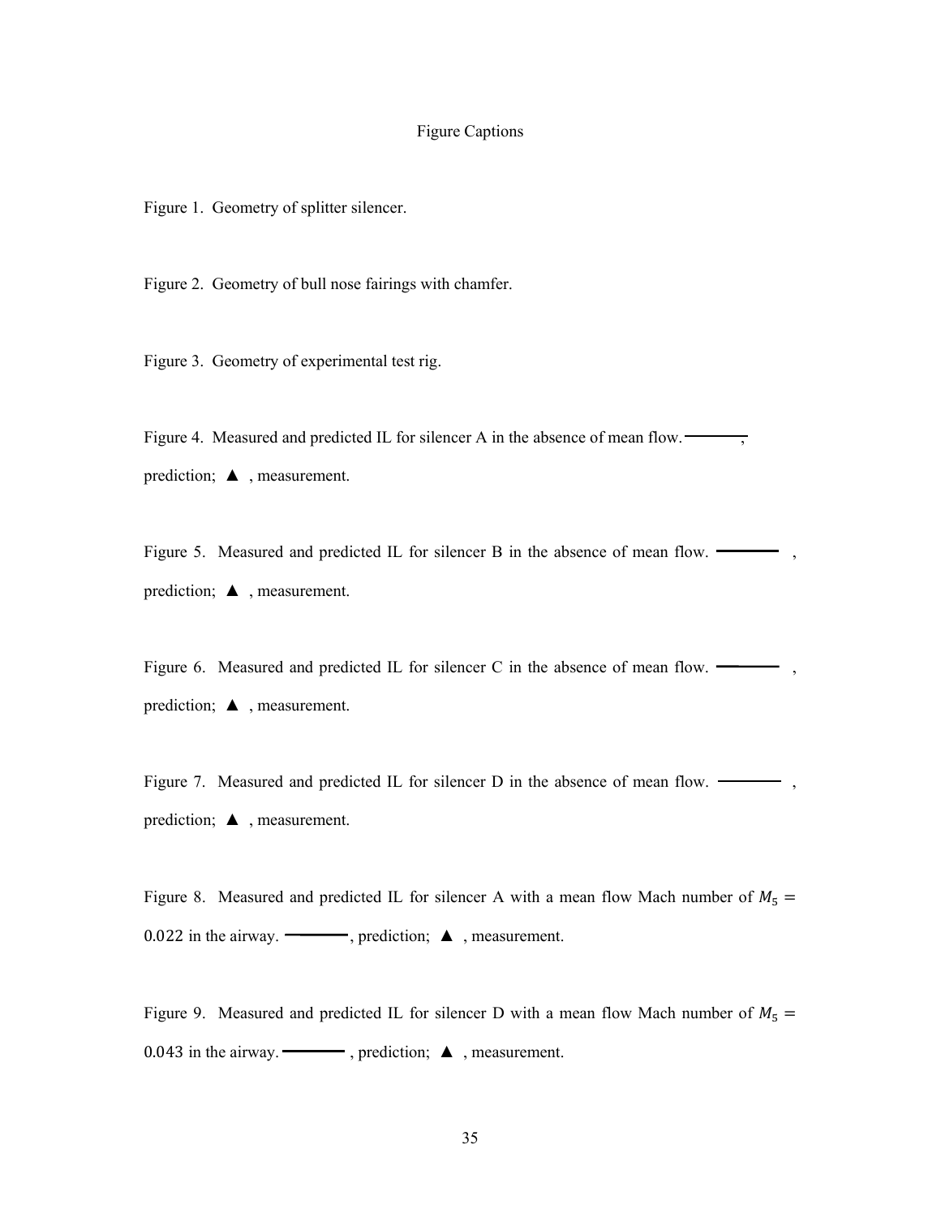# Figure Captions

Figure 1. Geometry of splitter silencer.

Figure 2. Geometry of bull nose fairings with chamfer.

Figure 3. Geometry of experimental test rig.

Figure 4. Measured and predicted IL for silencer A in the absence of mean flow. ———, prediction; ▲ , measurement.

Figure 5. Measured and predicted IL for silencer B in the absence of mean flow. ——— , prediction; ▲ , measurement.

Figure 6. Measured and predicted IL for silencer C in the absence of mean flow. ——— , prediction; ▲ , measurement.

Figure 7. Measured and predicted IL for silencer D in the absence of mean flow. ——— , prediction; ▲ , measurement.

Figure 8. Measured and predicted IL for silencer A with a mean flow Mach number of $M_5 = 0.022$ in the airway. ———, prediction; ▲ , measurement.

Figure 9. Measured and predicted IL for silencer D with a mean flow Mach number of $M_5 = 0.043$ in the airway. ——— , prediction; ▲ , measurement.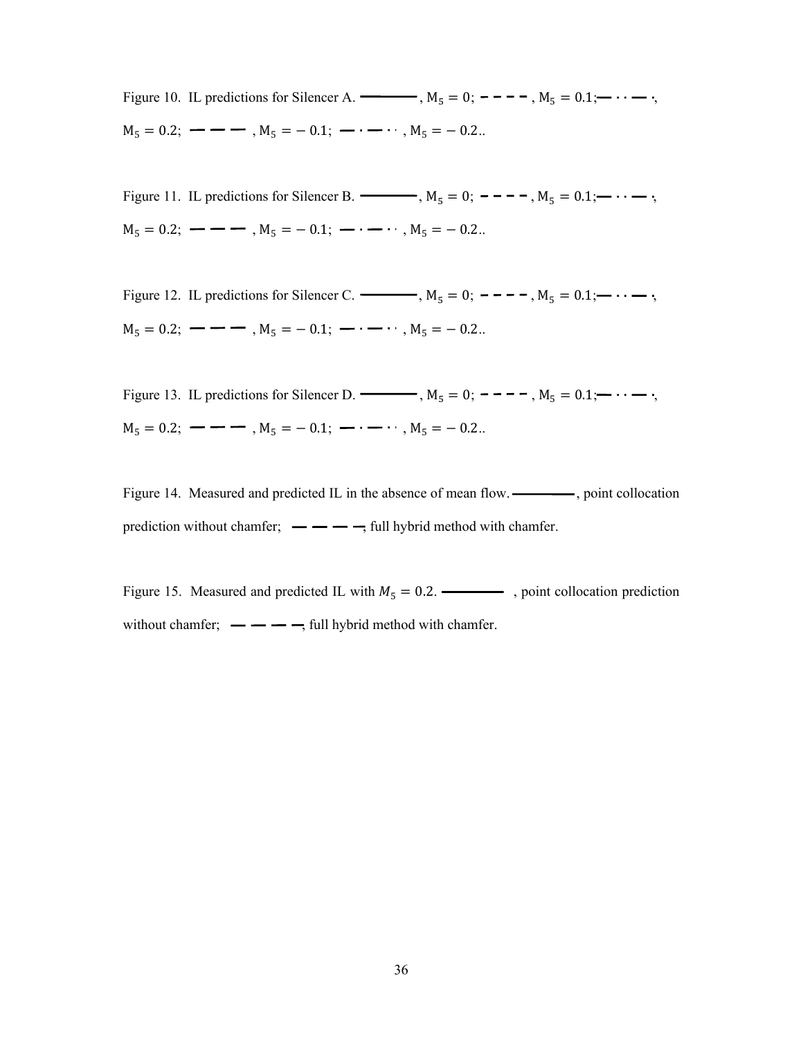Figure 10. IL predictions for Silencer A. ———, $\mathrm{M}_5 = 0$; - - - -, $\mathrm{M}_5 = 0.1$; — · · — ·, $\mathrm{M}_5 = 0.2$; — — —, $\mathrm{M}_5 = -0.1$; — · — · ·, $\mathrm{M}_5 = -0.2$..

Figure 11. IL predictions for Silencer B. ———, $\mathrm{M}_5 = 0$; - - - -, $\mathrm{M}_5 = 0.1$; — · · — ·, $\mathrm{M}_5 = 0.2$; — — —, $\mathrm{M}_5 = -0.1$; — · — · ·, $\mathrm{M}_5 = -0.2$..

Figure 12. IL predictions for Silencer C. ———, $\mathrm{M}_5 = 0$; - - - -, $\mathrm{M}_5 = 0.1$; — · · — ·, $\mathrm{M}_5 = 0.2$; — — —, $\mathrm{M}_5 = -0.1$; — · — · ·, $\mathrm{M}_5 = -0.2$..

Figure 13. IL predictions for Silencer D. ———, $\mathrm{M}_5 = 0$; - - - -, $\mathrm{M}_5 = 0.1$; — · · — ·, $\mathrm{M}_5 = 0.2$; — — —, $\mathrm{M}_5 = -0.1$; — · — · ·, $\mathrm{M}_5 = -0.2$..

Figure 14. Measured and predicted IL in the absence of mean flow. ———, point collocation prediction without chamfer; — — — —, full hybrid method with chamfer.

Figure 15. Measured and predicted IL with $M_5 = 0.2$. ———, point collocation prediction without chamfer; — — — —, full hybrid method with chamfer.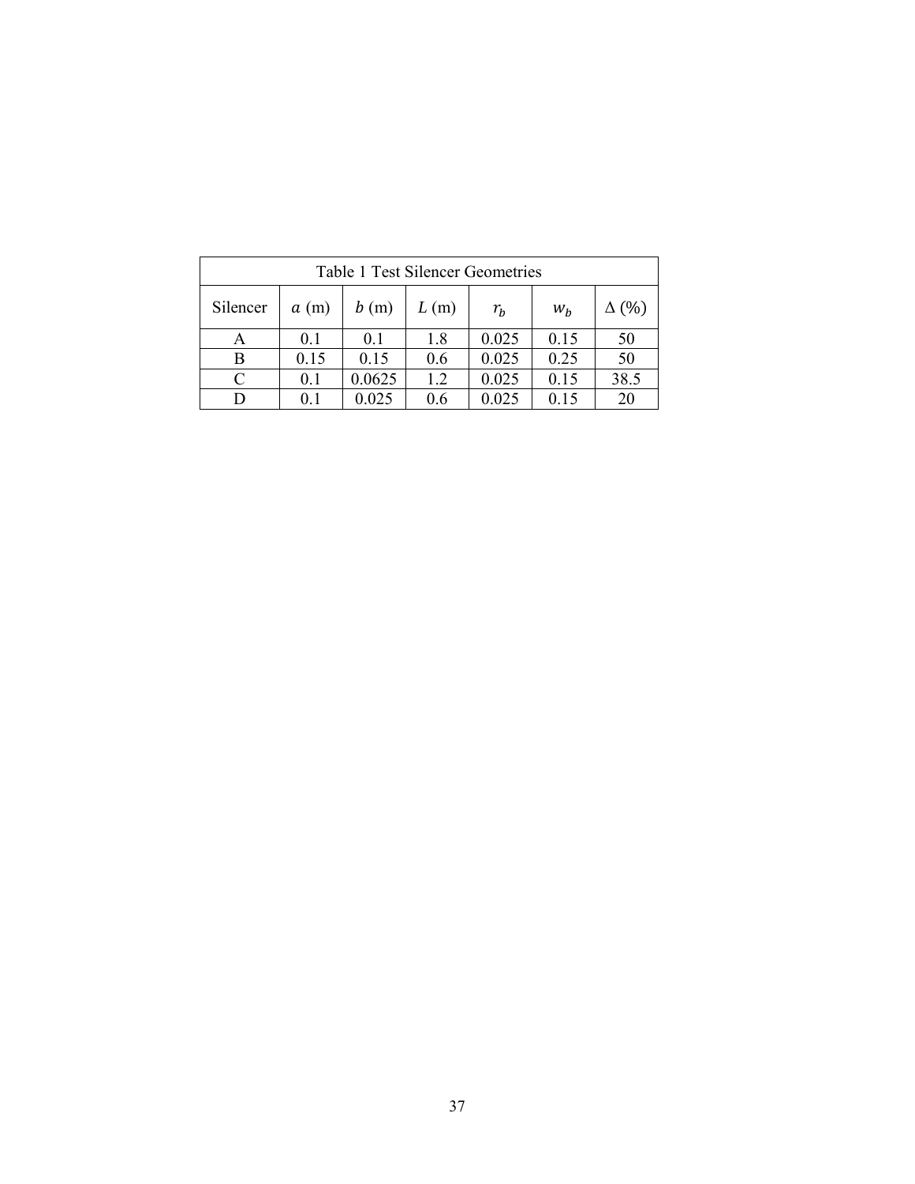Table 1 Test Silencer Geometries

| Silencer | $a$ (m) | $b$ (m) | $L$ (m) | $r_b$ | $w_b$ | $\Delta$ (%) |
|---|---|---|---|---|---|---|
| A | 0.1 | 0.1 | 1.8 | 0.025 | 0.15 | 50 |
| B | 0.15 | 0.15 | 0.6 | 0.025 | 0.25 | 50 |
| C | 0.1 | 0.0625 | 1.2 | 0.025 | 0.15 | 38.5 |
| D | 0.1 | 0.025 | 0.6 | 0.025 | 0.15 | 20 |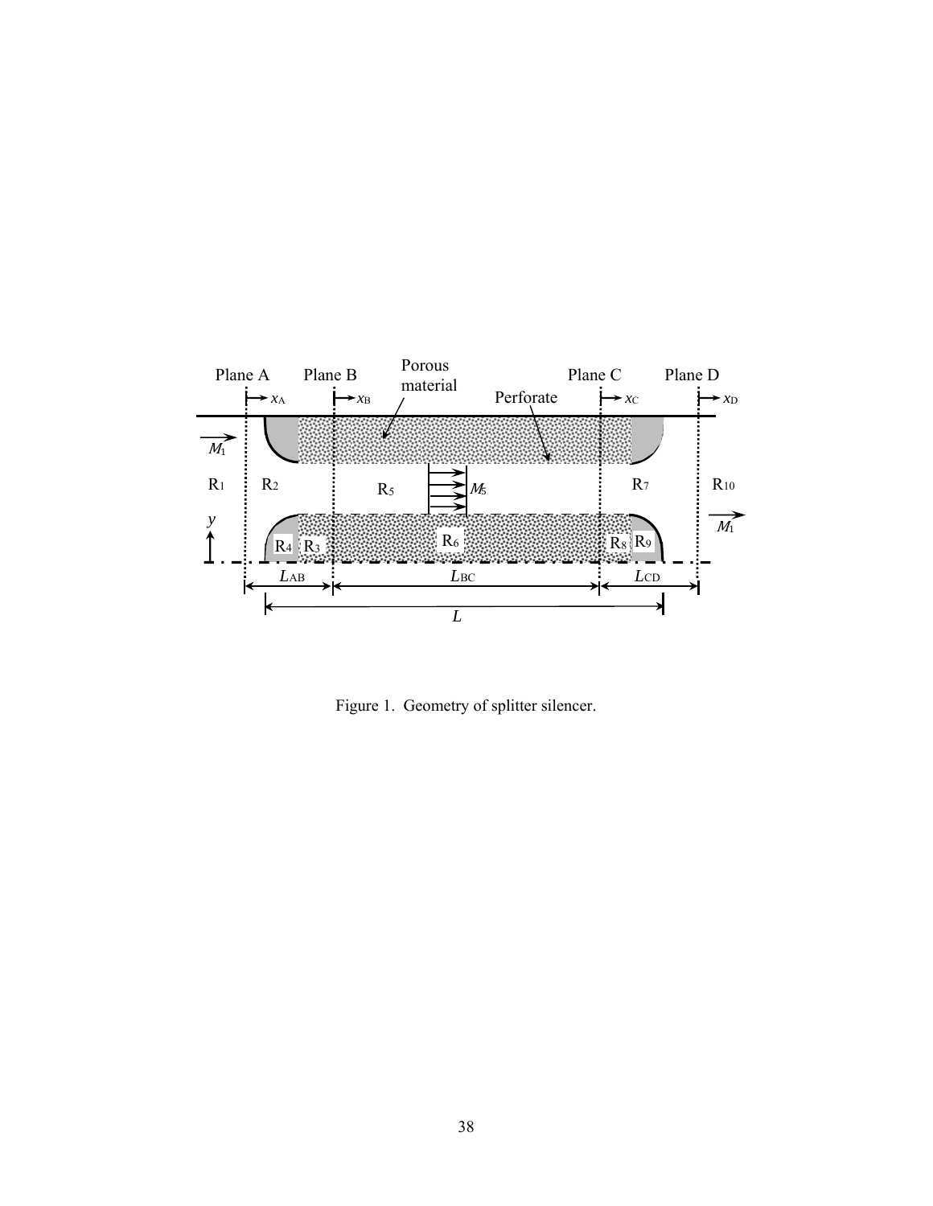Figure 1. Geometry of splitter silencer.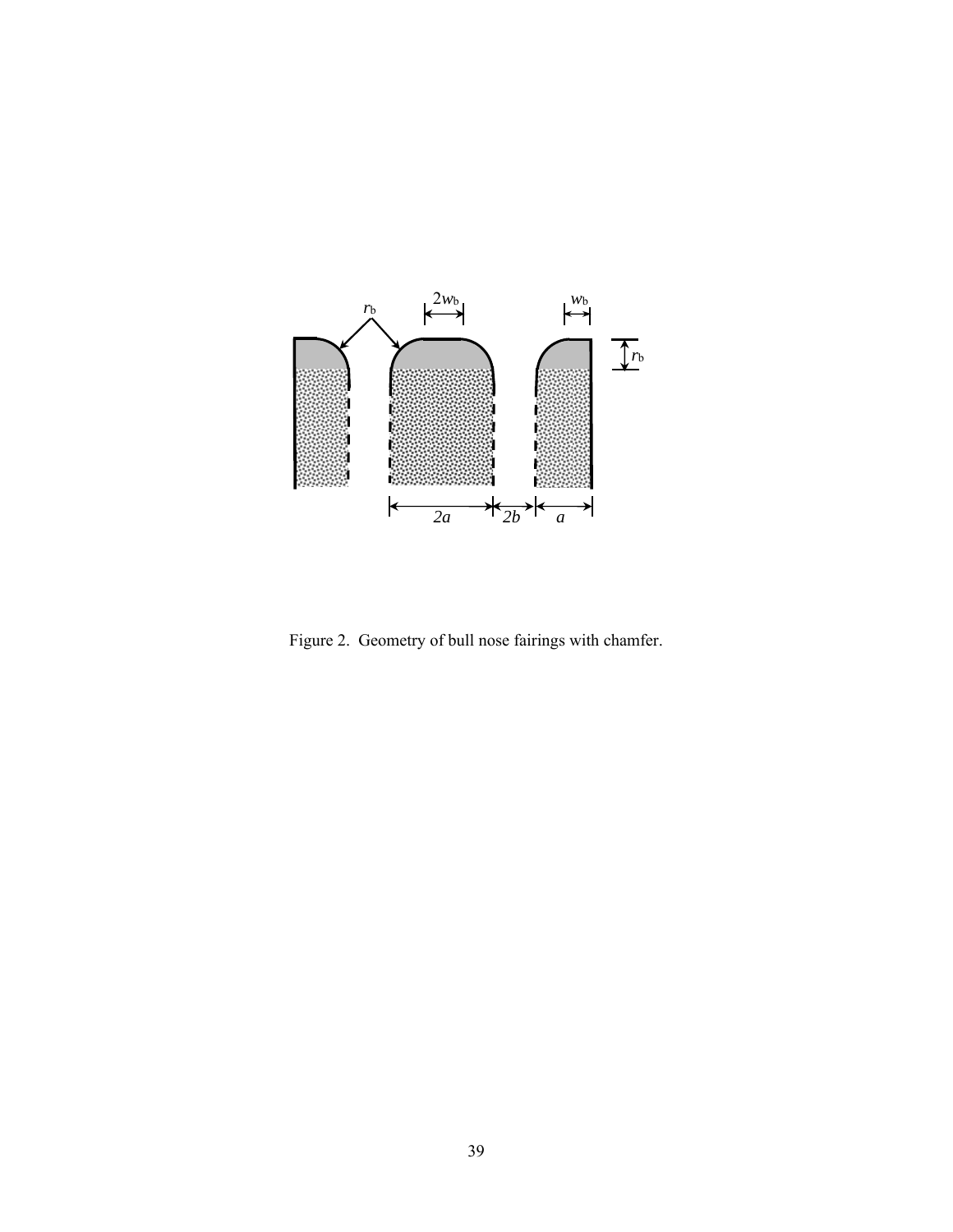Figure 2. Geometry of bull nose fairings with chamfer.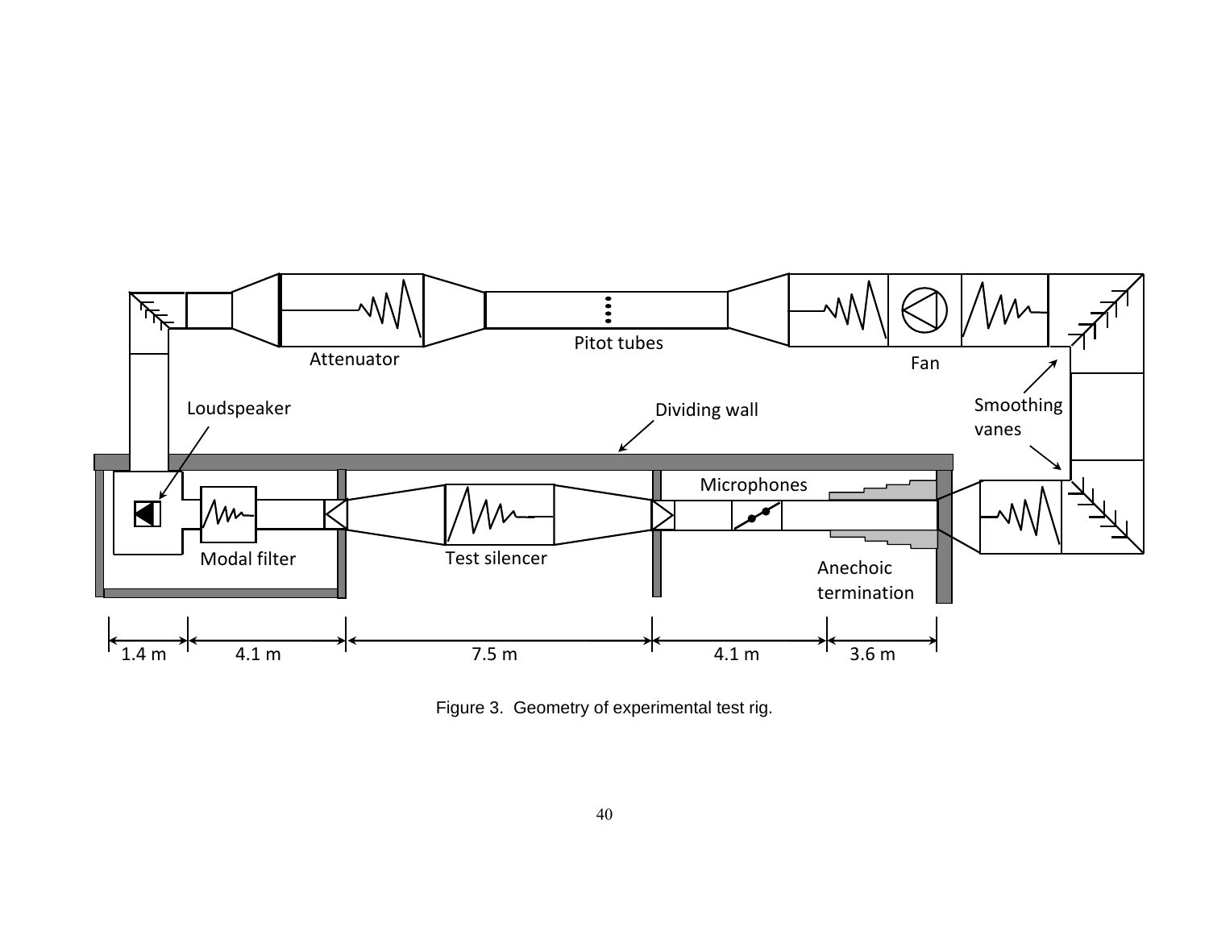Figure 3. Geometry of experimental test rig.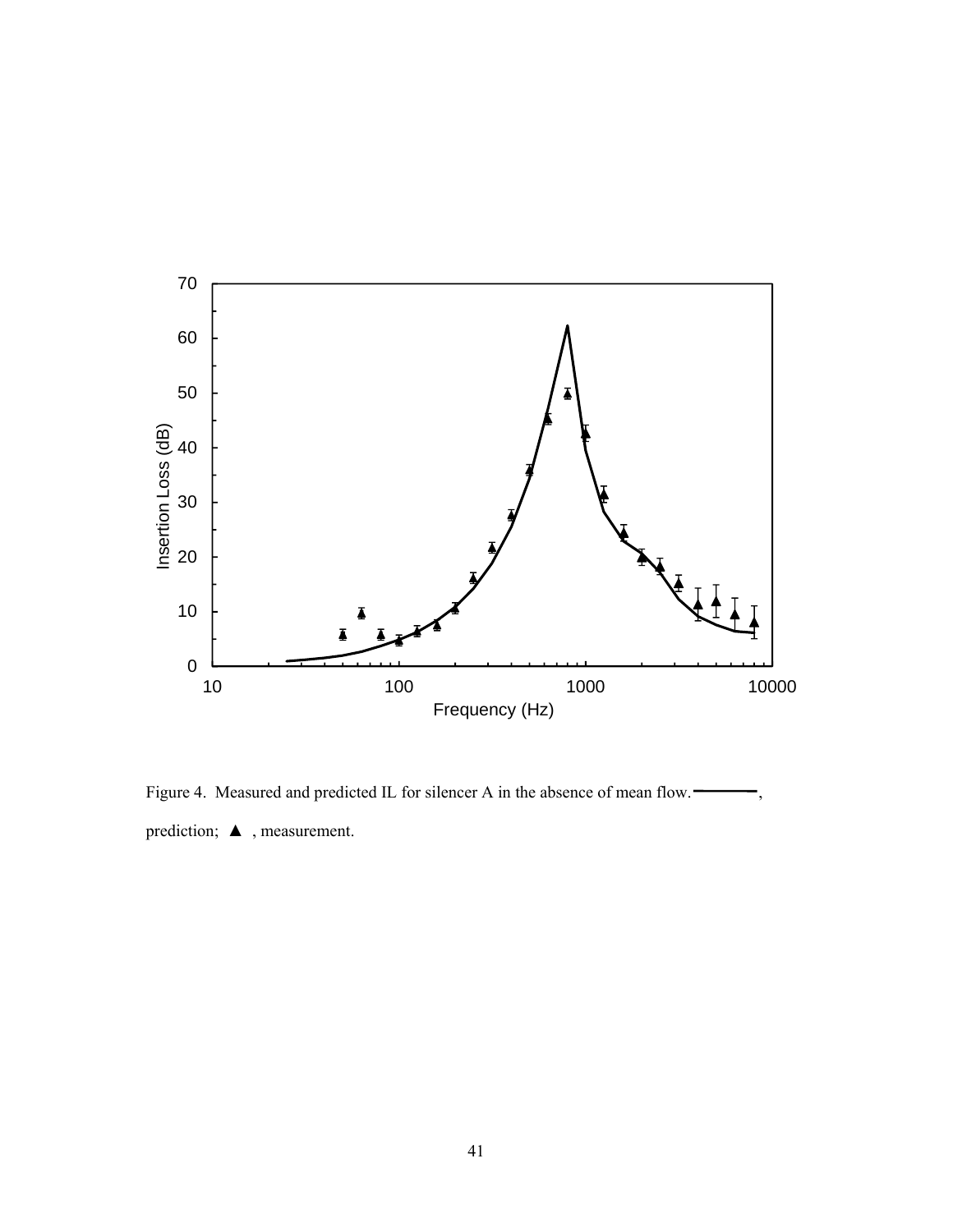Figure 4. Measured and predicted IL for silencer A in the absence of mean flow. ———, prediction; ▲ , measurement.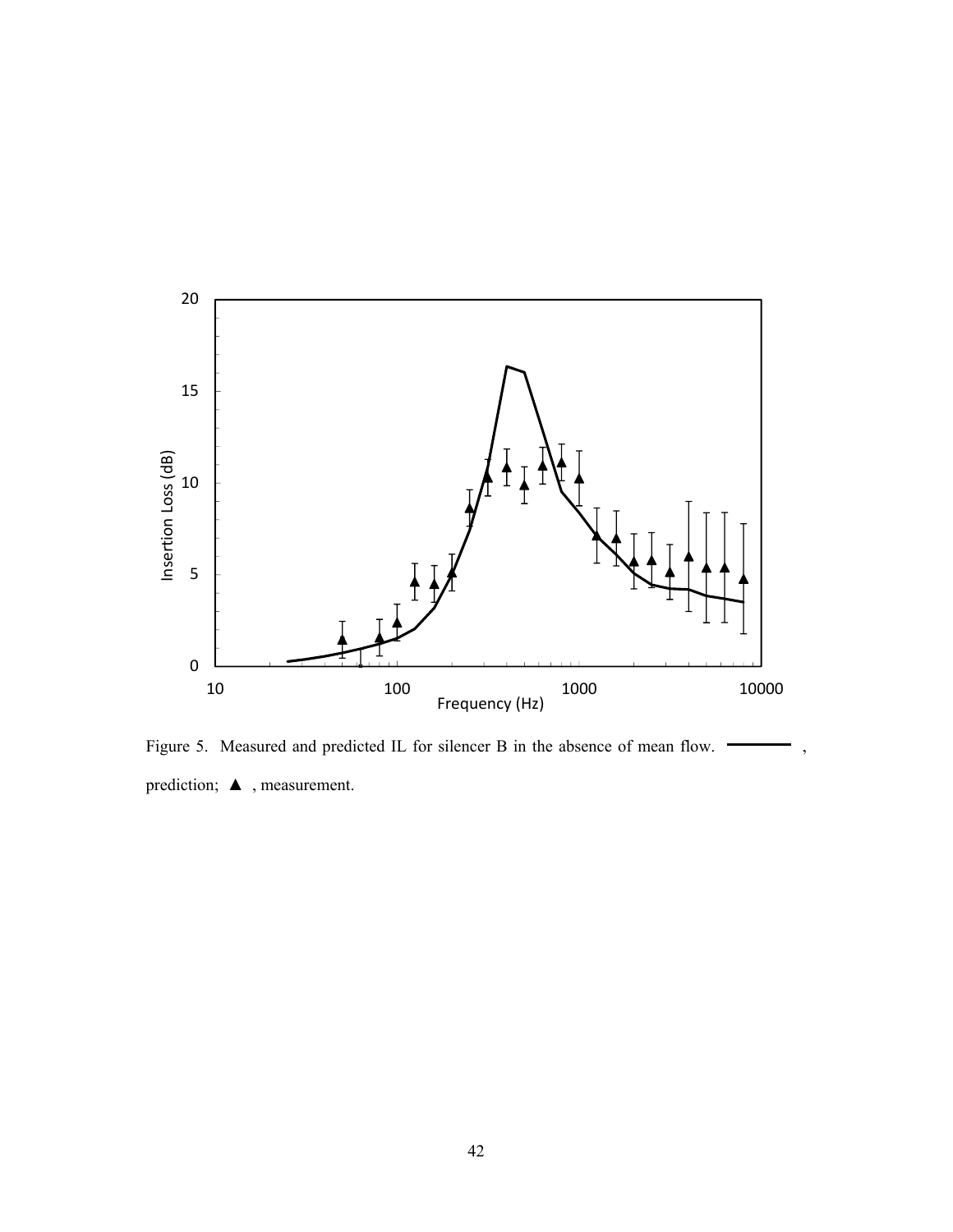Figure 5. Measured and predicted IL for silencer B in the absence of mean flow. ———— , prediction; ▲ , measurement.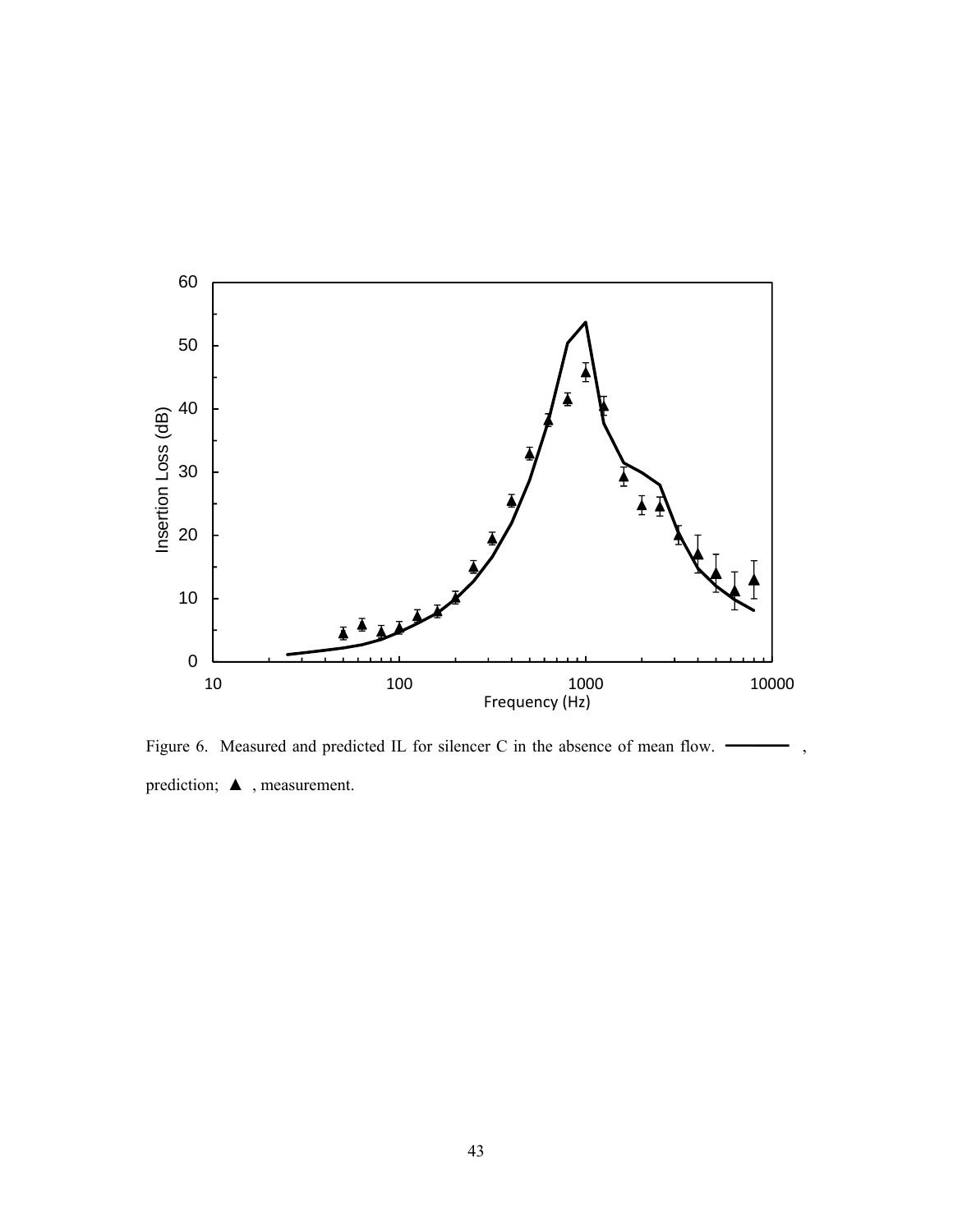Figure 6. Measured and predicted IL for silencer C in the absence of mean flow. ———— , prediction; ▲ , measurement.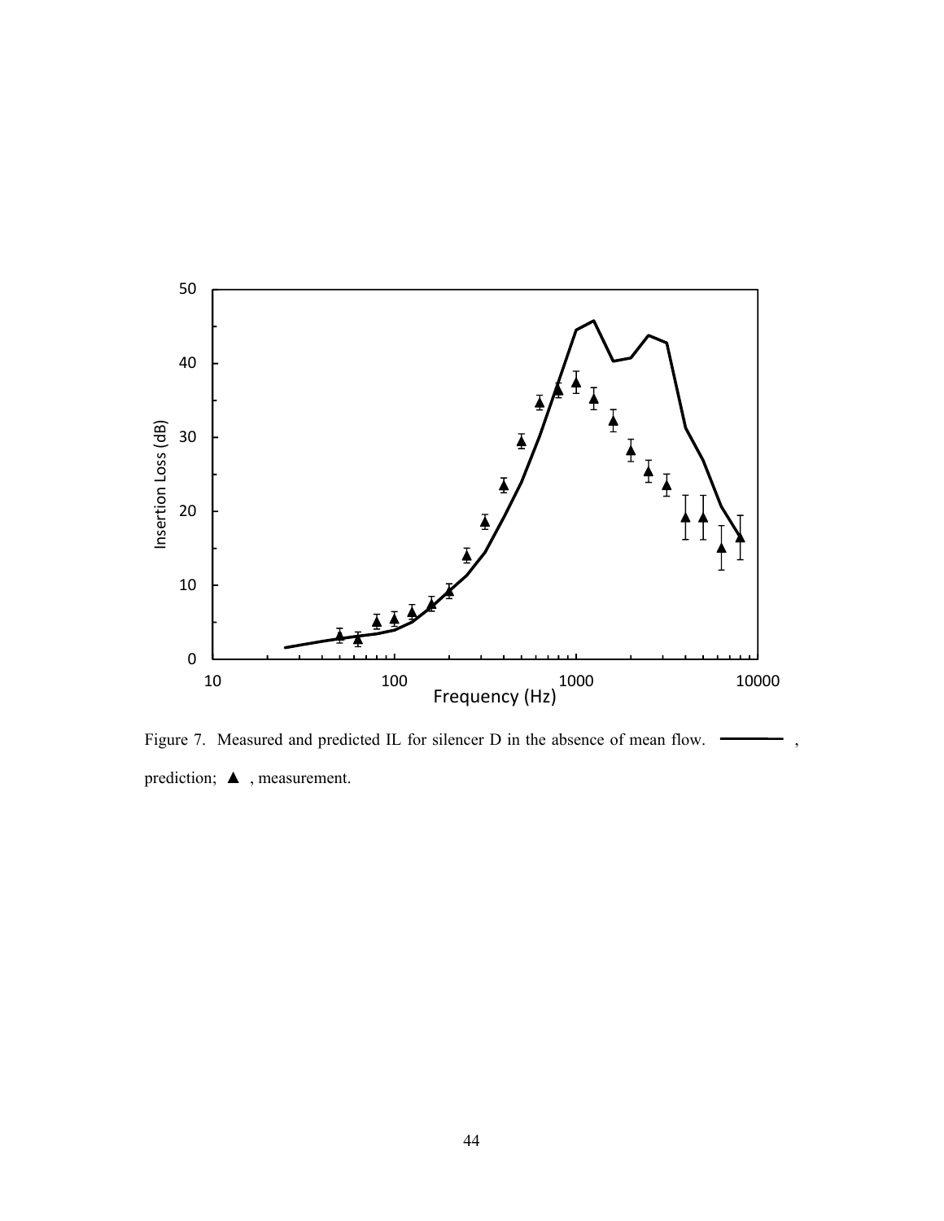Figure 7. Measured and predicted IL for silencer D in the absence of mean flow. ———— , prediction; ▲ , measurement.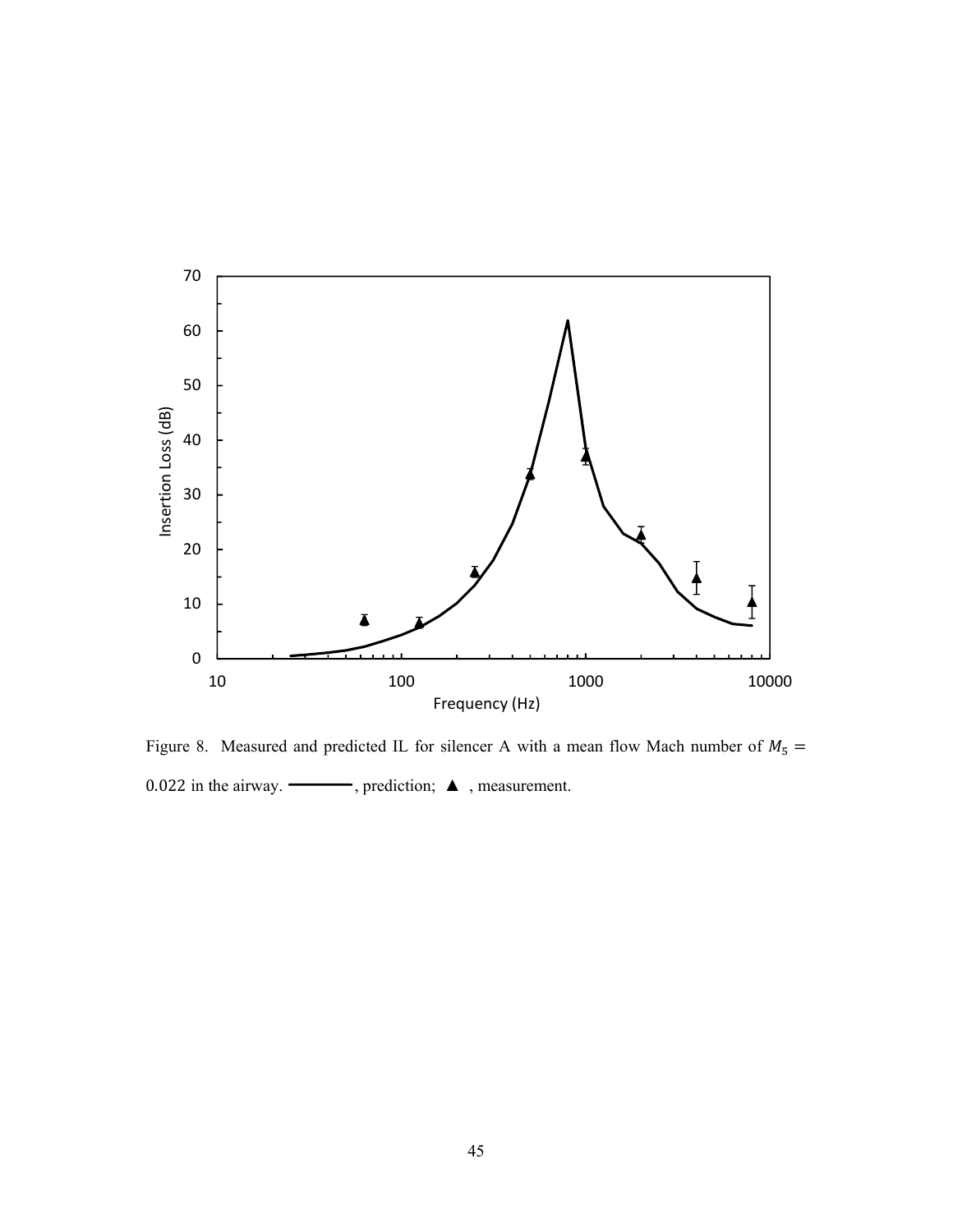Figure 8. Measured and predicted IL for silencer A with a mean flow Mach number of $M_5 = 0.022$ in the airway. ———, prediction; ▲ , measurement.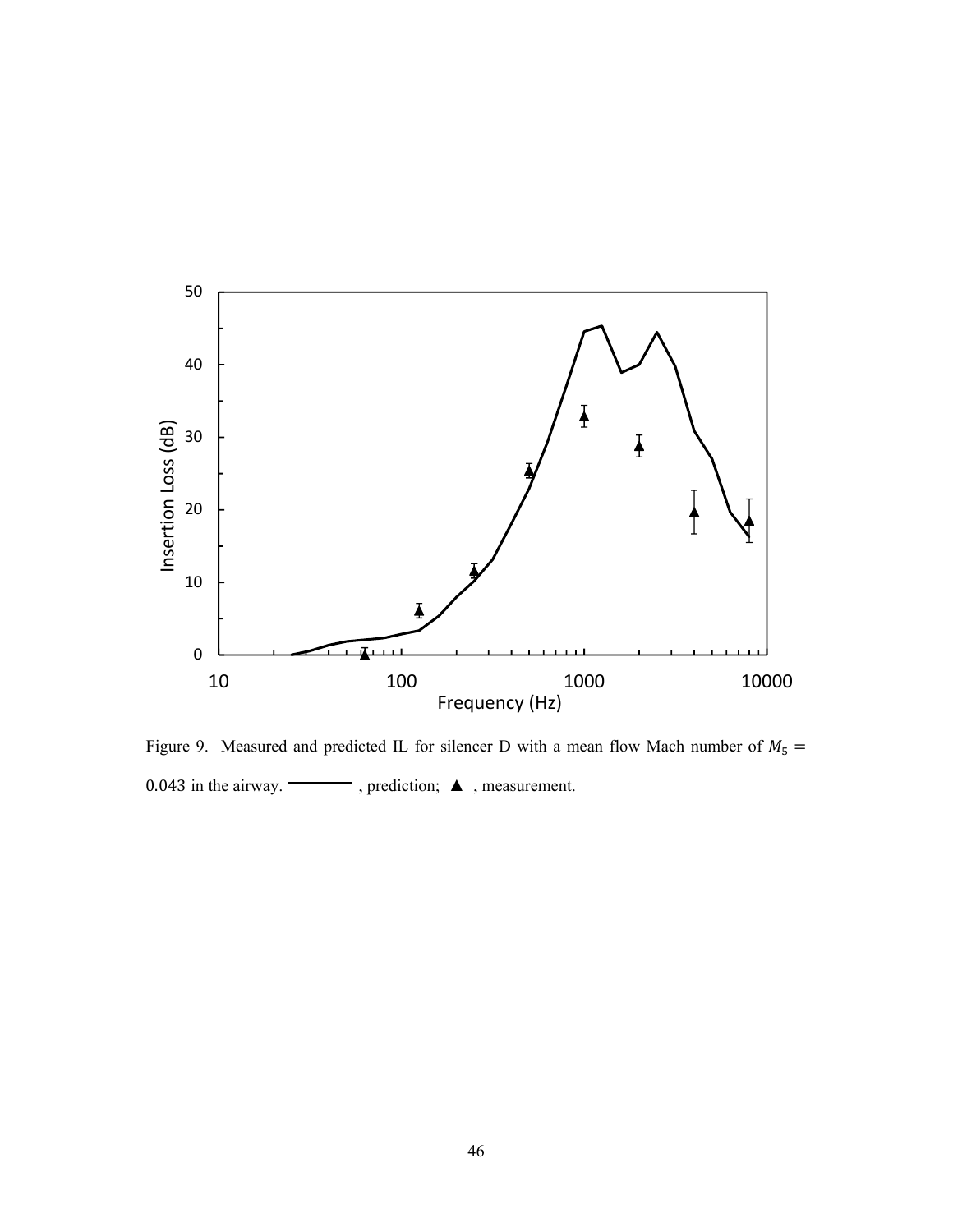Figure 9. Measured and predicted IL for silencer D with a mean flow Mach number of $M_5 = 0.043$ in the airway. ——— , prediction; ▲ , measurement.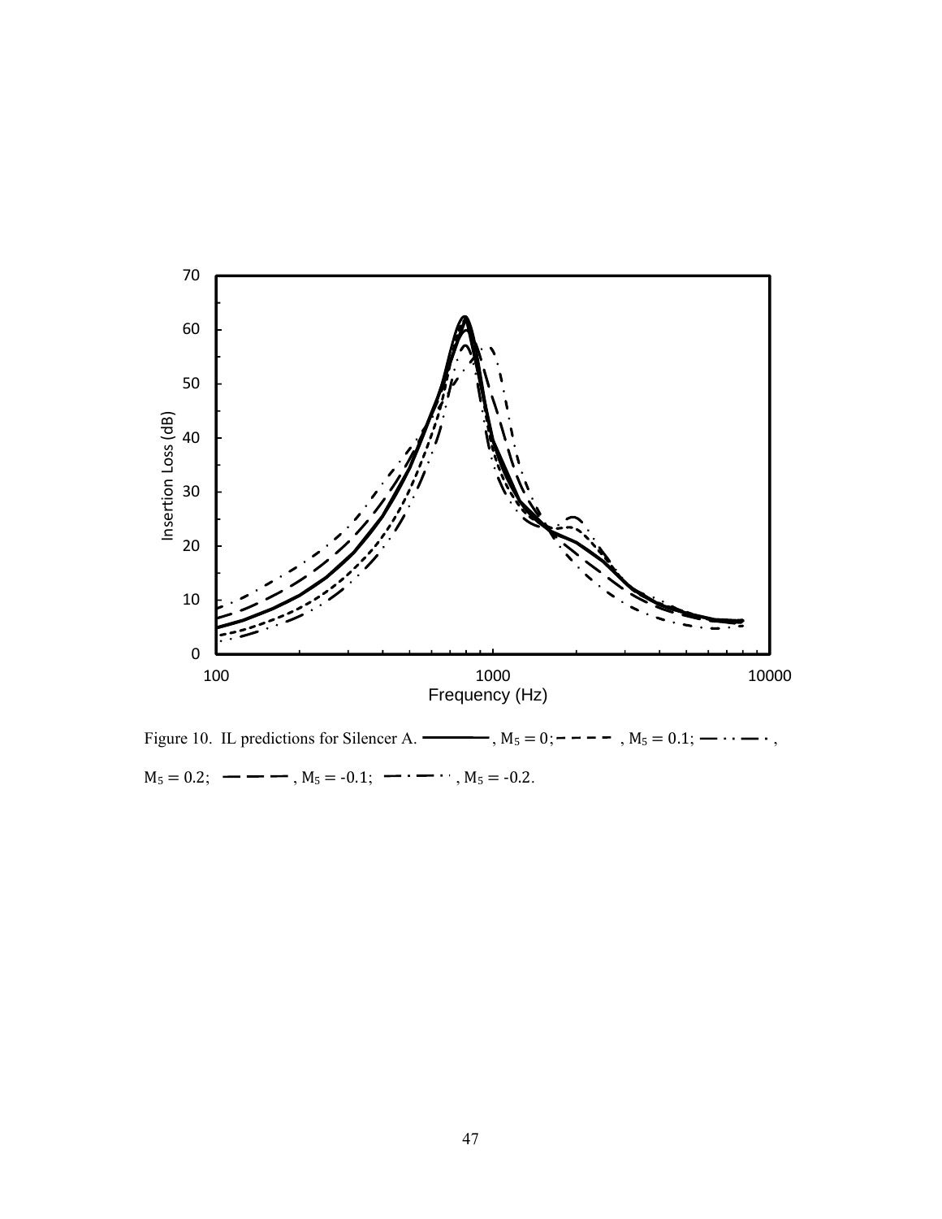Figure 10. IL predictions for Silencer A. ———, $M_5 = 0$; - - - - , $M_5 = 0.1$; — · · — · , $M_5 = 0.2$; — — — , $M_5 = -0.1$; — · — · · , $M_5 = -0.2$.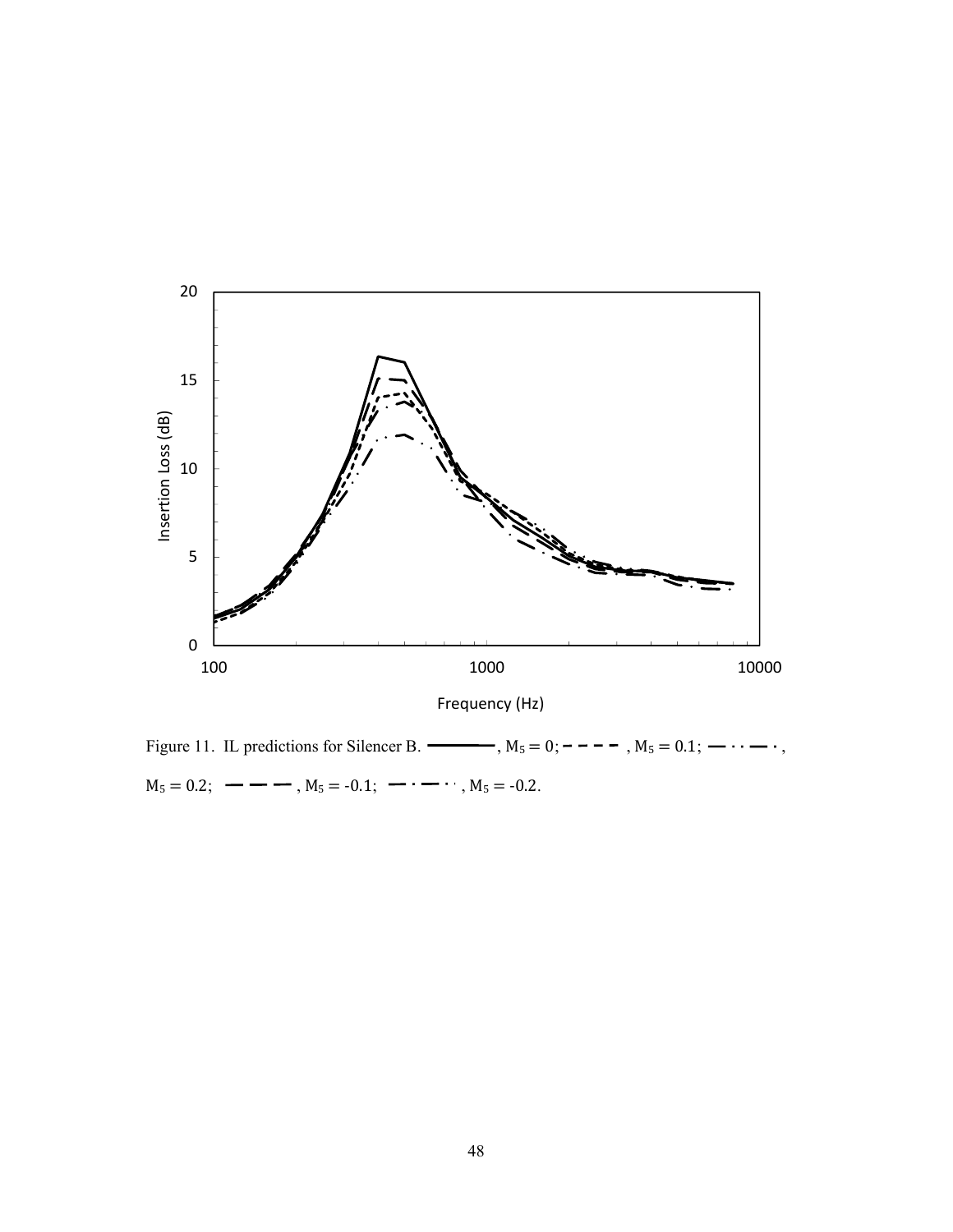Figure 11. IL predictions for Silencer B. ————, $M_5 = 0$; - - - - , $M_5 = 0.1$; — · · — · , $M_5 = 0.2$; — — — , $M_5 = -0.1$; — · — · · , $M_5 = -0.2$.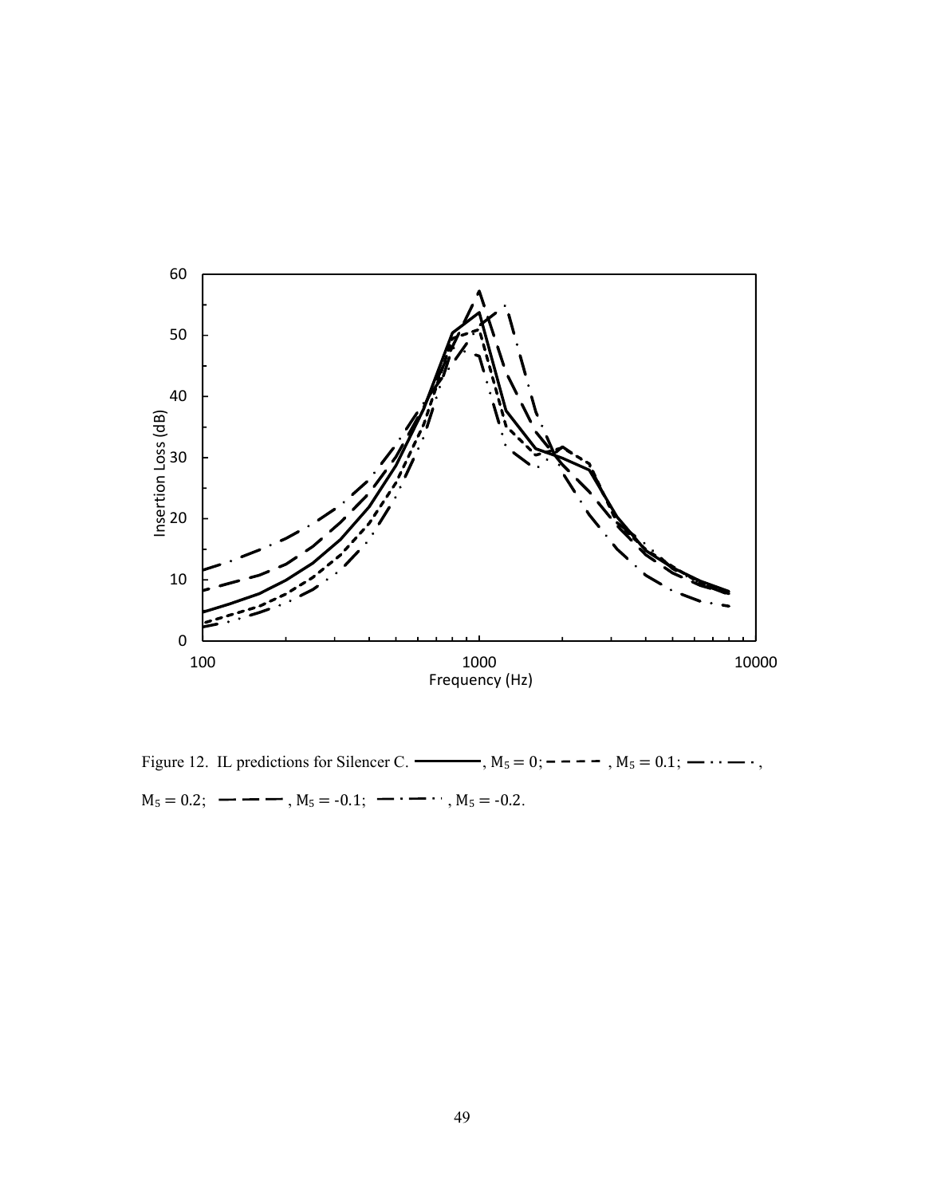Figure 12. IL predictions for Silencer C. ———, $M_5 = 0$; - - - -, $M_5 = 0.1$; — · · — ·, $M_5 = 0.2$; — — —, $M_5 = -0.1$; — · — · ·, $M_5 = -0.2$.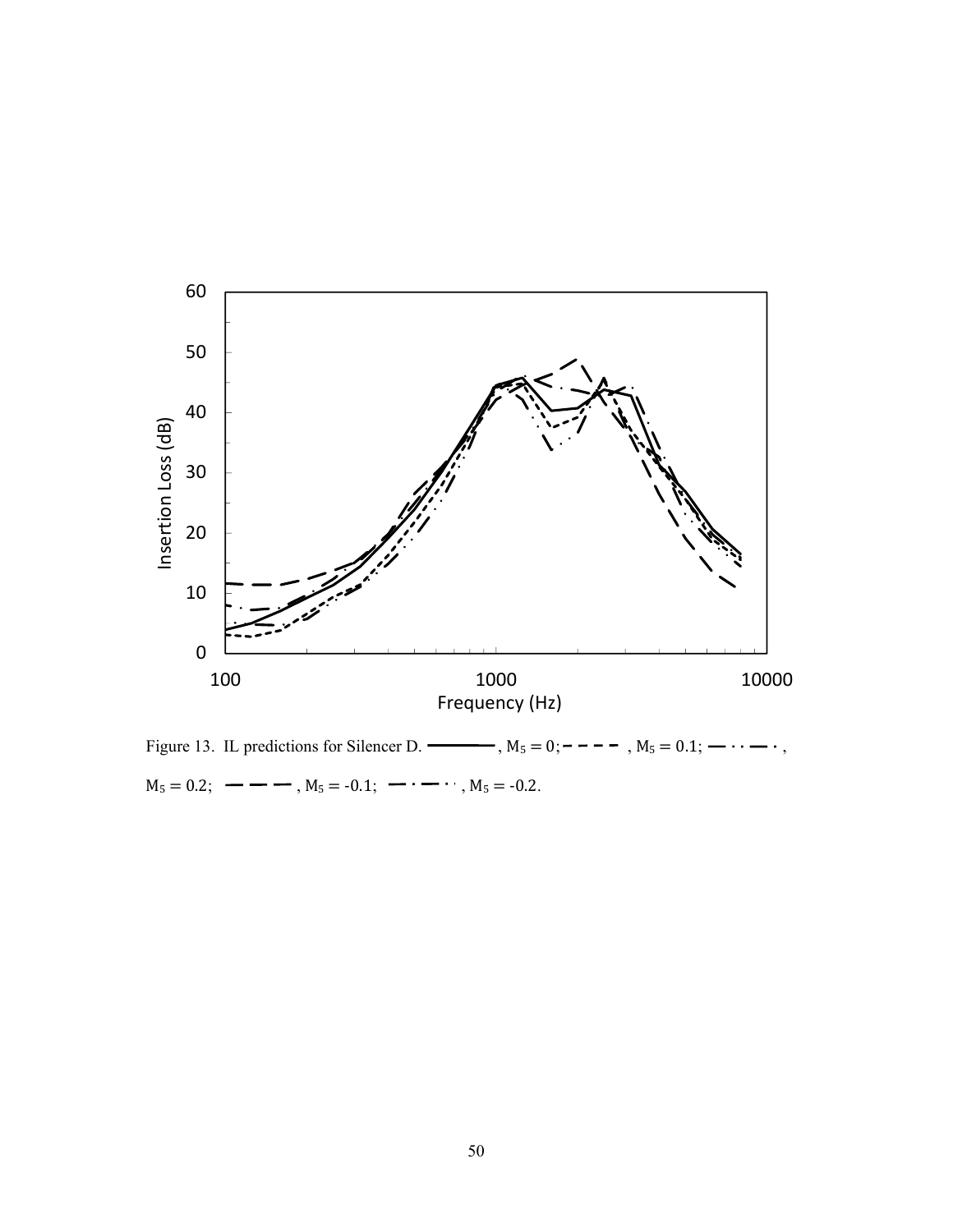Figure 13. IL predictions for Silencer D. ———— , $M_5 = 0$; – – – – , $M_5 = 0.1$; — · · — · , $M_5 = 0.2$; — — — , $M_5 = -0.1$; — · — · · , $M_5 = -0.2$.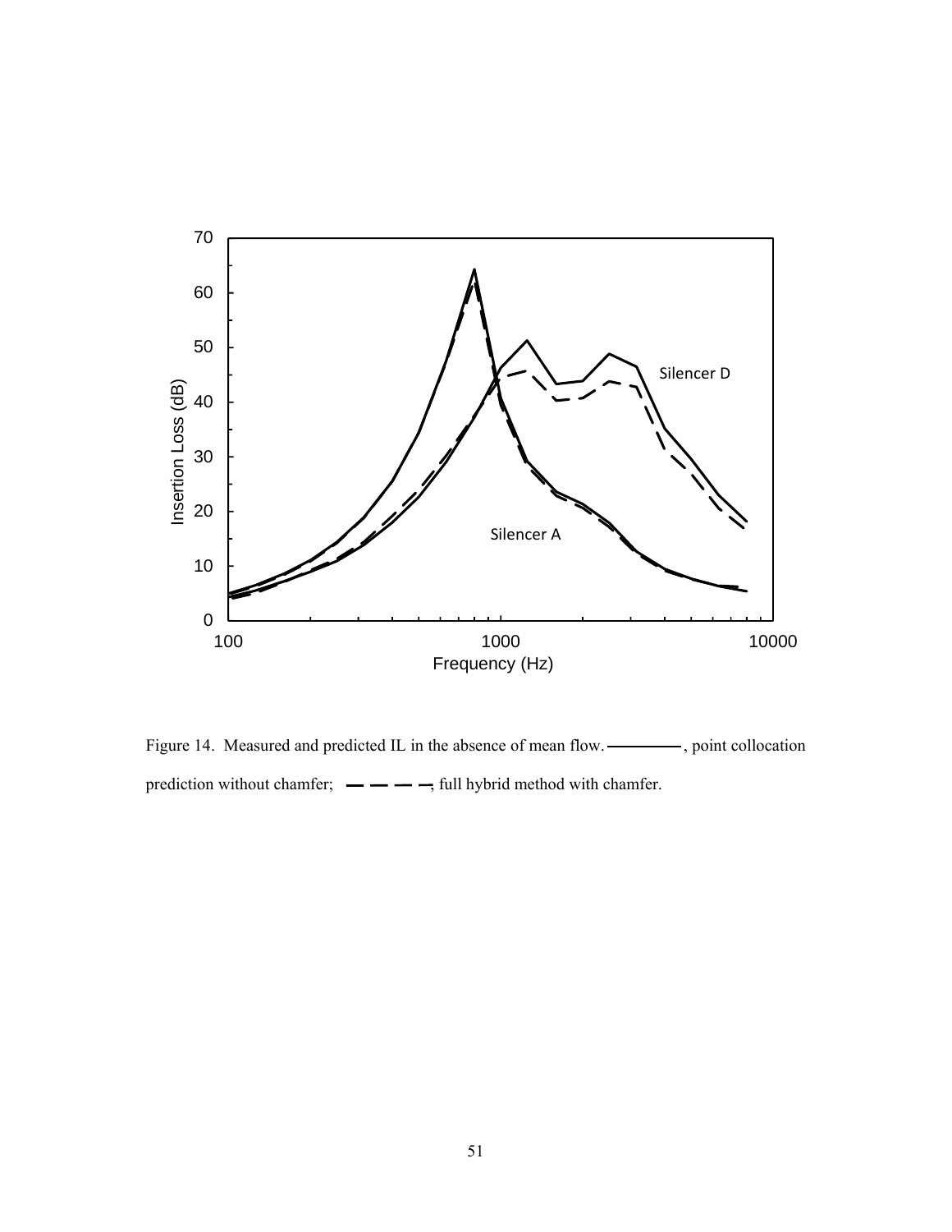Figure 14. Measured and predicted IL in the absence of mean flow. ————, point collocation prediction without chamfer; — — — —, full hybrid method with chamfer.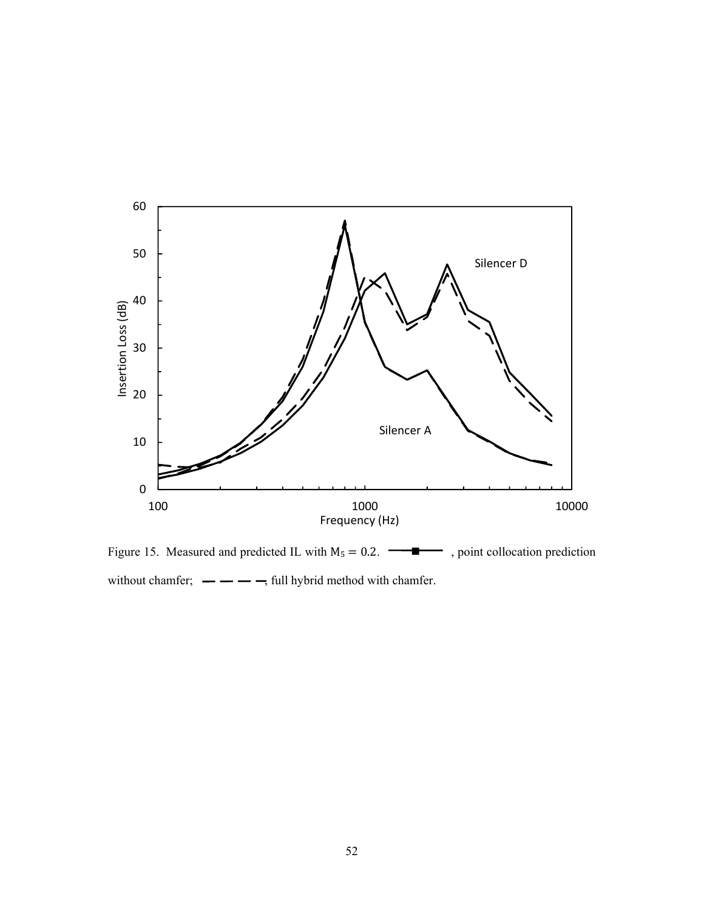60

50

40

30

20

10

0

Insertion Loss (dB)

100

1000

10000

Frequency (Hz)

Silencer D

Silencer A

Figure 15. Measured and predicted IL with $M_5 = 0.2$. ——■—— , point collocation prediction without chamfer; — — — —, full hybrid method with chamfer.